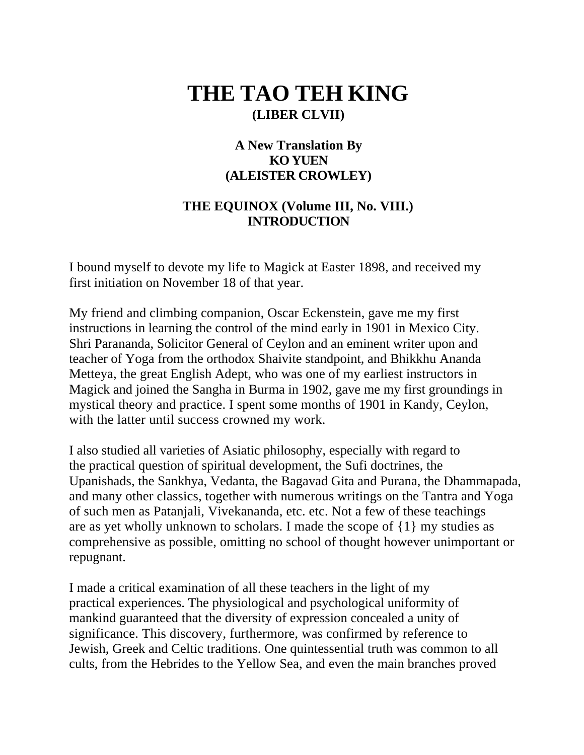# THE TAO TEH KING

**(LIBER CLVII)**

**A New Translation By**
**KO YUEN**
**(ALEISTER CROWLEY)**

**THE EQUINOX (Volume III, No. VIII.)**
**INTRODUCTION**

I bound myself to devote my life to Magick at Easter 1898, and received my first initiation on November 18 of that year.

My friend and climbing companion, Oscar Eckenstein, gave me my first instructions in learning the control of the mind early in 1901 in Mexico City. Shri Parananda, Solicitor General of Ceylon and an eminent writer upon and teacher of Yoga from the orthodox Shaivite standpoint, and Bhikkhu Ananda Metteya, the great English Adept, who was one of my earliest instructors in Magick and joined the Sangha in Burma in 1902, gave me my first groundings in mystical theory and practice. I spent some months of 1901 in Kandy, Ceylon, with the latter until success crowned my work.

I also studied all varieties of Asiatic philosophy, especially with regard to the practical question of spiritual development, the Sufi doctrines, the Upanishads, the Sankhya, Vedanta, the Bagavad Gita and Purana, the Dhammapada, and many other classics, together with numerous writings on the Tantra and Yoga of such men as Patanjali, Vivekananda, etc. etc. Not a few of these teachings are as yet wholly unknown to scholars. I made the scope of {1} my studies as comprehensive as possible, omitting no school of thought however unimportant or repugnant.

I made a critical examination of all these teachers in the light of my practical experiences. The physiological and psychological uniformity of mankind guaranteed that the diversity of expression concealed a unity of significance. This discovery, furthermore, was confirmed by reference to Jewish, Greek and Celtic traditions. One quintessential truth was common to all cults, from the Hebrides to the Yellow Sea, and even the main branches proved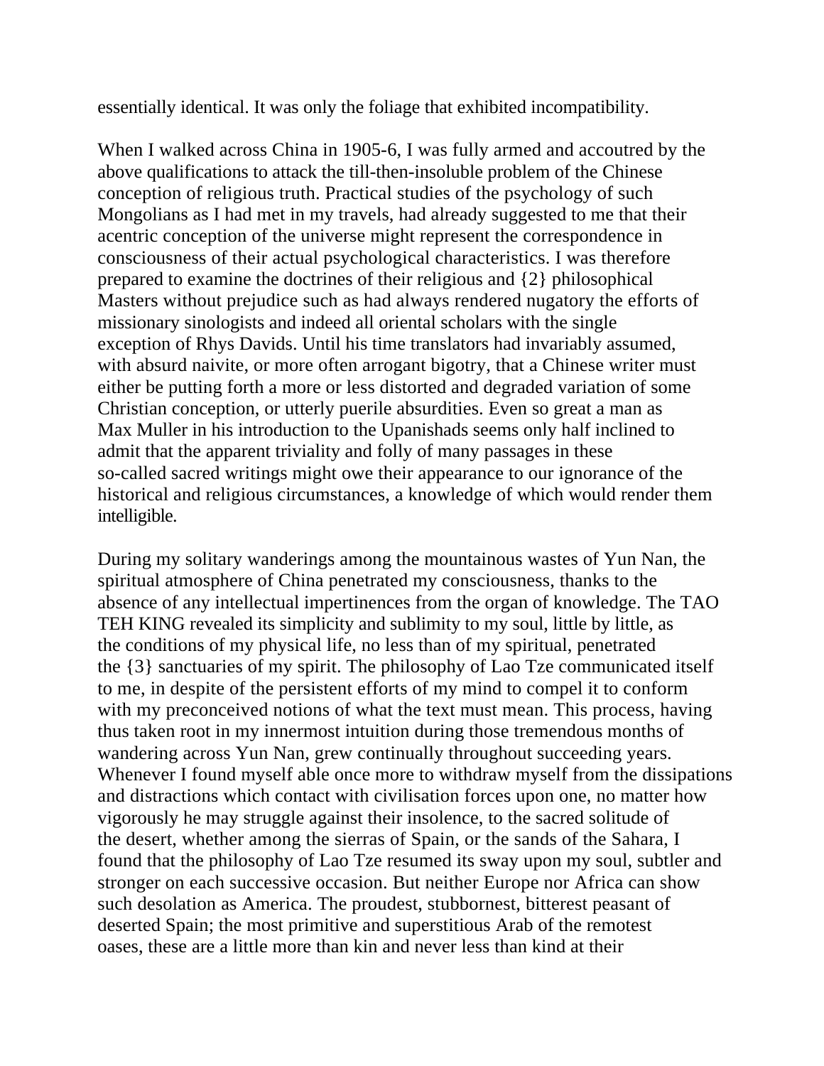essentially identical. It was only the foliage that exhibited incompatibility.

When I walked across China in 1905-6, I was fully armed and accoutred by the above qualifications to attack the till-then-insoluble problem of the Chinese conception of religious truth. Practical studies of the psychology of such Mongolians as I had met in my travels, had already suggested to me that their acentric conception of the universe might represent the correspondence in consciousness of their actual psychological characteristics. I was therefore prepared to examine the doctrines of their religious and {2} philosophical Masters without prejudice such as had always rendered nugatory the efforts of missionary sinologists and indeed all oriental scholars with the single exception of Rhys Davids. Until his time translators had invariably assumed, with absurd naivite, or more often arrogant bigotry, that a Chinese writer must either be putting forth a more or less distorted and degraded variation of some Christian conception, or utterly puerile absurdities. Even so great a man as Max Muller in his introduction to the Upanishads seems only half inclined to admit that the apparent triviality and folly of many passages in these so-called sacred writings might owe their appearance to our ignorance of the historical and religious circumstances, a knowledge of which would render them intelligible.

During my solitary wanderings among the mountainous wastes of Yun Nan, the spiritual atmosphere of China penetrated my consciousness, thanks to the absence of any intellectual impertinences from the organ of knowledge. The TAO TEH KING revealed its simplicity and sublimity to my soul, little by little, as the conditions of my physical life, no less than of my spiritual, penetrated the {3} sanctuaries of my spirit. The philosophy of Lao Tze communicated itself to me, in despite of the persistent efforts of my mind to compel it to conform with my preconceived notions of what the text must mean. This process, having thus taken root in my innermost intuition during those tremendous months of wandering across Yun Nan, grew continually throughout succeeding years. Whenever I found myself able once more to withdraw myself from the dissipations and distractions which contact with civilisation forces upon one, no matter how vigorously he may struggle against their insolence, to the sacred solitude of the desert, whether among the sierras of Spain, or the sands of the Sahara, I found that the philosophy of Lao Tze resumed its sway upon my soul, subtler and stronger on each successive occasion. But neither Europe nor Africa can show such desolation as America. The proudest, stubbornest, bitterest peasant of deserted Spain; the most primitive and superstitious Arab of the remotest oases, these are a little more than kin and never less than kind at their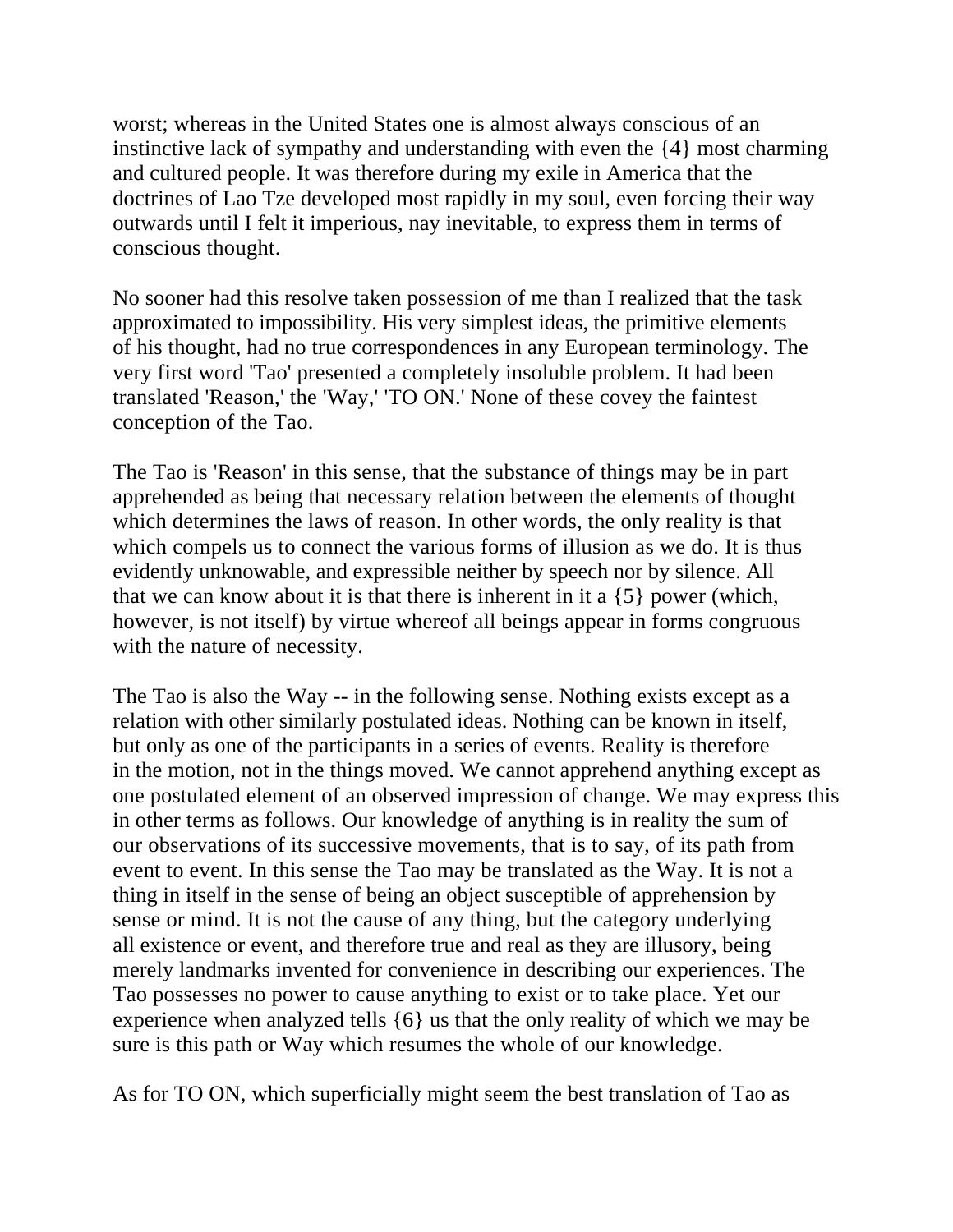worst; whereas in the United States one is almost always conscious of an instinctive lack of sympathy and understanding with even the {4} most charming and cultured people. It was therefore during my exile in America that the doctrines of Lao Tze developed most rapidly in my soul, even forcing their way outwards until I felt it imperious, nay inevitable, to express them in terms of conscious thought.

No sooner had this resolve taken possession of me than I realized that the task approximated to impossibility. His very simplest ideas, the primitive elements of his thought, had no true correspondences in any European terminology. The very first word 'Tao' presented a completely insoluble problem. It had been translated 'Reason,' the 'Way,' 'TO ON.' None of these covey the faintest conception of the Tao.

The Tao is 'Reason' in this sense, that the substance of things may be in part apprehended as being that necessary relation between the elements of thought which determines the laws of reason. In other words, the only reality is that which compels us to connect the various forms of illusion as we do. It is thus evidently unknowable, and expressible neither by speech nor by silence. All that we can know about it is that there is inherent in it a {5} power (which, however, is not itself) by virtue whereof all beings appear in forms congruous with the nature of necessity.

The Tao is also the Way -- in the following sense. Nothing exists except as a relation with other similarly postulated ideas. Nothing can be known in itself, but only as one of the participants in a series of events. Reality is therefore in the motion, not in the things moved. We cannot apprehend anything except as one postulated element of an observed impression of change. We may express this in other terms as follows. Our knowledge of anything is in reality the sum of our observations of its successive movements, that is to say, of its path from event to event. In this sense the Tao may be translated as the Way. It is not a thing in itself in the sense of being an object susceptible of apprehension by sense or mind. It is not the cause of any thing, but the category underlying all existence or event, and therefore true and real as they are illusory, being merely landmarks invented for convenience in describing our experiences. The Tao possesses no power to cause anything to exist or to take place. Yet our experience when analyzed tells {6} us that the only reality of which we may be sure is this path or Way which resumes the whole of our knowledge.

As for TO ON, which superficially might seem the best translation of Tao as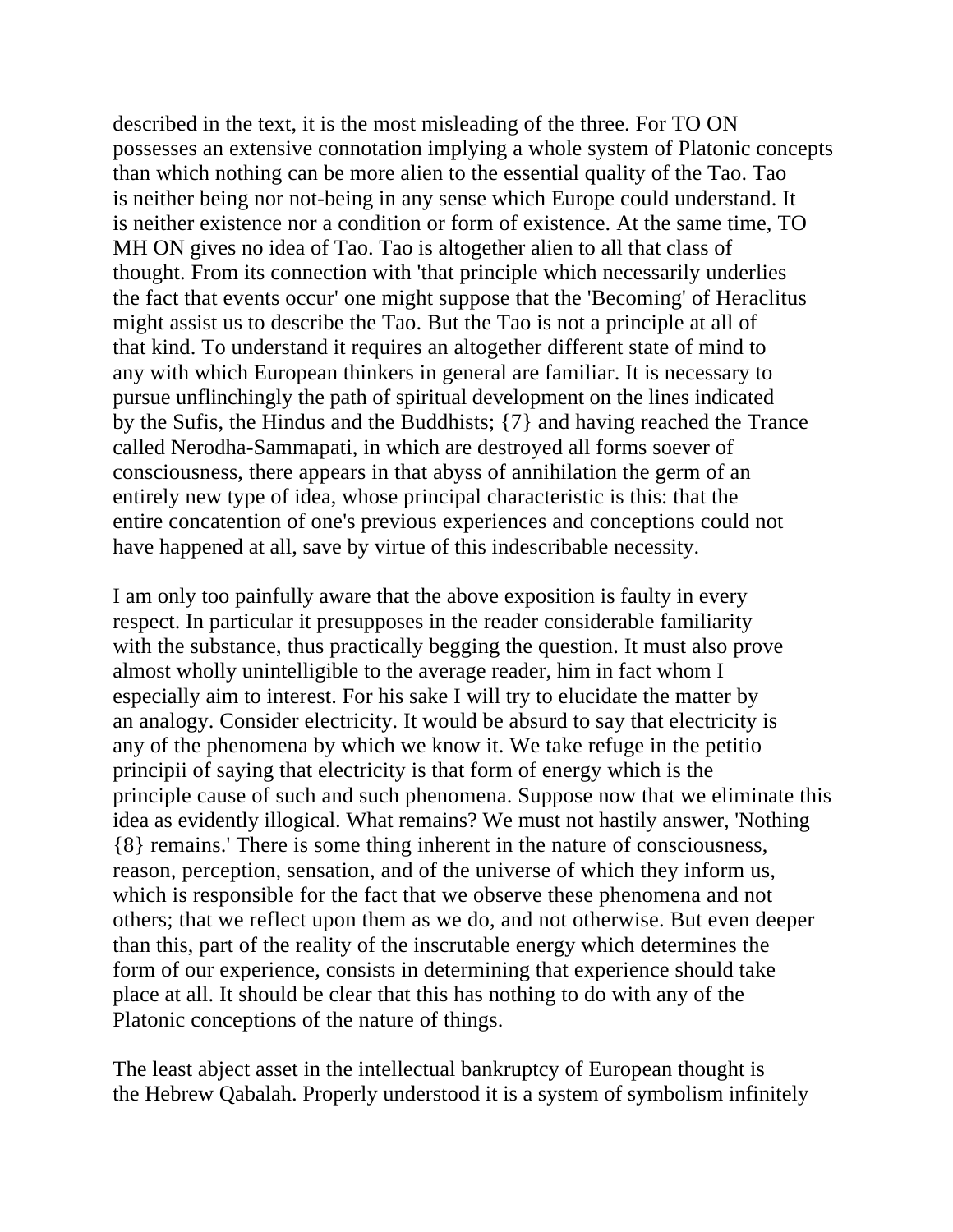described in the text, it is the most misleading of the three. For TO ON possesses an extensive connotation implying a whole system of Platonic concepts than which nothing can be more alien to the essential quality of the Tao. Tao is neither being nor not-being in any sense which Europe could understand. It is neither existence nor a condition or form of existence. At the same time, TO MH ON gives no idea of Tao. Tao is altogether alien to all that class of thought. From its connection with 'that principle which necessarily underlies the fact that events occur' one might suppose that the 'Becoming' of Heraclitus might assist us to describe the Tao. But the Tao is not a principle at all of that kind. To understand it requires an altogether different state of mind to any with which European thinkers in general are familiar. It is necessary to pursue unflinchingly the path of spiritual development on the lines indicated by the Sufis, the Hindus and the Buddhists; {7} and having reached the Trance called Nerodha-Sammapati, in which are destroyed all forms soever of consciousness, there appears in that abyss of annihilation the germ of an entirely new type of idea, whose principal characteristic is this: that the entire concatention of one's previous experiences and conceptions could not have happened at all, save by virtue of this indescribable necessity.

I am only too painfully aware that the above exposition is faulty in every respect. In particular it presupposes in the reader considerable familiarity with the substance, thus practically begging the question. It must also prove almost wholly unintelligible to the average reader, him in fact whom I especially aim to interest. For his sake I will try to elucidate the matter by an analogy. Consider electricity. It would be absurd to say that electricity is any of the phenomena by which we know it. We take refuge in the petitio principii of saying that electricity is that form of energy which is the principle cause of such and such phenomena. Suppose now that we eliminate this idea as evidently illogical. What remains? We must not hastily answer, 'Nothing {8} remains.' There is some thing inherent in the nature of consciousness, reason, perception, sensation, and of the universe of which they inform us, which is responsible for the fact that we observe these phenomena and not others; that we reflect upon them as we do, and not otherwise. But even deeper than this, part of the reality of the inscrutable energy which determines the form of our experience, consists in determining that experience should take place at all. It should be clear that this has nothing to do with any of the Platonic conceptions of the nature of things.

The least abject asset in the intellectual bankruptcy of European thought is the Hebrew Qabalah. Properly understood it is a system of symbolism infinitely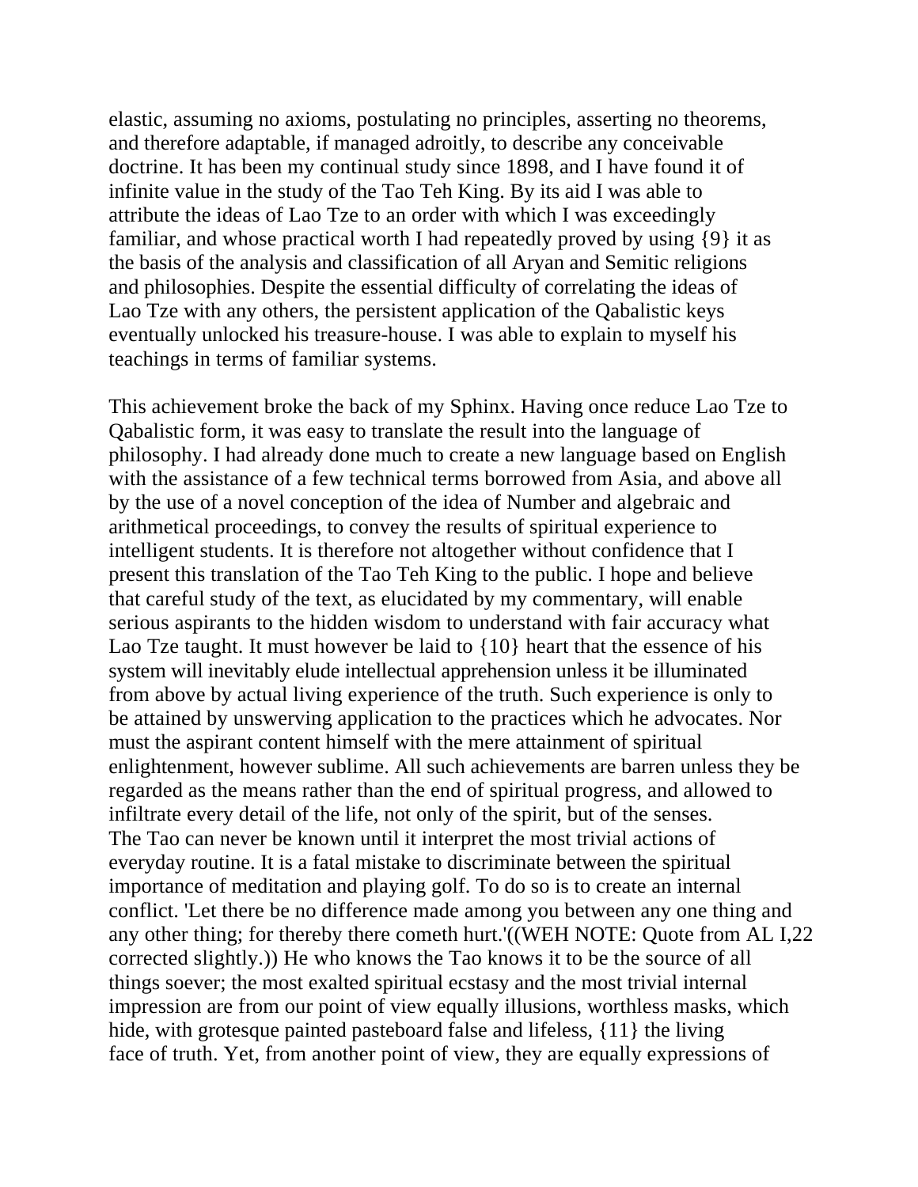elastic, assuming no axioms, postulating no principles, asserting no theorems, and therefore adaptable, if managed adroitly, to describe any conceivable doctrine. It has been my continual study since 1898, and I have found it of infinite value in the study of the Tao Teh King. By its aid I was able to attribute the ideas of Lao Tze to an order with which I was exceedingly familiar, and whose practical worth I had repeatedly proved by using {9} it as the basis of the analysis and classification of all Aryan and Semitic religions and philosophies. Despite the essential difficulty of correlating the ideas of Lao Tze with any others, the persistent application of the Qabalistic keys eventually unlocked his treasure-house. I was able to explain to myself his teachings in terms of familiar systems.

This achievement broke the back of my Sphinx. Having once reduce Lao Tze to Qabalistic form, it was easy to translate the result into the language of philosophy. I had already done much to create a new language based on English with the assistance of a few technical terms borrowed from Asia, and above all by the use of a novel conception of the idea of Number and algebraic and arithmetical proceedings, to convey the results of spiritual experience to intelligent students. It is therefore not altogether without confidence that I present this translation of the Tao Teh King to the public. I hope and believe that careful study of the text, as elucidated by my commentary, will enable serious aspirants to the hidden wisdom to understand with fair accuracy what Lao Tze taught. It must however be laid to {10} heart that the essence of his system will inevitably elude intellectual apprehension unless it be illuminated from above by actual living experience of the truth. Such experience is only to be attained by unswerving application to the practices which he advocates. Nor must the aspirant content himself with the mere attainment of spiritual enlightenment, however sublime. All such achievements are barren unless they be regarded as the means rather than the end of spiritual progress, and allowed to infiltrate every detail of the life, not only of the spirit, but of the senses. The Tao can never be known until it interpret the most trivial actions of everyday routine. It is a fatal mistake to discriminate between the spiritual importance of meditation and playing golf. To do so is to create an internal conflict. 'Let there be no difference made among you between any one thing and any other thing; for thereby there cometh hurt.'((WEH NOTE: Quote from AL I,22 corrected slightly.)) He who knows the Tao knows it to be the source of all things soever; the most exalted spiritual ecstasy and the most trivial internal impression are from our point of view equally illusions, worthless masks, which hide, with grotesque painted pasteboard false and lifeless, {11} the living face of truth. Yet, from another point of view, they are equally expressions of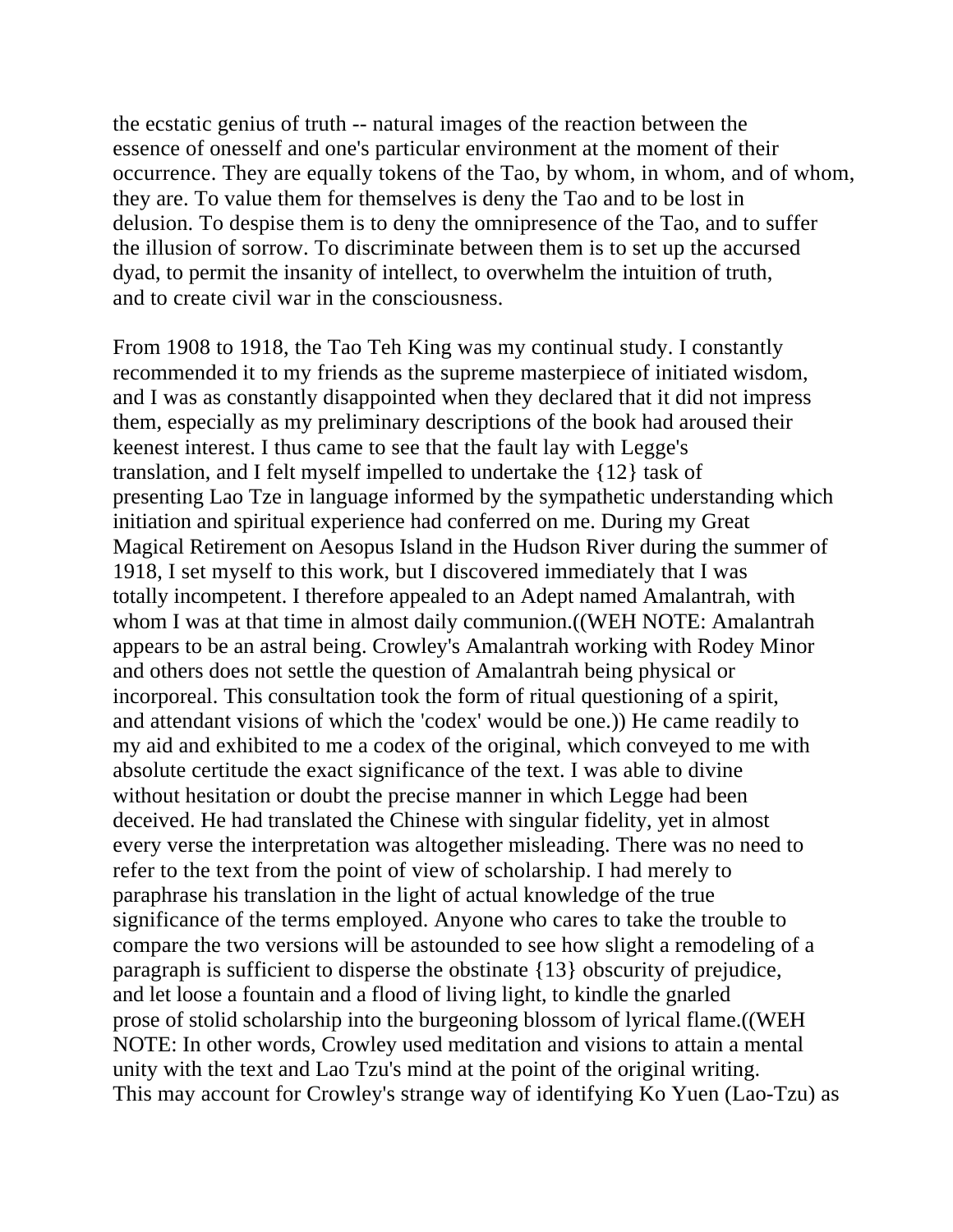the ecstatic genius of truth -- natural images of the reaction between the essence of onesself and one's particular environment at the moment of their occurrence. They are equally tokens of the Tao, by whom, in whom, and of whom, they are. To value them for themselves is deny the Tao and to be lost in delusion. To despise them is to deny the omnipresence of the Tao, and to suffer the illusion of sorrow. To discriminate between them is to set up the accursed dyad, to permit the insanity of intellect, to overwhelm the intuition of truth, and to create civil war in the consciousness.

From 1908 to 1918, the Tao Teh King was my continual study. I constantly recommended it to my friends as the supreme masterpiece of initiated wisdom, and I was as constantly disappointed when they declared that it did not impress them, especially as my preliminary descriptions of the book had aroused their keenest interest. I thus came to see that the fault lay with Legge's translation, and I felt myself impelled to undertake the {12} task of presenting Lao Tze in language informed by the sympathetic understanding which initiation and spiritual experience had conferred on me. During my Great Magical Retirement on Aesopus Island in the Hudson River during the summer of 1918, I set myself to this work, but I discovered immediately that I was totally incompetent. I therefore appealed to an Adept named Amalantrah, with whom I was at that time in almost daily communion.((WEH NOTE: Amalantrah appears to be an astral being. Crowley's Amalantrah working with Rodey Minor and others does not settle the question of Amalantrah being physical or incorporeal. This consultation took the form of ritual questioning of a spirit, and attendant visions of which the 'codex' would be one.)) He came readily to my aid and exhibited to me a codex of the original, which conveyed to me with absolute certitude the exact significance of the text. I was able to divine without hesitation or doubt the precise manner in which Legge had been deceived. He had translated the Chinese with singular fidelity, yet in almost every verse the interpretation was altogether misleading. There was no need to refer to the text from the point of view of scholarship. I had merely to paraphrase his translation in the light of actual knowledge of the true significance of the terms employed. Anyone who cares to take the trouble to compare the two versions will be astounded to see how slight a remodeling of a paragraph is sufficient to disperse the obstinate {13} obscurity of prejudice, and let loose a fountain and a flood of living light, to kindle the gnarled prose of stolid scholarship into the burgeoning blossom of lyrical flame.((WEH NOTE: In other words, Crowley used meditation and visions to attain a mental unity with the text and Lao Tzu's mind at the point of the original writing. This may account for Crowley's strange way of identifying Ko Yuen (Lao-Tzu) as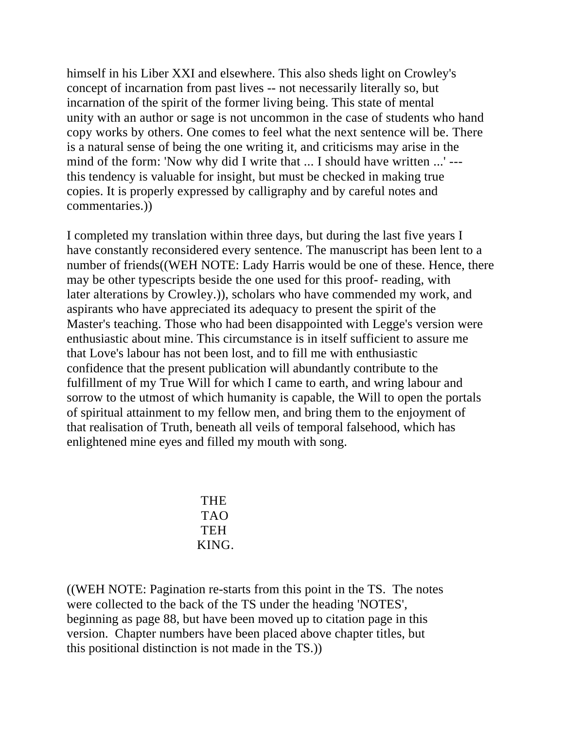himself in his Liber XXI and elsewhere. This also sheds light on Crowley's concept of incarnation from past lives -- not necessarily literally so, but incarnation of the spirit of the former living being. This state of mental unity with an author or sage is not uncommon in the case of students who hand copy works by others. One comes to feel what the next sentence will be. There is a natural sense of being the one writing it, and criticisms may arise in the mind of the form: 'Now why did I write that ... I should have written ...' --- this tendency is valuable for insight, but must be checked in making true copies. It is properly expressed by calligraphy and by careful notes and commentaries.))

I completed my translation within three days, but during the last five years I have constantly reconsidered every sentence. The manuscript has been lent to a number of friends((WEH NOTE: Lady Harris would be one of these. Hence, there may be other typescripts beside the one used for this proof- reading, with later alterations by Crowley.)), scholars who have commended my work, and aspirants who have appreciated its adequacy to present the spirit of the Master's teaching. Those who had been disappointed with Legge's version were enthusiastic about mine. This circumstance is in itself sufficient to assure me that Love's labour has not been lost, and to fill me with enthusiastic confidence that the present publication will abundantly contribute to the fulfillment of my True Will for which I came to earth, and wring labour and sorrow to the utmost of which humanity is capable, the Will to open the portals of spiritual attainment to my fellow men, and bring them to the enjoyment of that realisation of Truth, beneath all veils of temporal falsehood, which has enlightened mine eyes and filled my mouth with song.

# THE TAO TEH KING.

((WEH NOTE: Pagination re-starts from this point in the TS. The notes were collected to the back of the TS under the heading 'NOTES', beginning as page 88, but have been moved up to citation page in this version. Chapter numbers have been placed above chapter titles, but this positional distinction is not made in the TS.))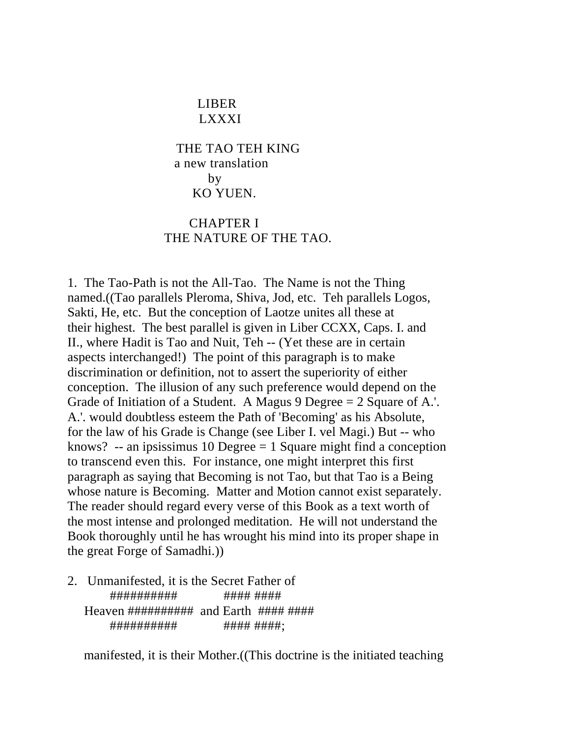LIBER
LXXXI

# THE TAO TEH KING
a new translation
by
KO YUEN.

## CHAPTER I
## THE NATURE OF THE TAO.

1. The Tao-Path is not the All-Tao. The Name is not the Thing named.((Tao parallels Pleroma, Shiva, Jod, etc. Teh parallels Logos, Sakti, He, etc. But the conception of Laotze unites all these at their highest. The best parallel is given in Liber CCXX, Caps. I. and II., where Hadit is Tao and Nuit, Teh -- (Yet these are in certain aspects interchanged!) The point of this paragraph is to make discrimination or definition, not to assert the superiority of either conception. The illusion of any such preference would depend on the Grade of Initiation of a Student. A Magus 9 Degree = 2 Square of A.'. A.'. would doubtless esteem the Path of 'Becoming' as his Absolute, for the law of his Grade is Change (see Liber I. vel Magi.) But -- who knows? -- an ipsissimus 10 Degree = 1 Square might find a conception to transcend even this. For instance, one might interpret this first paragraph as saying that Becoming is not Tao, but that Tao is a Being whose nature is Becoming. Matter and Motion cannot exist separately. The reader should regard every verse of this Book as a text worth of the most intense and prolonged meditation. He will not understand the Book thoroughly until he has wrought his mind into its proper shape in the great Forge of Samadhi.))

2. Unmanifested, it is the Secret Father of

```
        ##########          #### ####
   Heaven ##########  and Earth  #### ####
        ##########          #### ####;
```

manifested, it is their Mother.((This doctrine is the initiated teaching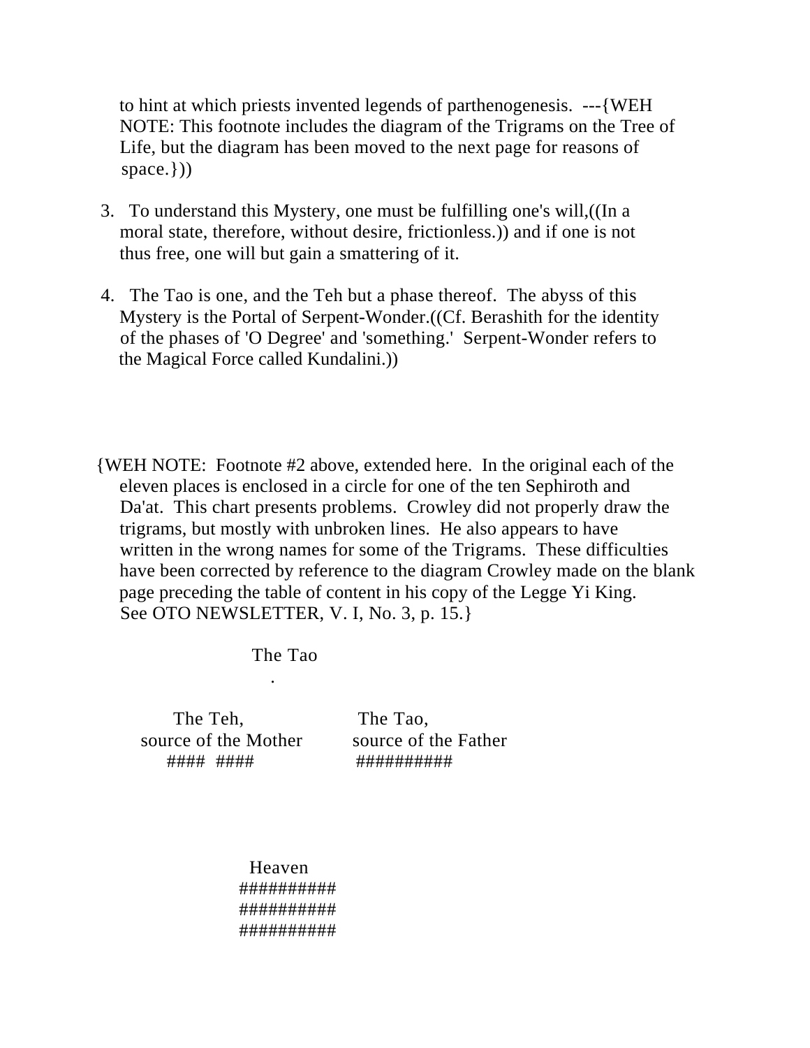to hint at which priests invented legends of parthenogenesis. ---{WEH NOTE: This footnote includes the diagram of the Trigrams on the Tree of Life, but the diagram has been moved to the next page for reasons of space.}))

3. To understand this Mystery, one must be fulfilling one's will,((In a moral state, therefore, without desire, frictionless.)) and if one is not thus free, one will but gain a smattering of it.

4. The Tao is one, and the Teh but a phase thereof. The abyss of this Mystery is the Portal of Serpent-Wonder.((Cf. Berashith for the identity of the phases of 'O Degree' and 'something.' Serpent-Wonder refers to the Magical Force called Kundalini.))

{WEH NOTE: Footnote #2 above, extended here. In the original each of the eleven places is enclosed in a circle for one of the ten Sephiroth and Da'at. This chart presents problems. Crowley did not properly draw the trigrams, but mostly with unbroken lines. He also appears to have written in the wrong names for some of the Trigrams. These difficulties have been corrected by reference to the diagram Crowley made on the blank page preceding the table of content in his copy of the Legge Yi King. See OTO NEWSLETTER, V. I, No. 3, p. 15.}

```
                    The Tao
                       .

       The Teh,                 The Tao,
  source of the Mother      source of the Father
      ####  ####                ##########



                    Heaven
                  ##########
                  ##########
                  ##########
```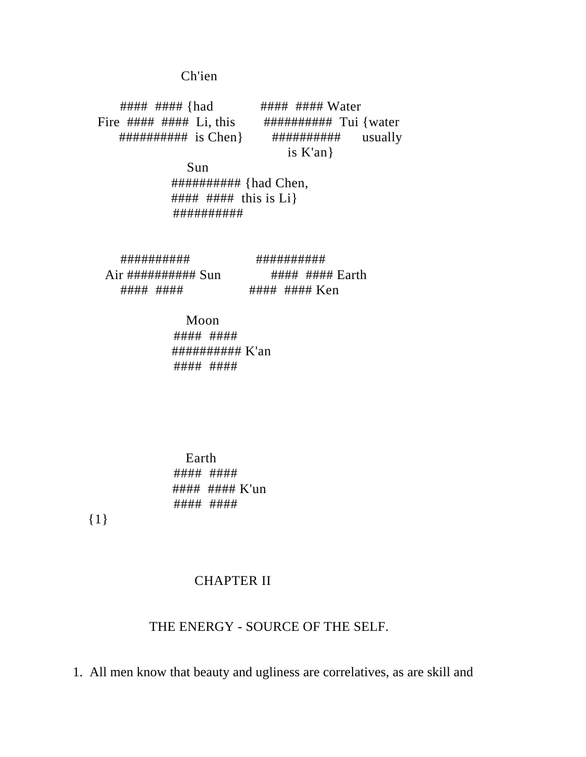```
                 Ch'ien

      ####  #### {had            ####  #### Water
 Fire  ####  ####  Li, this        ##########  Tui {water
      ##########  is Chen}        ##########      usually
                                                 is K'an}
                  Sun
                ########## {had Chen,
                ####  ####  this is Li}
                ##########


      ##########                 ##########
   Air ########## Sun             ####  #### Earth
      ####  ####                ####  #### Ken

                  Moon
                ####  ####
                ########## K'an
                ####  ####




                  Earth
                ####  ####
                ####  #### K'un
                ####  ####
{1}
```

## CHAPTER II

### THE ENERGY - SOURCE OF THE SELF.

1. All men know that beauty and ugliness are correlatives, as are skill and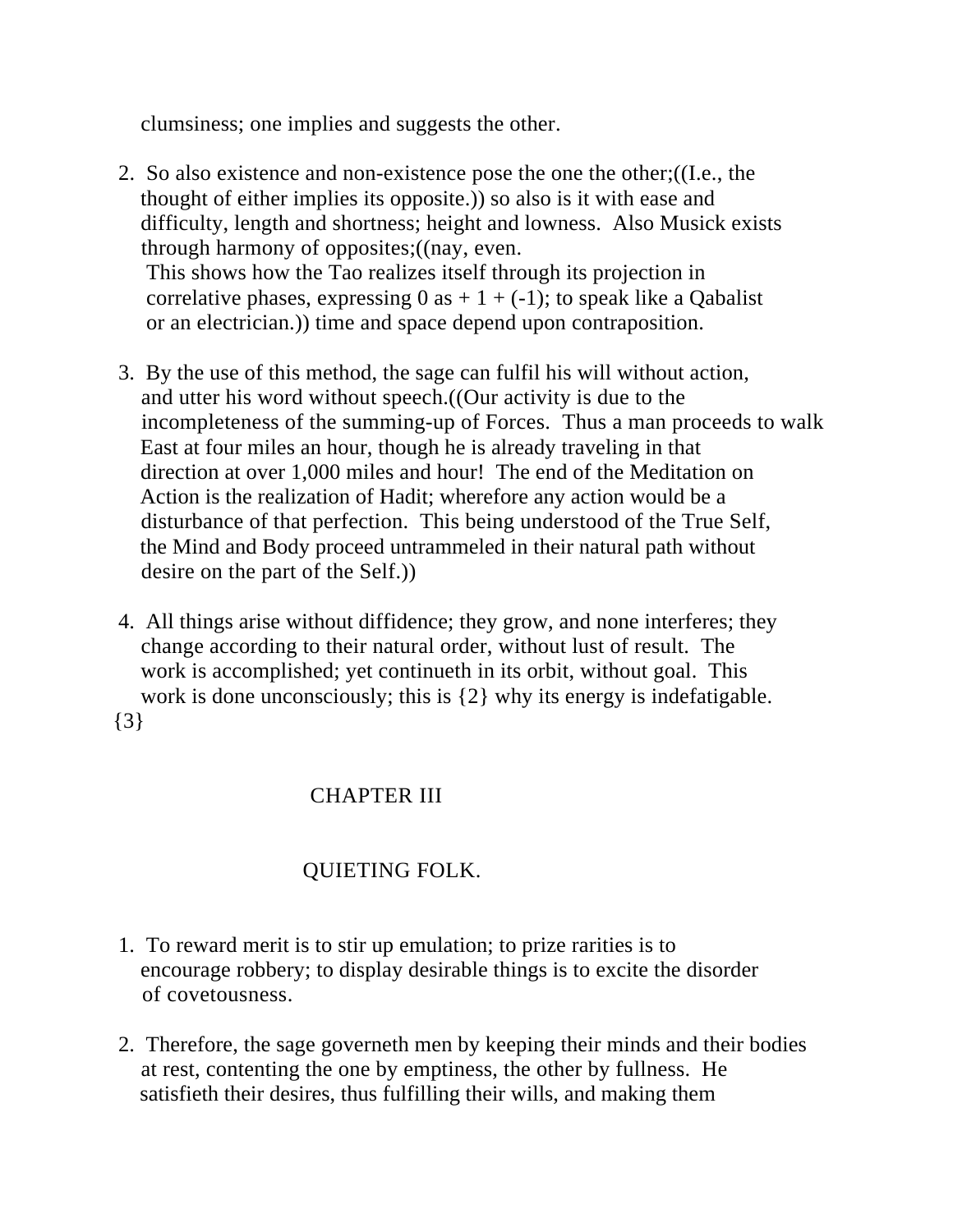clumsiness; one implies and suggests the other.

2. So also existence and non-existence pose the one the other;((I.e., the thought of either implies its opposite.)) so also is it with ease and difficulty, length and shortness; height and lowness. Also Musick exists through harmony of opposites;((nay, even.
This shows how the Tao realizes itself through its projection in correlative phases, expressing 0 as + 1 + (-1); to speak like a Qabalist or an electrician.)) time and space depend upon contraposition.

3. By the use of this method, the sage can fulfil his will without action, and utter his word without speech.((Our activity is due to the incompleteness of the summing-up of Forces. Thus a man proceeds to walk East at four miles an hour, though he is already traveling in that direction at over 1,000 miles and hour! The end of the Meditation on Action is the realization of Hadit; wherefore any action would be a disturbance of that perfection. This being understood of the True Self, the Mind and Body proceed untrammeled in their natural path without desire on the part of the Self.))

4. All things arise without diffidence; they grow, and none interferes; they change according to their natural order, without lust of result. The work is accomplished; yet continueth in its orbit, without goal. This work is done unconsciously; this is {2} why its energy is indefatigable.
{3}

## CHAPTER III

## QUIETING FOLK.

1. To reward merit is to stir up emulation; to prize rarities is to encourage robbery; to display desirable things is to excite the disorder of covetousness.

2. Therefore, the sage governeth men by keeping their minds and their bodies at rest, contenting the one by emptiness, the other by fullness. He satisfieth their desires, thus fulfilling their wills, and making them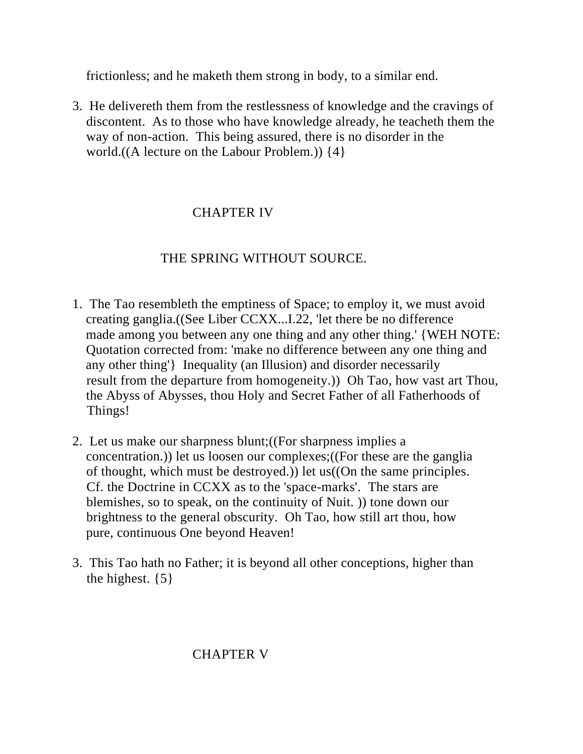frictionless; and he maketh them strong in body, to a similar end.

3. He delivereth them from the restlessness of knowledge and the cravings of discontent. As to those who have knowledge already, he teacheth them the way of non-action. This being assured, there is no disorder in the world.((A lecture on the Labour Problem.)) {4}

## CHAPTER IV

## THE SPRING WITHOUT SOURCE.

1. The Tao resembleth the emptiness of Space; to employ it, we must avoid creating ganglia.((See Liber CCXX...I.22, 'let there be no difference made among you between any one thing and any other thing.' {WEH NOTE: Quotation corrected from: 'make no difference between any one thing and any other thing'} Inequality (an Illusion) and disorder necessarily result from the departure from homogeneity.)) Oh Tao, how vast art Thou, the Abyss of Abysses, thou Holy and Secret Father of all Fatherhoods of Things!

2. Let us make our sharpness blunt;((For sharpness implies a concentration.)) let us loosen our complexes;((For these are the ganglia of thought, which must be destroyed.)) let us((On the same principles. Cf. the Doctrine in CCXX as to the 'space-marks'. The stars are blemishes, so to speak, on the continuity of Nuit. )) tone down our brightness to the general obscurity. Oh Tao, how still art thou, how pure, continuous One beyond Heaven!

3. This Tao hath no Father; it is beyond all other conceptions, higher than the highest. {5}

## CHAPTER V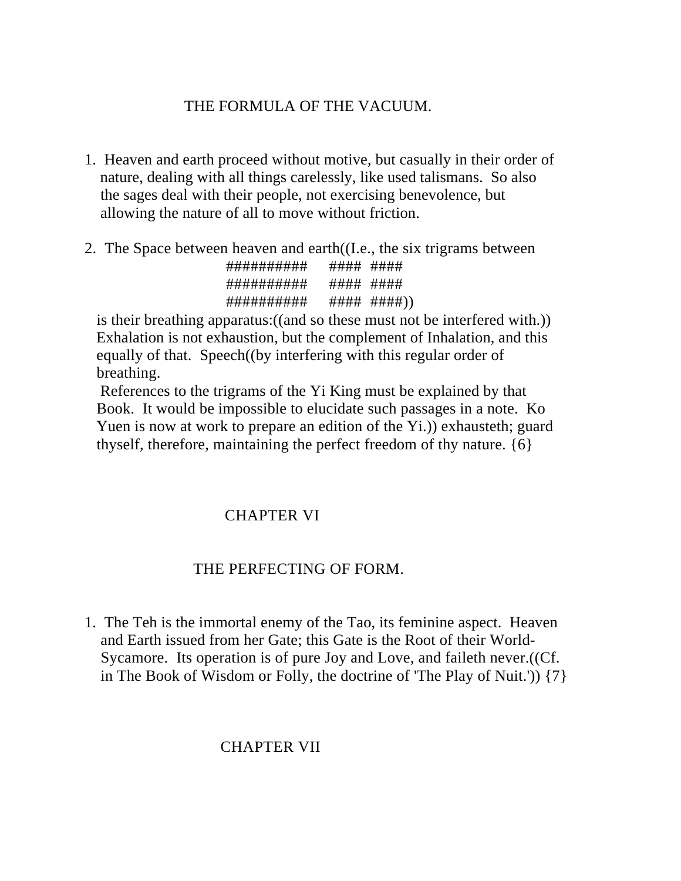THE FORMULA OF THE VACUUM.

1. Heaven and earth proceed without motive, but casually in their order of nature, dealing with all things carelessly, like used talismans. So also the sages deal with their people, not exercising benevolence, but allowing the nature of all to move without friction.

2. The Space between heaven and earth((I.e., the six trigrams between

```
##########    ####  ####
##########    ####  ####
##########    ####  ####))
```

is their breathing apparatus:((and so these must not be interfered with.)) Exhalation is not exhaustion, but the complement of Inhalation, and this equally of that. Speech((by interfering with this regular order of breathing.
References to the trigrams of the Yi King must be explained by that Book. It would be impossible to elucidate such passages in a note. Ko Yuen is now at work to prepare an edition of the Yi.)) exhausteth; guard thyself, therefore, maintaining the perfect freedom of thy nature. {6}

## CHAPTER VI

### THE PERFECTING OF FORM.

1. The Teh is the immortal enemy of the Tao, its feminine aspect. Heaven and Earth issued from her Gate; this Gate is the Root of their World-Sycamore. Its operation is of pure Joy and Love, and faileth never.((Cf. in The Book of Wisdom or Folly, the doctrine of 'The Play of Nuit.')) {7}

## CHAPTER VII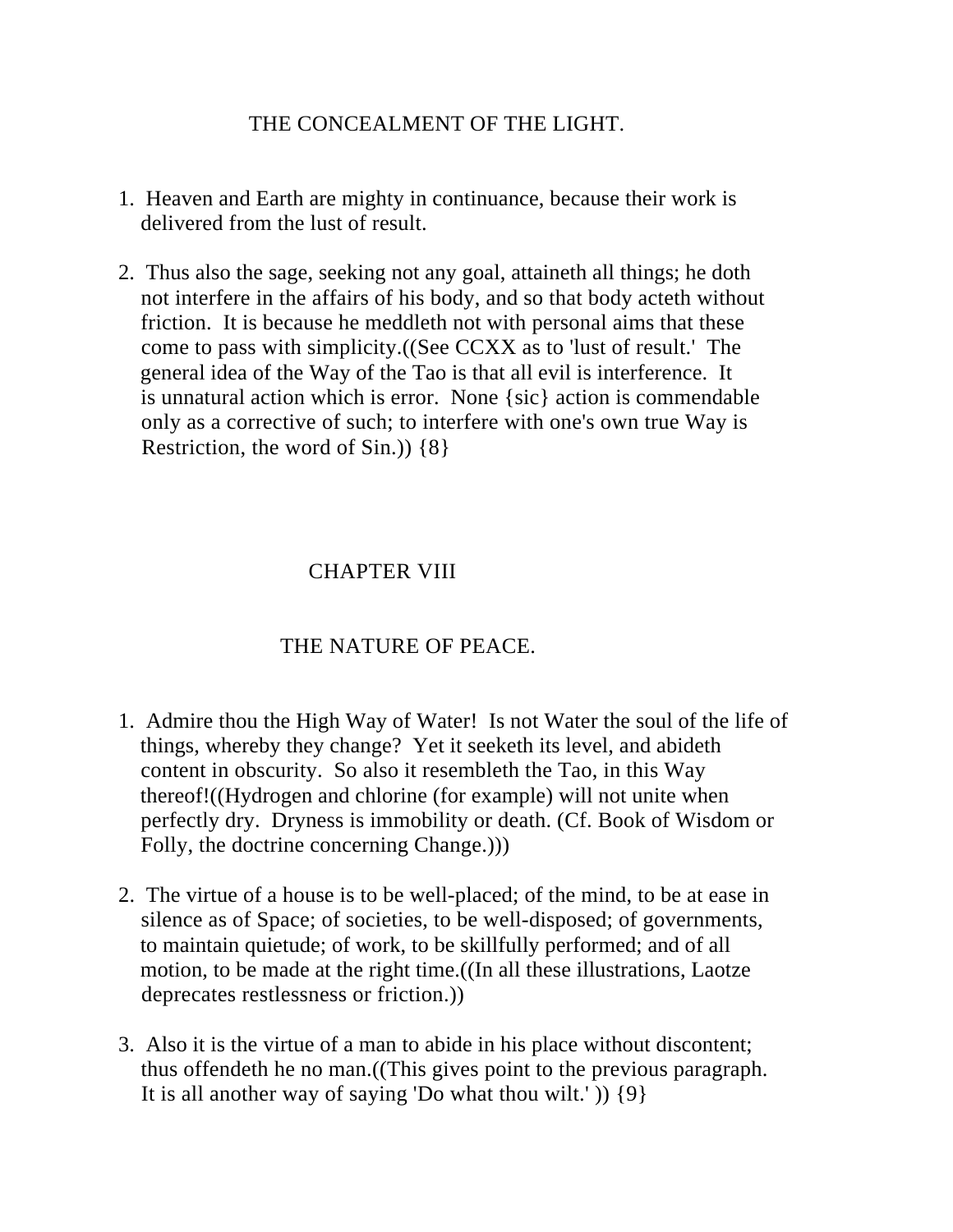## THE CONCEALMENT OF THE LIGHT.

1. Heaven and Earth are mighty in continuance, because their work is delivered from the lust of result.

2. Thus also the sage, seeking not any goal, attaineth all things; he doth not interfere in the affairs of his body, and so that body acteth without friction. It is because he meddleth not with personal aims that these come to pass with simplicity.((See CCXX as to 'lust of result.' The general idea of the Way of the Tao is that all evil is interference. It is unnatural action which is error. None {sic} action is commendable only as a corrective of such; to interfere with one's own true Way is Restriction, the word of Sin.)) {8}

# CHAPTER VIII

## THE NATURE OF PEACE.

1. Admire thou the High Way of Water! Is not Water the soul of the life of things, whereby they change? Yet it seeketh its level, and abideth content in obscurity. So also it resembleth the Tao, in this Way thereof!((Hydrogen and chlorine (for example) will not unite when perfectly dry. Dryness is immobility or death. (Cf. Book of Wisdom or Folly, the doctrine concerning Change.)))

2. The virtue of a house is to be well-placed; of the mind, to be at ease in silence as of Space; of societies, to be well-disposed; of governments, to maintain quietude; of work, to be skillfully performed; and of all motion, to be made at the right time.((In all these illustrations, Laotze deprecates restlessness or friction.))

3. Also it is the virtue of a man to abide in his place without discontent; thus offendeth he no man.((This gives point to the previous paragraph. It is all another way of saying 'Do what thou wilt.' )) {9}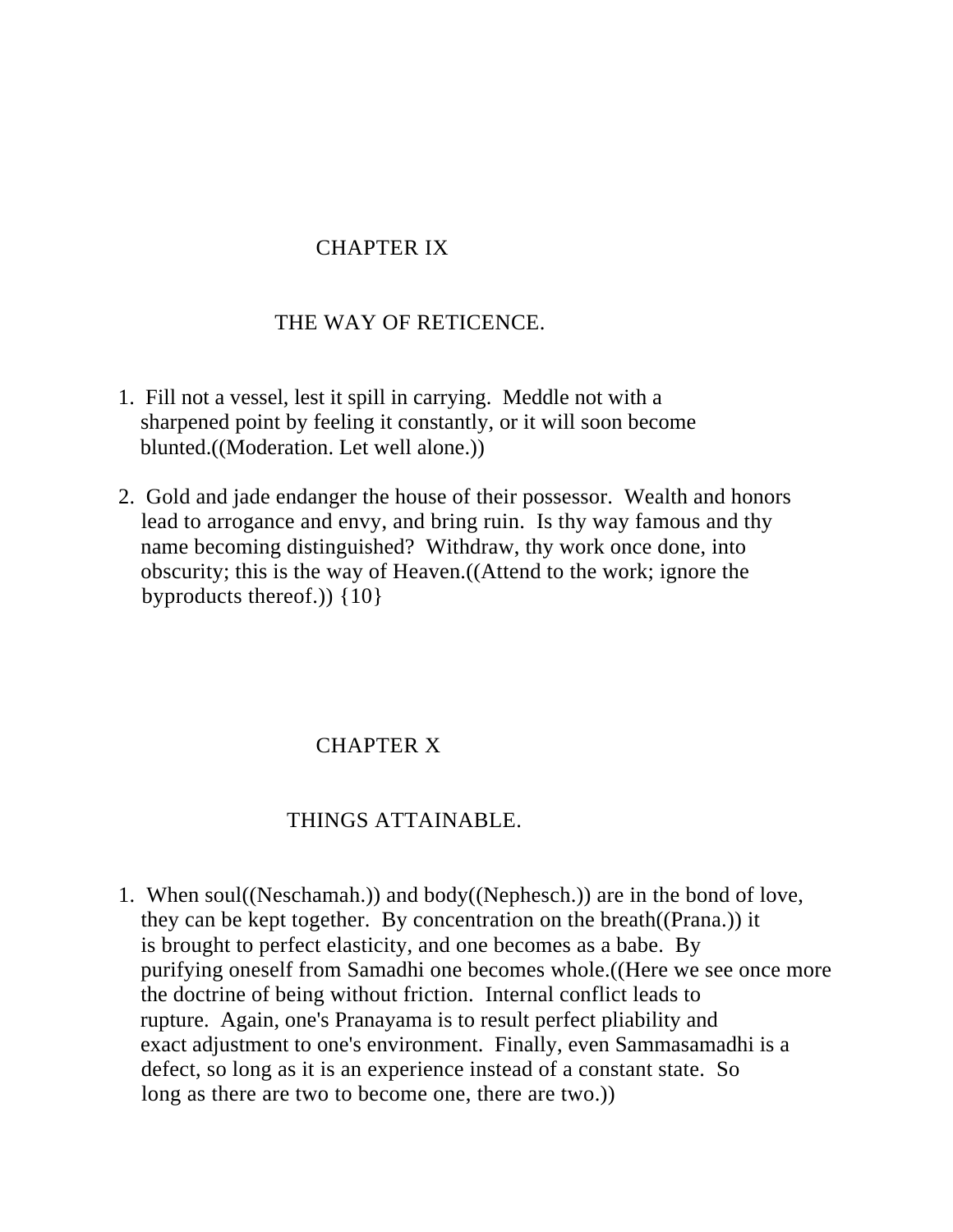# CHAPTER IX

## THE WAY OF RETICENCE.

1. Fill not a vessel, lest it spill in carrying. Meddle not with a sharpened point by feeling it constantly, or it will soon become blunted.((Moderation. Let well alone.))

2. Gold and jade endanger the house of their possessor. Wealth and honors lead to arrogance and envy, and bring ruin. Is thy way famous and thy name becoming distinguished? Withdraw, thy work once done, into obscurity; this is the way of Heaven.((Attend to the work; ignore the byproducts thereof.)) {10}

# CHAPTER X

## THINGS ATTAINABLE.

1. When soul((Neschamah.)) and body((Nephesch.)) are in the bond of love, they can be kept together. By concentration on the breath((Prana.)) it is brought to perfect elasticity, and one becomes as a babe. By purifying oneself from Samadhi one becomes whole.((Here we see once more the doctrine of being without friction. Internal conflict leads to rupture. Again, one's Pranayama is to result perfect pliability and exact adjustment to one's environment. Finally, even Sammasamadhi is a defect, so long as it is an experience instead of a constant state. So long as there are two to become one, there are two.))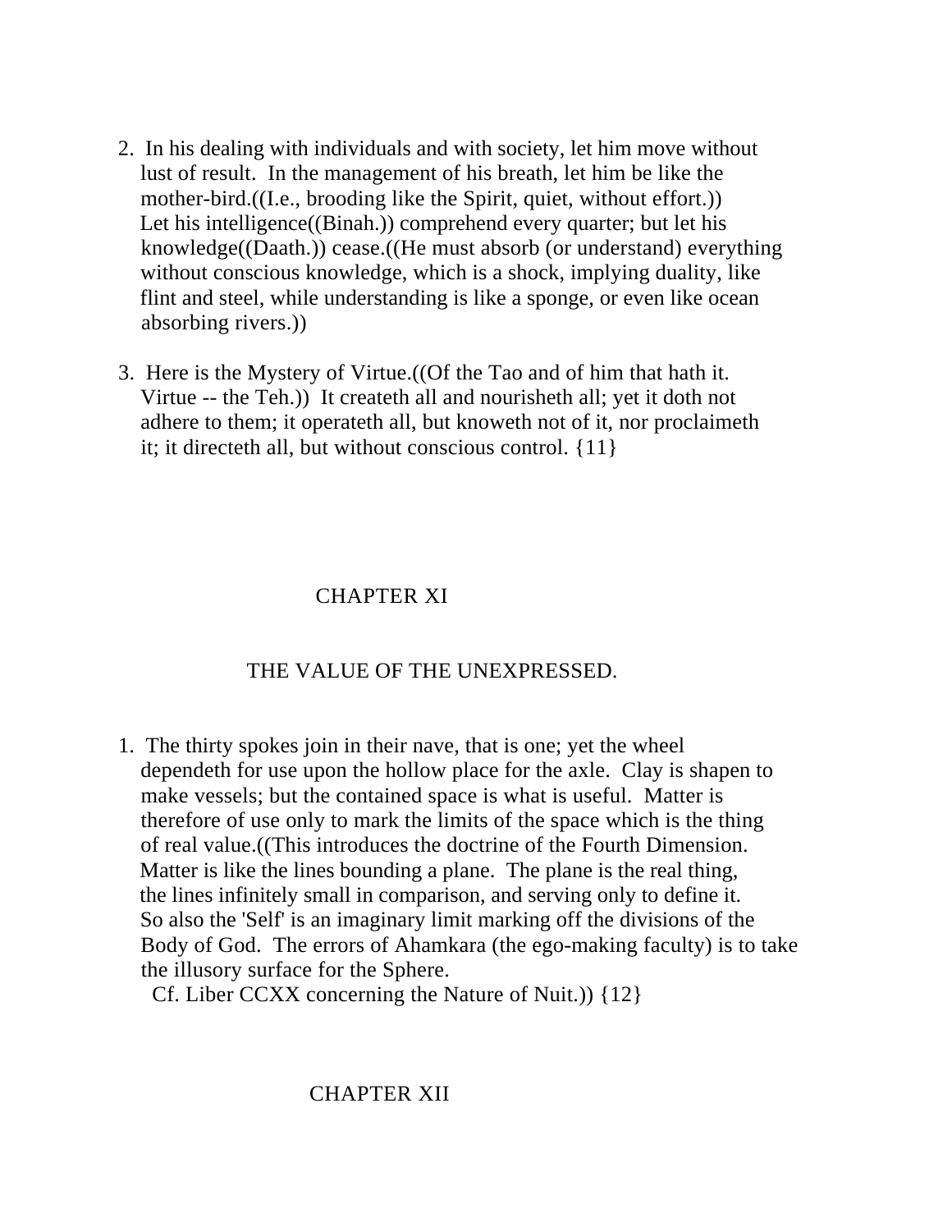2. In his dealing with individuals and with society, let him move without lust of result. In the management of his breath, let him be like the mother-bird.((I.e., brooding like the Spirit, quiet, without effort.)) Let his intelligence((Binah.)) comprehend every quarter; but let his knowledge((Daath.)) cease.((He must absorb (or understand) everything without conscious knowledge, which is a shock, implying duality, like flint and steel, while understanding is like a sponge, or even like ocean absorbing rivers.))

3. Here is the Mystery of Virtue.((Of the Tao and of him that hath it. Virtue -- the Teh.)) It createth all and nourisheth all; yet it doth not adhere to them; it operateth all, but knoweth not of it, nor proclaimeth it; it directeth all, but without conscious control. {11}

## CHAPTER XI

### THE VALUE OF THE UNEXPRESSED.

1. The thirty spokes join in their nave, that is one; yet the wheel dependeth for use upon the hollow place for the axle. Clay is shapen to make vessels; but the contained space is what is useful. Matter is therefore of use only to mark the limits of the space which is the thing of real value.((This introduces the doctrine of the Fourth Dimension. Matter is like the lines bounding a plane. The plane is the real thing, the lines infinitely small in comparison, and serving only to define it. So also the 'Self' is an imaginary limit marking off the divisions of the Body of God. The errors of Ahamkara (the ego-making faculty) is to take the illusory surface for the Sphere.
Cf. Liber CCXX concerning the Nature of Nuit.)) {12}

## CHAPTER XII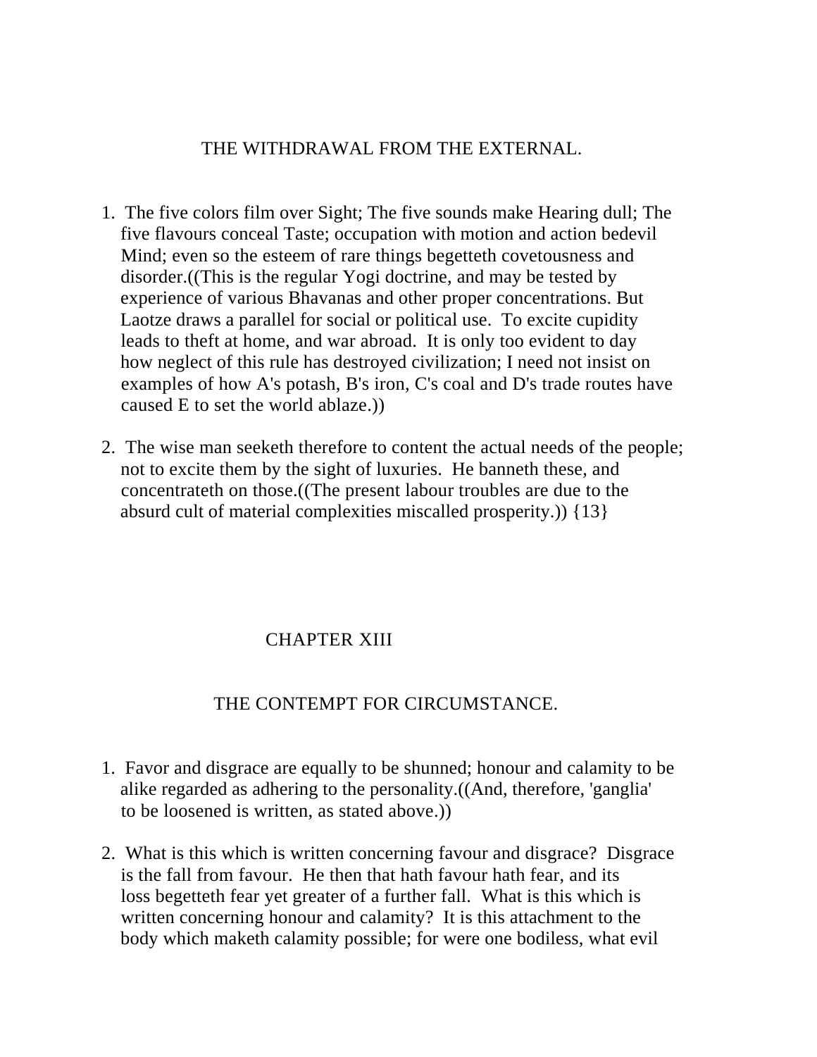## THE WITHDRAWAL FROM THE EXTERNAL.

1. The five colors film over Sight; The five sounds make Hearing dull; The five flavours conceal Taste; occupation with motion and action bedevil Mind; even so the esteem of rare things begetteth covetousness and disorder.((This is the regular Yogi doctrine, and may be tested by experience of various Bhavanas and other proper concentrations. But Laotze draws a parallel for social or political use. To excite cupidity leads to theft at home, and war abroad. It is only too evident to day how neglect of this rule has destroyed civilization; I need not insist on examples of how A's potash, B's iron, C's coal and D's trade routes have caused E to set the world ablaze.))

2. The wise man seeketh therefore to content the actual needs of the people; not to excite them by the sight of luxuries. He banneth these, and concentrateth on those.((The present labour troubles are due to the absurd cult of material complexities miscalled prosperity.)) {13}

# CHAPTER XIII

## THE CONTEMPT FOR CIRCUMSTANCE.

1. Favor and disgrace are equally to be shunned; honour and calamity to be alike regarded as adhering to the personality.((And, therefore, 'ganglia' to be loosened is written, as stated above.))

2. What is this which is written concerning favour and disgrace? Disgrace is the fall from favour. He then that hath favour hath fear, and its loss begetteth fear yet greater of a further fall. What is this which is written concerning honour and calamity? It is this attachment to the body which maketh calamity possible; for were one bodiless, what evil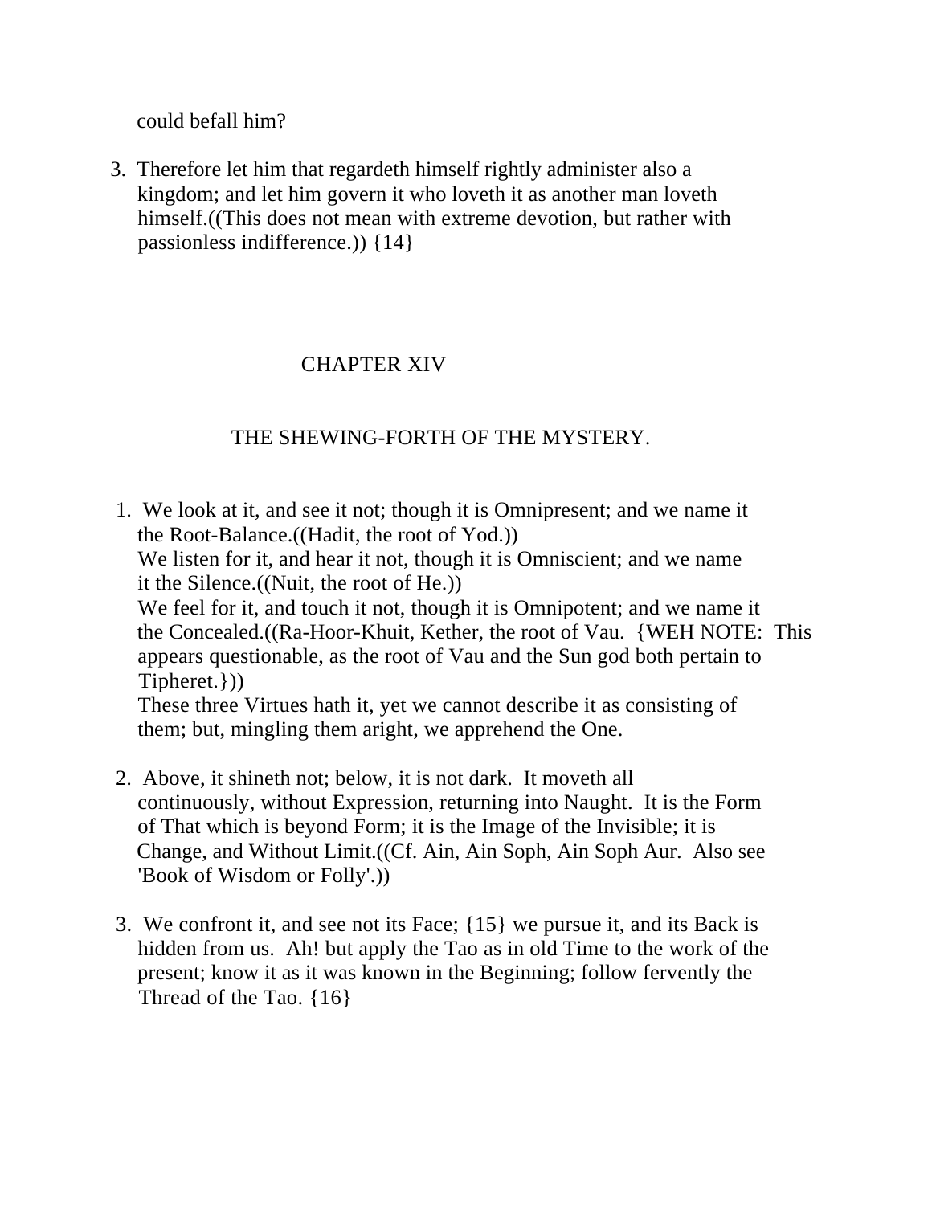could befall him?

3. Therefore let him that regardeth himself rightly administer also a kingdom; and let him govern it who loveth it as another man loveth himself.((This does not mean with extreme devotion, but rather with passionless indifference.)) {14}

## CHAPTER XIV

## THE SHEWING-FORTH OF THE MYSTERY.

1. We look at it, and see it not; though it is Omnipresent; and we name it the Root-Balance.((Hadit, the root of Yod.))
   We listen for it, and hear it not, though it is Omniscient; and we name it the Silence.((Nuit, the root of He.))
   We feel for it, and touch it not, though it is Omnipotent; and we name it the Concealed.((Ra-Hoor-Khuit, Kether, the root of Vau. {WEH NOTE: This appears questionable, as the root of Vau and the Sun god both pertain to Tiphereth.}))
   These three Virtues hath it, yet we cannot describe it as consisting of them; but, mingling them aright, we apprehend the One.

2. Above, it shineth not; below, it is not dark. It moveth all continuously, without Expression, returning into Naught. It is the Form of That which is beyond Form; it is the Image of the Invisible; it is Change, and Without Limit.((Cf. Ain, Ain Soph, Ain Soph Aur. Also see 'Book of Wisdom or Folly'.))

3. We confront it, and see not its Face; {15} we pursue it, and its Back is hidden from us. Ah! but apply the Tao as in old Time to the work of the present; know it as it was known in the Beginning; follow fervently the Thread of the Tao. {16}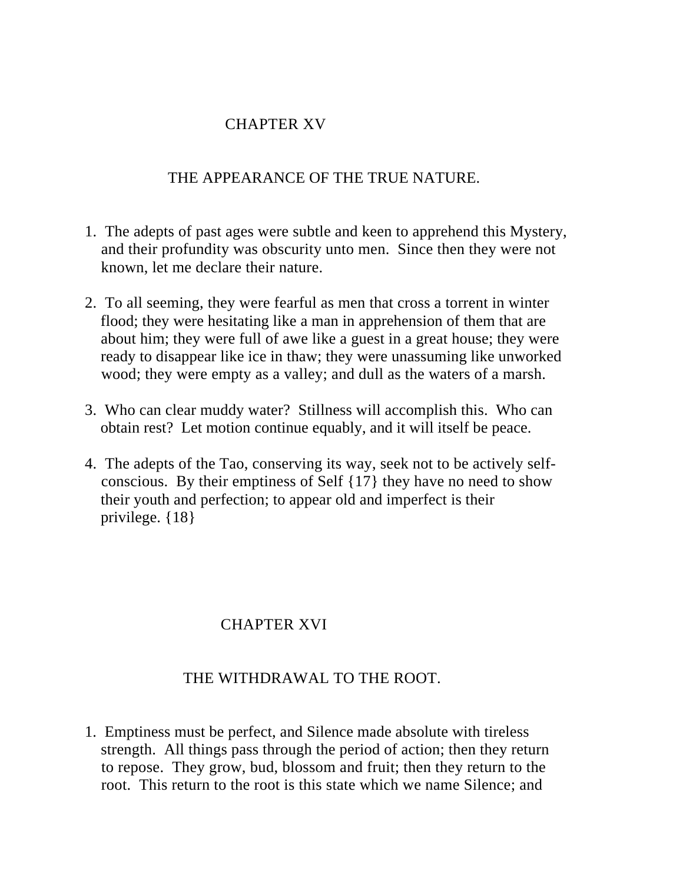## CHAPTER XV

### THE APPEARANCE OF THE TRUE NATURE.

1. The adepts of past ages were subtle and keen to apprehend this Mystery, and their profundity was obscurity unto men. Since then they were not known, let me declare their nature.

2. To all seeming, they were fearful as men that cross a torrent in winter flood; they were hesitating like a man in apprehension of them that are about him; they were full of awe like a guest in a great house; they were ready to disappear like ice in thaw; they were unassuming like unworked wood; they were empty as a valley; and dull as the waters of a marsh.

3. Who can clear muddy water? Stillness will accomplish this. Who can obtain rest? Let motion continue equably, and it will itself be peace.

4. The adepts of the Tao, conserving its way, seek not to be actively self-conscious. By their emptiness of Self {17} they have no need to show their youth and perfection; to appear old and imperfect is their privilege. {18}

## CHAPTER XVI

### THE WITHDRAWAL TO THE ROOT.

1. Emptiness must be perfect, and Silence made absolute with tireless strength. All things pass through the period of action; then they return to repose. They grow, bud, blossom and fruit; then they return to the root. This return to the root is this state which we name Silence; and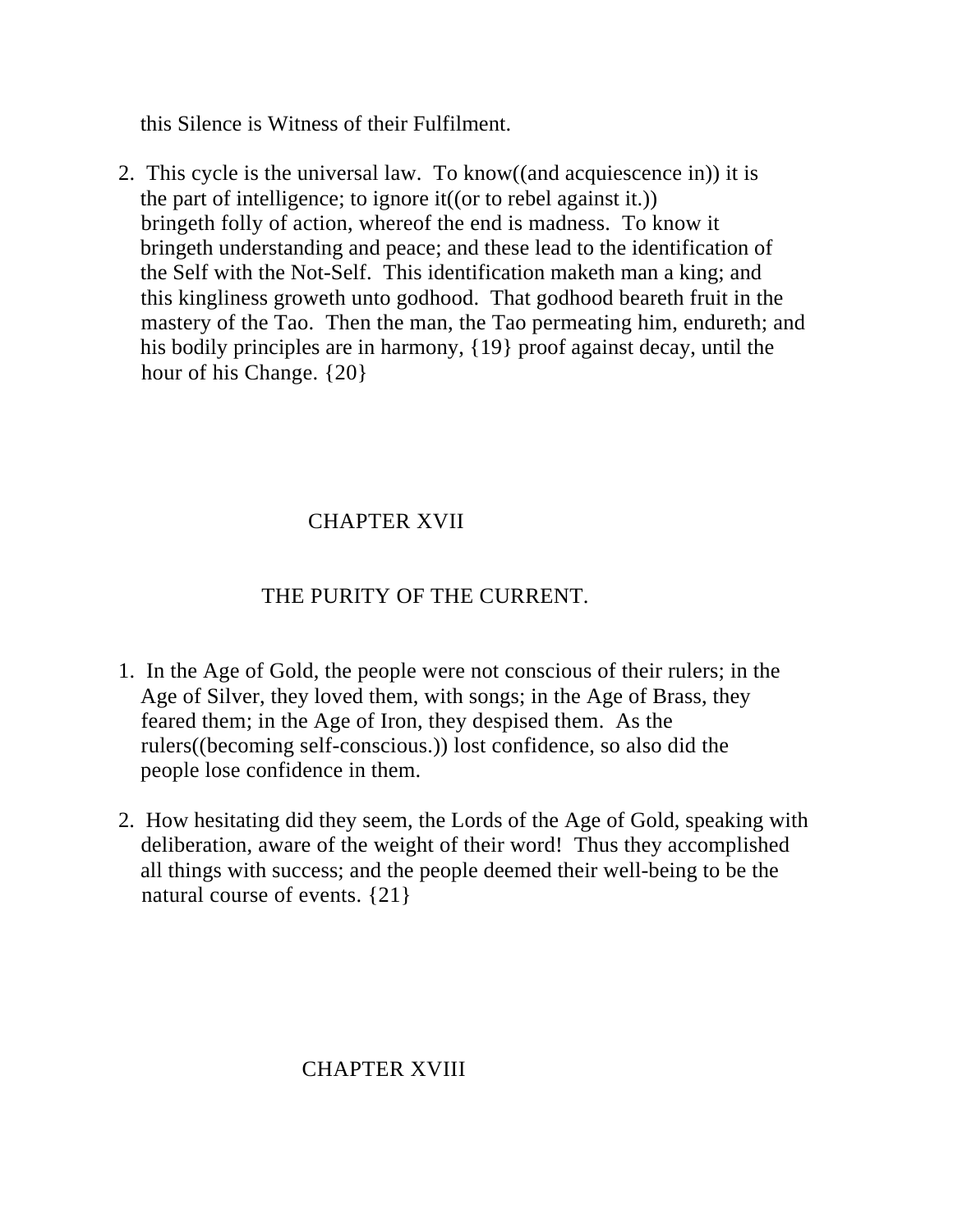this Silence is Witness of their Fulfilment.

2. This cycle is the universal law. To know((and acquiescence in)) it is the part of intelligence; to ignore it((or to rebel against it.)) bringeth folly of action, whereof the end is madness. To know it bringeth understanding and peace; and these lead to the identification of the Self with the Not-Self. This identification maketh man a king; and this kingliness groweth unto godhood. That godhood beareth fruit in the mastery of the Tao. Then the man, the Tao permeating him, endureth; and his bodily principles are in harmony, {19} proof against decay, until the hour of his Change. {20}

## CHAPTER XVII

## THE PURITY OF THE CURRENT.

1. In the Age of Gold, the people were not conscious of their rulers; in the Age of Silver, they loved them, with songs; in the Age of Brass, they feared them; in the Age of Iron, they despised them. As the rulers((becoming self-conscious.)) lost confidence, so also did the people lose confidence in them.

2. How hesitating did they seem, the Lords of the Age of Gold, speaking with deliberation, aware of the weight of their word! Thus they accomplished all things with success; and the people deemed their well-being to be the natural course of events. {21}

## CHAPTER XVIII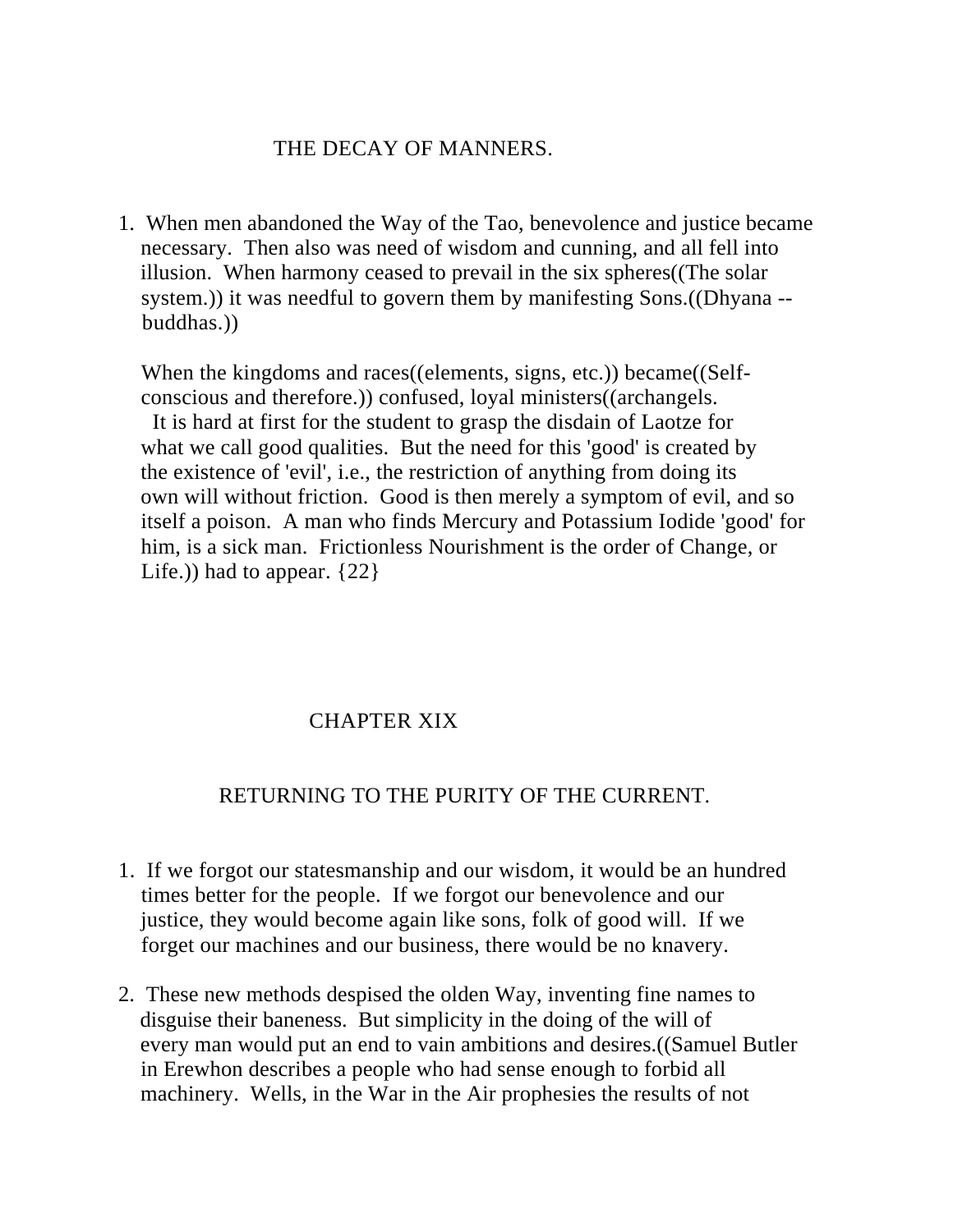## THE DECAY OF MANNERS.

1. When men abandoned the Way of the Tao, benevolence and justice became necessary. Then also was need of wisdom and cunning, and all fell into illusion. When harmony ceased to prevail in the six spheres((The solar system.)) it was needful to govern them by manifesting Sons.((Dhyana -- buddhas.))

   When the kingdoms and races((elements, signs, etc.)) became((Self-conscious and therefore.)) confused, loyal ministers((archangels.
   It is hard at first for the student to grasp the disdain of Laotze for what we call good qualities. But the need for this 'good' is created by the existence of 'evil', i.e., the restriction of anything from doing its own will without friction. Good is then merely a symptom of evil, and so itself a poison. A man who finds Mercury and Potassium Iodide 'good' for him, is a sick man. Frictionless Nourishment is the order of Change, or Life.)) had to appear. {22}

# CHAPTER XIX

## RETURNING TO THE PURITY OF THE CURRENT.

1. If we forgot our statesmanship and our wisdom, it would be an hundred times better for the people. If we forgot our benevolence and our justice, they would become again like sons, folk of good will. If we forget our machines and our business, there would be no knavery.

2. These new methods despised the olden Way, inventing fine names to disguise their baneness. But simplicity in the doing of the will of every man would put an end to vain ambitions and desires.((Samuel Butler in Erewhon describes a people who had sense enough to forbid all machinery. Wells, in the War in the Air prophesies the results of not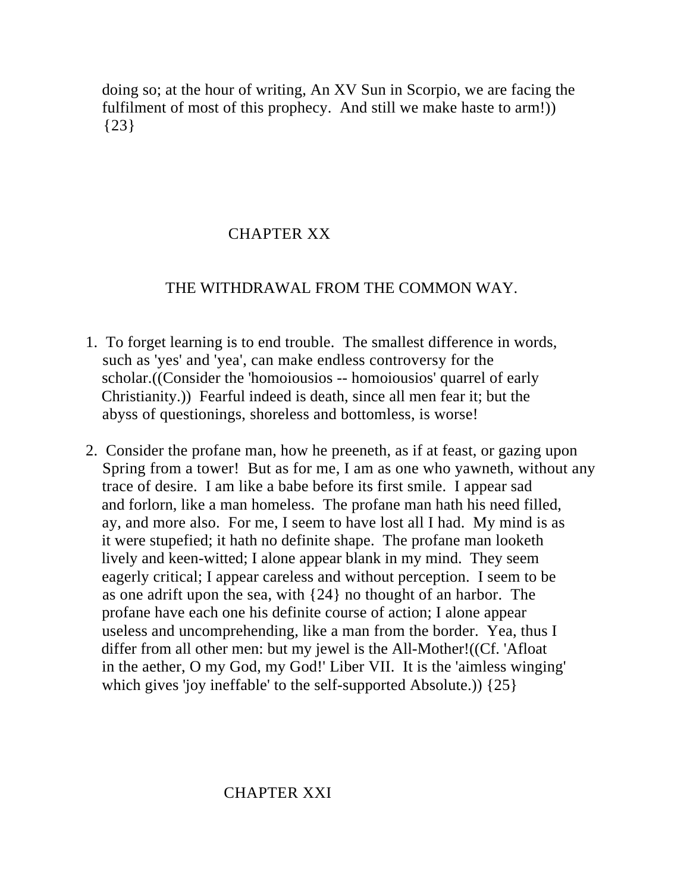doing so; at the hour of writing, An XV Sun in Scorpio, we are facing the fulfilment of most of this prophecy. And still we make haste to arm!)) {23}

## CHAPTER XX

## THE WITHDRAWAL FROM THE COMMON WAY.

1. To forget learning is to end trouble. The smallest difference in words, such as 'yes' and 'yea', can make endless controversy for the scholar.((Consider the 'homoiousios -- homoiousios' quarrel of early Christianity.)) Fearful indeed is death, since all men fear it; but the abyss of questionings, shoreless and bottomless, is worse!

2. Consider the profane man, how he preeneth, as if at feast, or gazing upon Spring from a tower! But as for me, I am as one who yawneth, without any trace of desire. I am like a babe before its first smile. I appear sad and forlorn, like a man homeless. The profane man hath his need filled, ay, and more also. For me, I seem to have lost all I had. My mind is as it were stupefied; it hath no definite shape. The profane man looketh lively and keen-witted; I alone appear blank in my mind. They seem eagerly critical; I appear careless and without perception. I seem to be as one adrift upon the sea, with {24} no thought of an harbor. The profane have each one his definite course of action; I alone appear useless and uncomprehending, like a man from the border. Yea, thus I differ from all other men: but my jewel is the All-Mother!((Cf. 'Afloat in the aether, O my God, my God!' Liber VII. It is the 'aimless winging' which gives 'joy ineffable' to the self-supported Absolute.)) {25}

## CHAPTER XXI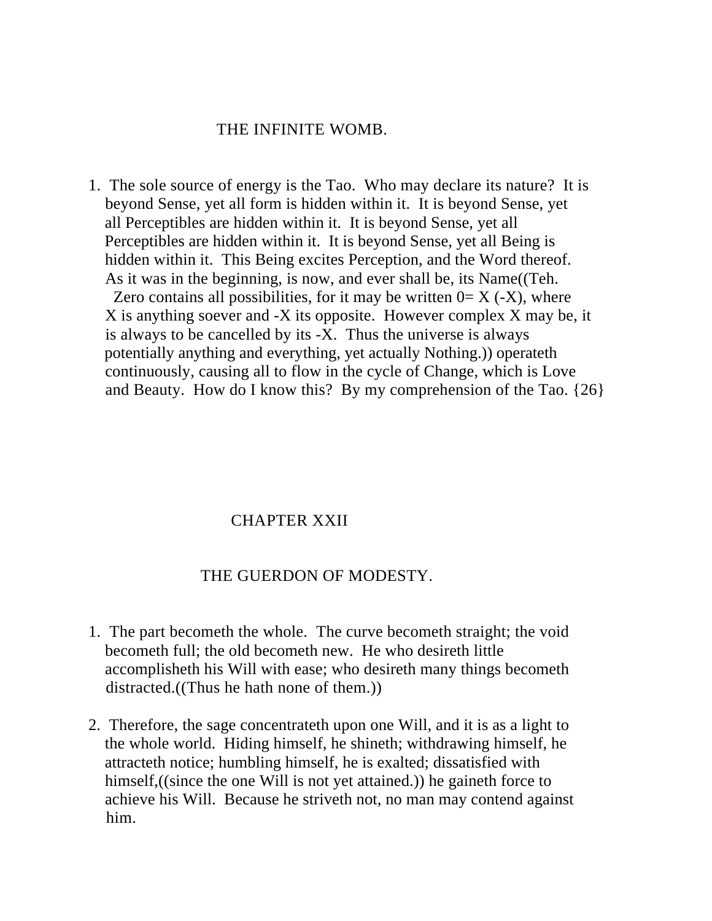## THE INFINITE WOMB.

1. The sole source of energy is the Tao. Who may declare its nature? It is beyond Sense, yet all form is hidden within it. It is beyond Sense, yet all Perceptibles are hidden within it. It is beyond Sense, yet all Perceptibles are hidden within it. It is beyond Sense, yet all Being is hidden within it. This Being excites Perception, and the Word thereof. As it was in the beginning, is now, and ever shall be, its Name((Teh. Zero contains all possibilities, for it may be written $0= X (-X)$, where $X$ is anything soever and $-X$ its opposite. However complex $X$ may be, it is always to be cancelled by its $-X$. Thus the universe is always potentially anything and everything, yet actually Nothing.)) operateth continuously, causing all to flow in the cycle of Change, which is Love and Beauty. How do I know this? By my comprehension of the Tao. {26}

# CHAPTER XXII

## THE GUERDON OF MODESTY.

1. The part becometh the whole. The curve becometh straight; the void becometh full; the old becometh new. He who desireth little accomplisheth his Will with ease; who desireth many things becometh distracted.((Thus he hath none of them.))

2. Therefore, the sage concentrateth upon one Will, and it is as a light to the whole world. Hiding himself, he shineth; withdrawing himself, he attracteth notice; humbling himself, he is exalted; dissatisfied with himself,((since the one Will is not yet attained.)) he gaineth force to achieve his Will. Because he striveth not, no man may contend against him.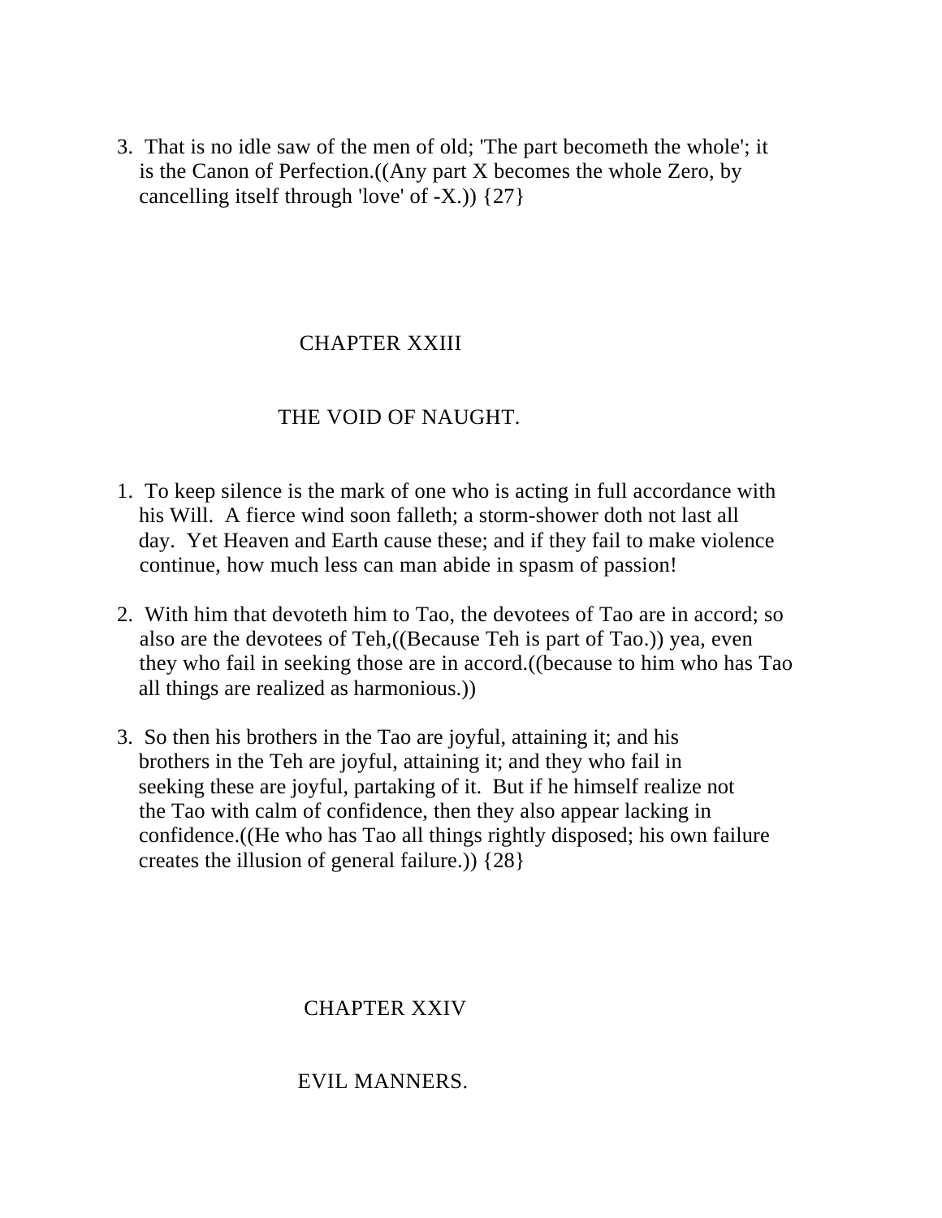3. That is no idle saw of the men of old; 'The part becometh the whole'; it is the Canon of Perfection.((Any part X becomes the whole Zero, by cancelling itself through 'love' of -X.)) {27}

## CHAPTER XXIII

## THE VOID OF NAUGHT.

1. To keep silence is the mark of one who is acting in full accordance with his Will. A fierce wind soon falleth; a storm-shower doth not last all day. Yet Heaven and Earth cause these; and if they fail to make violence continue, how much less can man abide in spasm of passion!

2. With him that devoteth him to Tao, the devotees of Tao are in accord; so also are the devotees of Teh,((Because Teh is part of Tao.)) yea, even they who fail in seeking those are in accord.((because to him who has Tao all things are realized as harmonious.))

3. So then his brothers in the Tao are joyful, attaining it; and his brothers in the Teh are joyful, attaining it; and they who fail in seeking these are joyful, partaking of it. But if he himself realize not the Tao with calm of confidence, then they also appear lacking in confidence.((He who has Tao all things rightly disposed; his own failure creates the illusion of general failure.)) {28}

## CHAPTER XXIV

## EVIL MANNERS.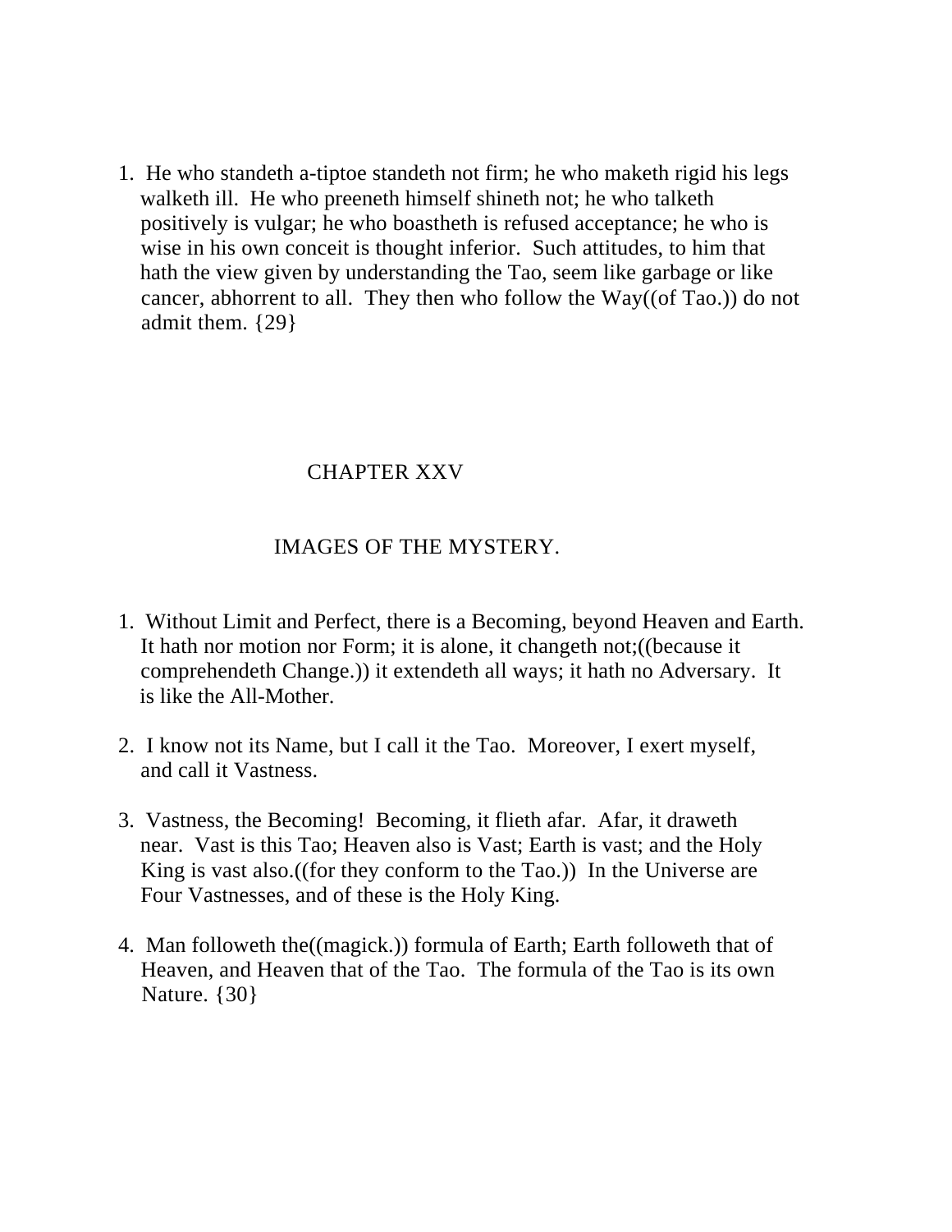1. He who standeth a-tiptoe standeth not firm; he who maketh rigid his legs walketh ill. He who preeneth himself shineth not; he who talketh positively is vulgar; he who boastheth is refused acceptance; he who is wise in his own conceit is thought inferior. Such attitudes, to him that hath the view given by understanding the Tao, seem like garbage or like cancer, abhorrent to all. They then who follow the Way((of Tao.)) do not admit them. {29}

## CHAPTER XXV

### IMAGES OF THE MYSTERY.

1. Without Limit and Perfect, there is a Becoming, beyond Heaven and Earth. It hath nor motion nor Form; it is alone, it changeth not;((because it comprehendeth Change.)) it extendeth all ways; it hath no Adversary. It is like the All-Mother.

2. I know not its Name, but I call it the Tao. Moreover, I exert myself, and call it Vastness.

3. Vastness, the Becoming! Becoming, it flieth afar. Afar, it draweth near. Vast is this Tao; Heaven also is Vast; Earth is vast; and the Holy King is vast also.((for they conform to the Tao.)) In the Universe are Four Vastnesses, and of these is the Holy King.

4. Man followeth the((magick.)) formula of Earth; Earth followeth that of Heaven, and Heaven that of the Tao. The formula of the Tao is its own Nature. {30}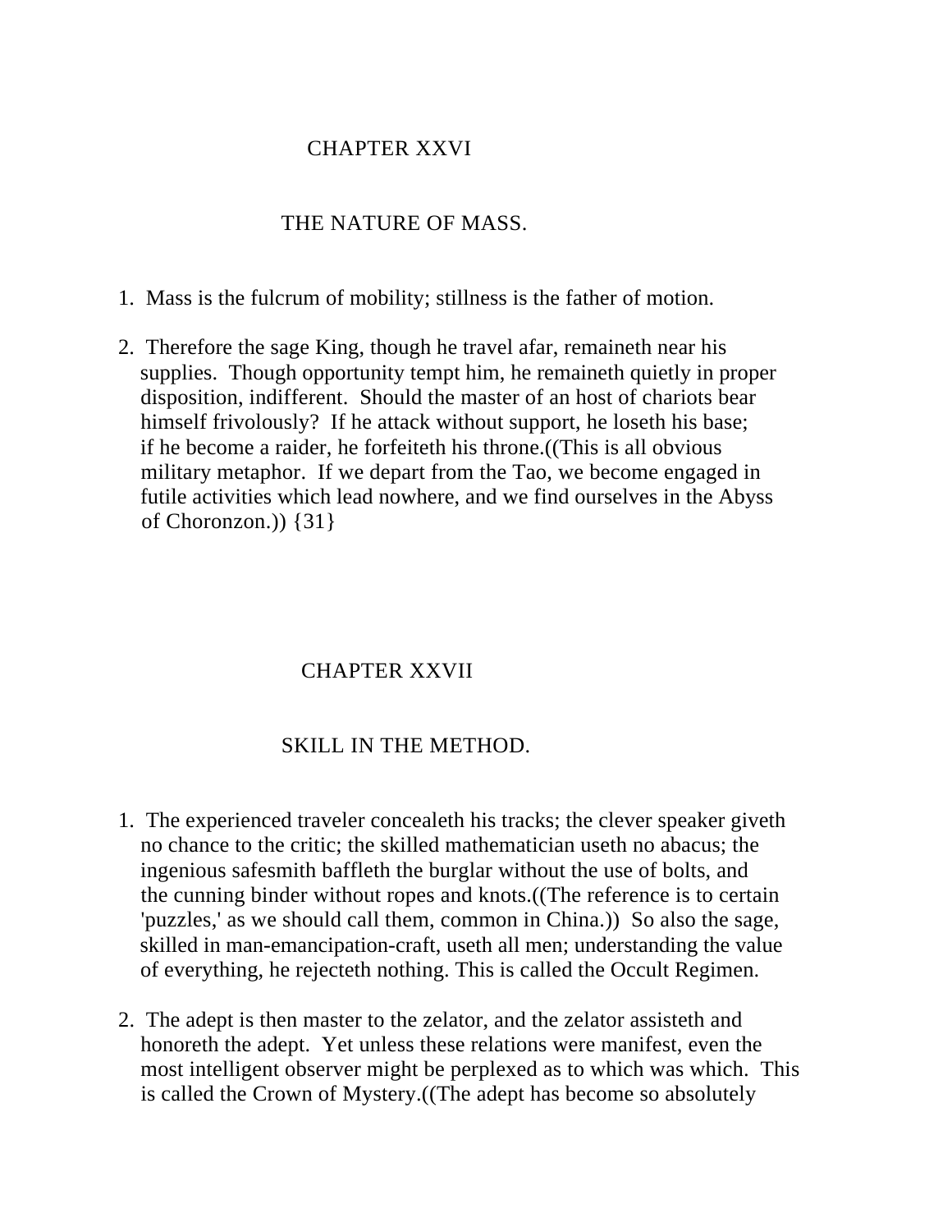## CHAPTER XXVI

## THE NATURE OF MASS.

1. Mass is the fulcrum of mobility; stillness is the father of motion.

2. Therefore the sage King, though he travel afar, remaineth near his supplies. Though opportunity tempt him, he remaineth quietly in proper disposition, indifferent. Should the master of an host of chariots bear himself frivolously? If he attack without support, he loseth his base; if he become a raider, he forfeiteth his throne.((This is all obvious military metaphor. If we depart from the Tao, we become engaged in futile activities which lead nowhere, and we find ourselves in the Abyss of Choronzon.)) {31}

## CHAPTER XXVII

## SKILL IN THE METHOD.

1. The experienced traveler concealeth his tracks; the clever speaker giveth no chance to the critic; the skilled mathematician useth no abacus; the ingenious safesmith baffleth the burglar without the use of bolts, and the cunning binder without ropes and knots.((The reference is to certain 'puzzles,' as we should call them, common in China.)) So also the sage, skilled in man-emancipation-craft, useth all men; understanding the value of everything, he rejecteth nothing. This is called the Occult Regimen.

2. The adept is then master to the zelator, and the zelator assisteth and honoreth the adept. Yet unless these relations were manifest, even the most intelligent observer might be perplexed as to which was which. This is called the Crown of Mystery.((The adept has become so absolutely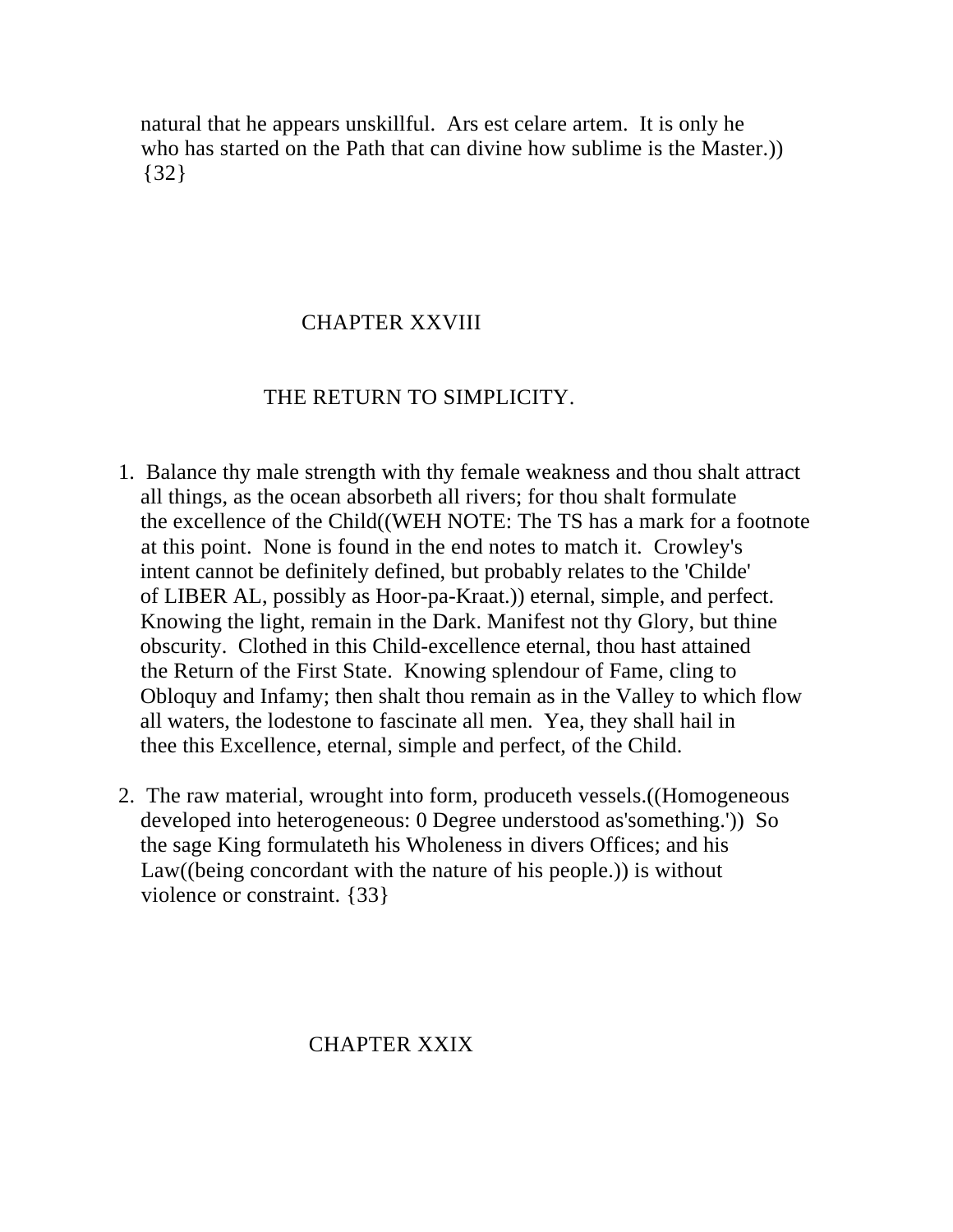natural that he appears unskillful. Ars est celare artem. It is only he who has started on the Path that can divine how sublime is the Master.)) {32}

## CHAPTER XXVIII

## THE RETURN TO SIMPLICITY.

1. Balance thy male strength with thy female weakness and thou shalt attract all things, as the ocean absorbeth all rivers; for thou shalt formulate the excellence of the Child((WEH NOTE: The TS has a mark for a footnote at this point. None is found in the end notes to match it. Crowley's intent cannot be definitely defined, but probably relates to the 'Childe' of LIBER AL, possibly as Hoor-pa-Kraat.)) eternal, simple, and perfect. Knowing the light, remain in the Dark. Manifest not thy Glory, but thine obscurity. Clothed in this Child-excellence eternal, thou hast attained the Return of the First State. Knowing splendour of Fame, cling to Obloquy and Infamy; then shalt thou remain as in the Valley to which flow all waters, the lodestone to fascinate all men. Yea, they shall hail in thee this Excellence, eternal, simple and perfect, of the Child.

2. The raw material, wrought into form, produceth vessels.((Homogeneous developed into heterogeneous: 0 Degree understood as'something.')) So the sage King formulateth his Wholeness in divers Offices; and his Law((being concordant with the nature of his people.)) is without violence or constraint. {33}

## CHAPTER XXIX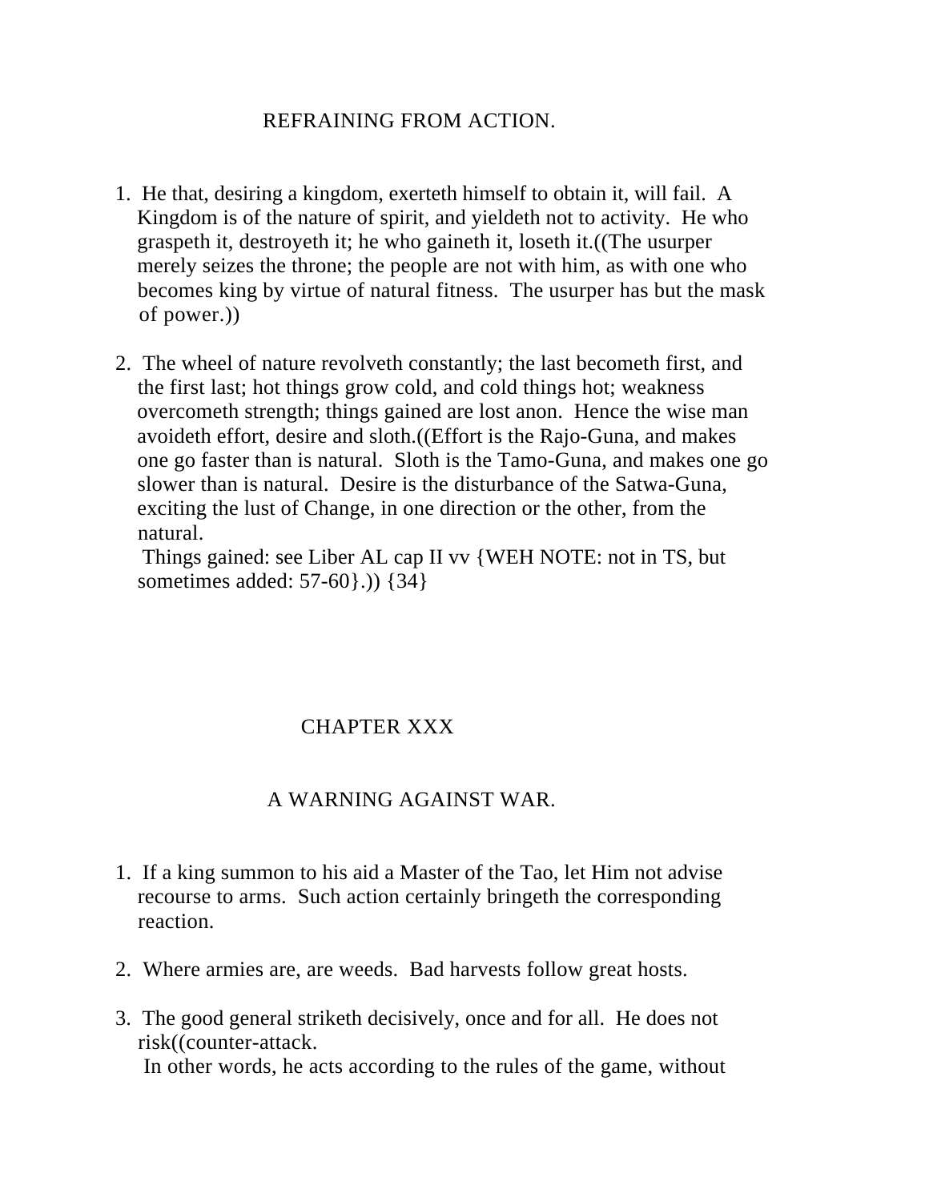## REFRAINING FROM ACTION.

1. He that, desiring a kingdom, exerteth himself to obtain it, will fail. A Kingdom is of the nature of spirit, and yieldeth not to activity. He who graspeth it, destroyeth it; he who gaineth it, loseth it.((The usurper merely seizes the throne; the people are not with him, as with one who becomes king by virtue of natural fitness. The usurper has but the mask of power.))

2. The wheel of nature revolveth constantly; the last becometh first, and the first last; hot things grow cold, and cold things hot; weakness overcometh strength; things gained are lost anon. Hence the wise man avoideth effort, desire and sloth.((Effort is the Rajo-Guna, and makes one go faster than is natural. Sloth is the Tamo-Guna, and makes one go slower than is natural. Desire is the disturbance of the Satwa-Guna, exciting the lust of Change, in one direction or the other, from the natural.
   Things gained: see Liber AL cap II vv {WEH NOTE: not in TS, but sometimes added: 57-60}.)) {34}

# CHAPTER XXX

## A WARNING AGAINST WAR.

1. If a king summon to his aid a Master of the Tao, let Him not advise recourse to arms. Such action certainly bringeth the corresponding reaction.

2. Where armies are, are weeds. Bad harvests follow great hosts.

3. The good general striketh decisively, once and for all. He does not risk((counter-attack.
   In other words, he acts according to the rules of the game, without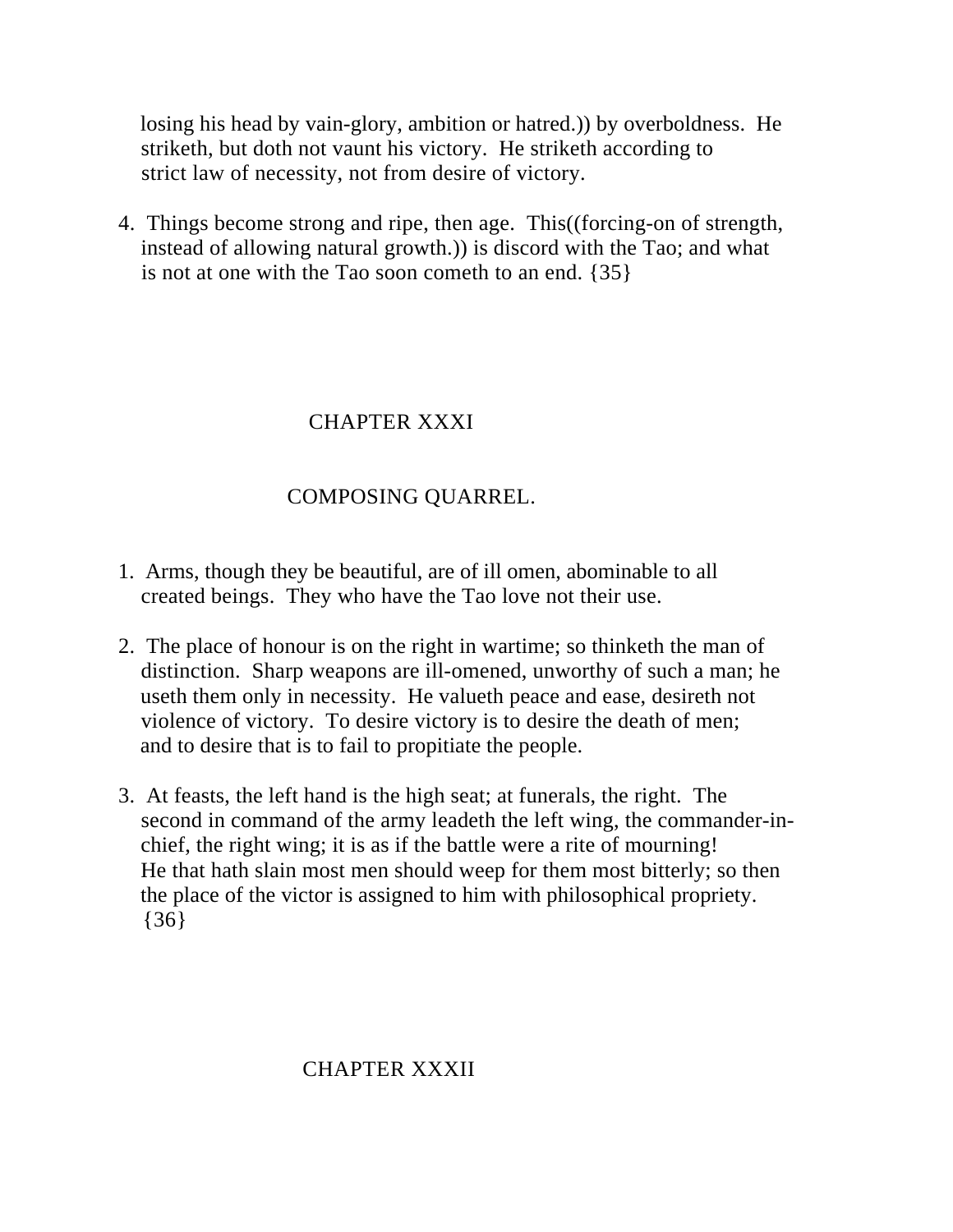losing his head by vain-glory, ambition or hatred.)) by overboldness. He striketh, but doth not vaunt his victory. He striketh according to strict law of necessity, not from desire of victory.

4. Things become strong and ripe, then age. This((forcing-on of strength, instead of allowing natural growth.)) is discord with the Tao; and what is not at one with the Tao soon cometh to an end. {35}

## CHAPTER XXXI

## COMPOSING QUARREL.

1. Arms, though they be beautiful, are of ill omen, abominable to all created beings. They who have the Tao love not their use.

2. The place of honour is on the right in wartime; so thinketh the man of distinction. Sharp weapons are ill-omened, unworthy of such a man; he useth them only in necessity. He valueth peace and ease, desireth not violence of victory. To desire victory is to desire the death of men; and to desire that is to fail to propitiate the people.

3. At feasts, the left hand is the high seat; at funerals, the right. The second in command of the army leadeth the left wing, the commander-in-chief, the right wing; it is as if the battle were a rite of mourning! He that hath slain most men should weep for them most bitterly; so then the place of the victor is assigned to him with philosophical propriety. {36}

## CHAPTER XXXII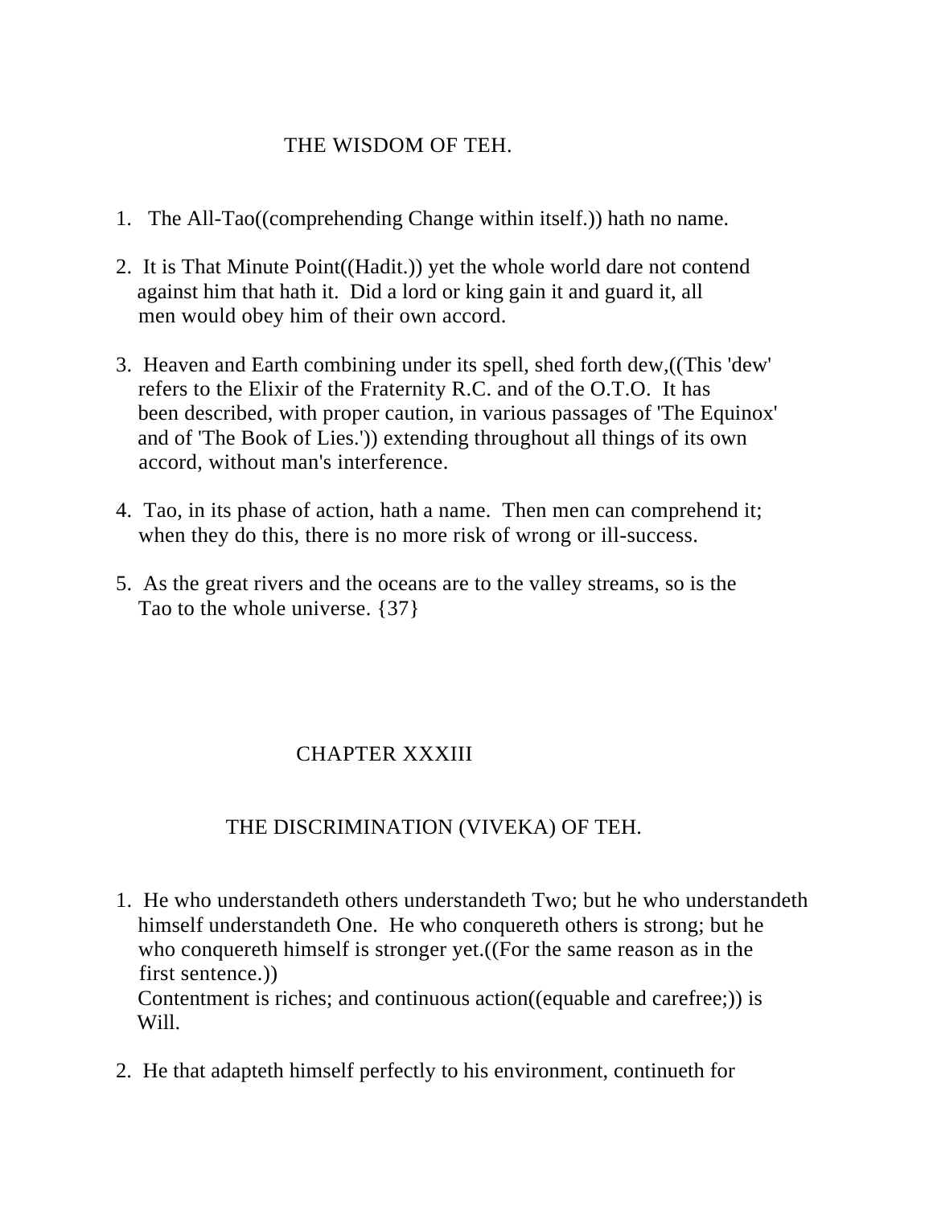## THE WISDOM OF TEH.

1. The All-Tao((comprehending Change within itself.)) hath no name.

2. It is That Minute Point((Hadit.)) yet the whole world dare not contend against him that hath it. Did a lord or king gain it and guard it, all men would obey him of their own accord.

3. Heaven and Earth combining under its spell, shed forth dew,((This 'dew' refers to the Elixir of the Fraternity R.C. and of the O.T.O. It has been described, with proper caution, in various passages of 'The Equinox' and of 'The Book of Lies.')) extending throughout all things of its own accord, without man's interference.

4. Tao, in its phase of action, hath a name. Then men can comprehend it; when they do this, there is no more risk of wrong or ill-success.

5. As the great rivers and the oceans are to the valley streams, so is the Tao to the whole universe. {37}

# CHAPTER XXXIII

## THE DISCRIMINATION (VIVEKA) OF TEH.

1. He who understandeth others understandeth Two; but he who understandeth himself understandeth One. He who conquereth others is strong; but he who conquereth himself is stronger yet.((For the same reason as in the first sentence.))
   Contentment is riches; and continuous action((equable and carefree;)) is Will.

2. He that adapteth himself perfectly to his environment, continueth for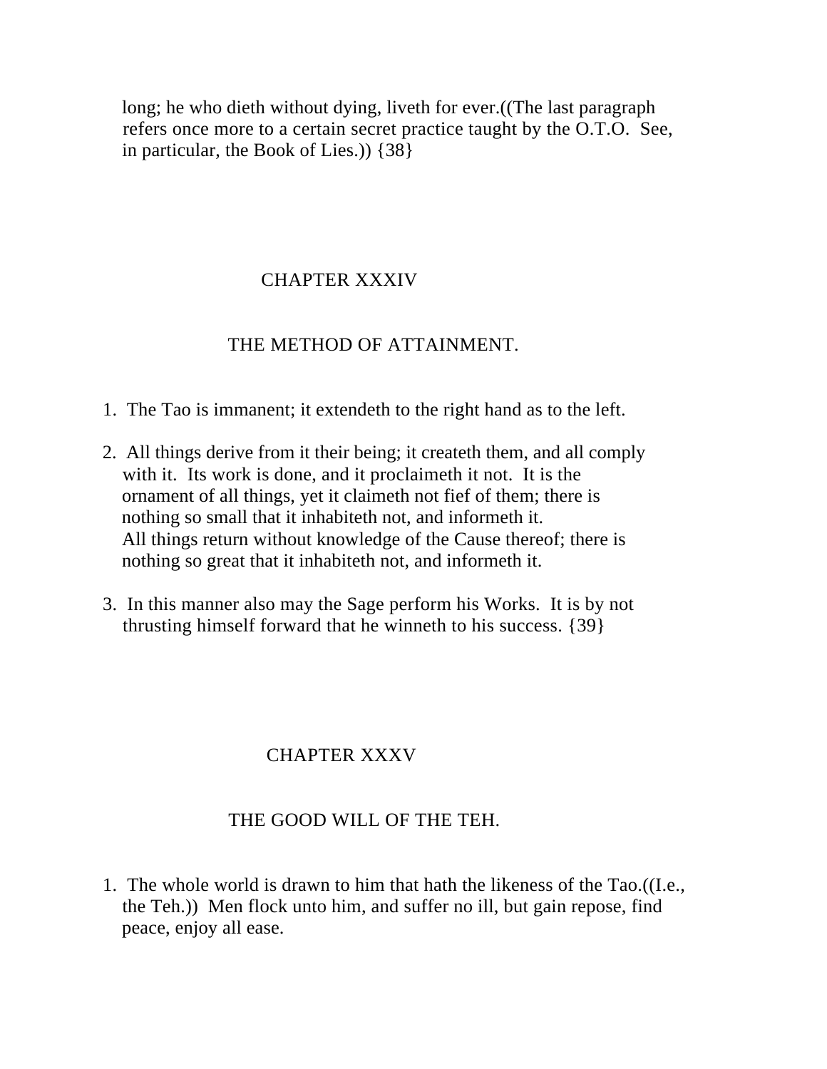long; he who dieth without dying, liveth for ever.((The last paragraph refers once more to a certain secret practice taught by the O.T.O. See, in particular, the Book of Lies.)) {38}

## CHAPTER XXXIV

## THE METHOD OF ATTAINMENT.

1. The Tao is immanent; it extendeth to the right hand as to the left.

2. All things derive from it their being; it createth them, and all comply with it. Its work is done, and it proclaimeth it not. It is the ornament of all things, yet it claimeth not fief of them; there is nothing so small that it inhabiteth not, and informeth it. All things return without knowledge of the Cause thereof; there is nothing so great that it inhabiteth not, and informeth it.

3. In this manner also may the Sage perform his Works. It is by not thrusting himself forward that he winneth to his success. {39}

## CHAPTER XXXV

## THE GOOD WILL OF THE TEH.

1. The whole world is drawn to him that hath the likeness of the Tao.((I.e., the Teh.)) Men flock unto him, and suffer no ill, but gain repose, find peace, enjoy all ease.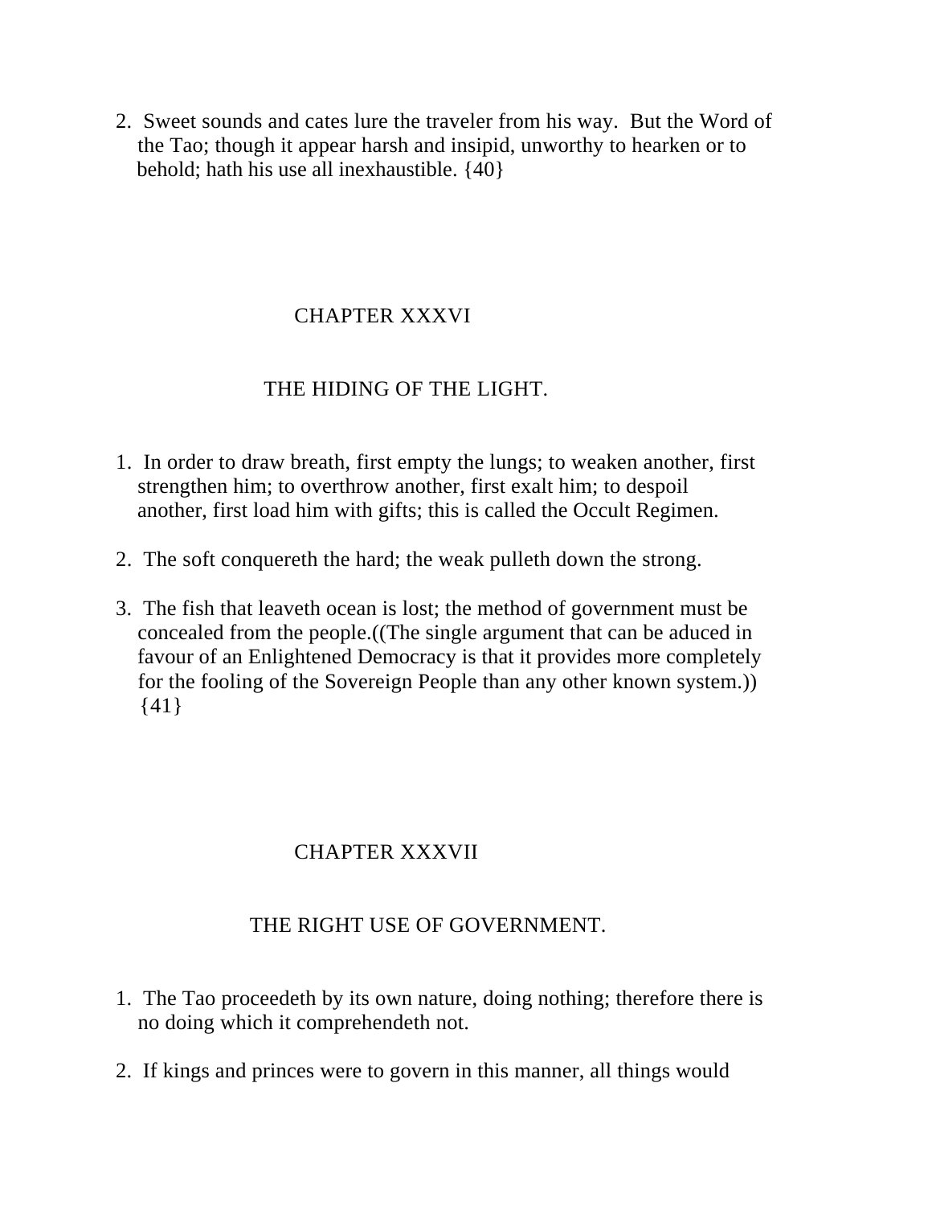2. Sweet sounds and cates lure the traveler from his way. But the Word of the Tao; though it appear harsh and insipid, unworthy to hearken or to behold; hath his use all inexhaustible. {40}

## CHAPTER XXXVI

### THE HIDING OF THE LIGHT.

1. In order to draw breath, first empty the lungs; to weaken another, first strengthen him; to overthrow another, first exalt him; to despoil another, first load him with gifts; this is called the Occult Regimen.

2. The soft conquereth the hard; the weak pulleth down the strong.

3. The fish that leaveth ocean is lost; the method of government must be concealed from the people.((The single argument that can be aduced in favour of an Enlightened Democracy is that it provides more completely for the fooling of the Sovereign People than any other known system.)) {41}

## CHAPTER XXXVII

### THE RIGHT USE OF GOVERNMENT.

1. The Tao proceedeth by its own nature, doing nothing; therefore there is no doing which it comprehendeth not.

2. If kings and princes were to govern in this manner, all things would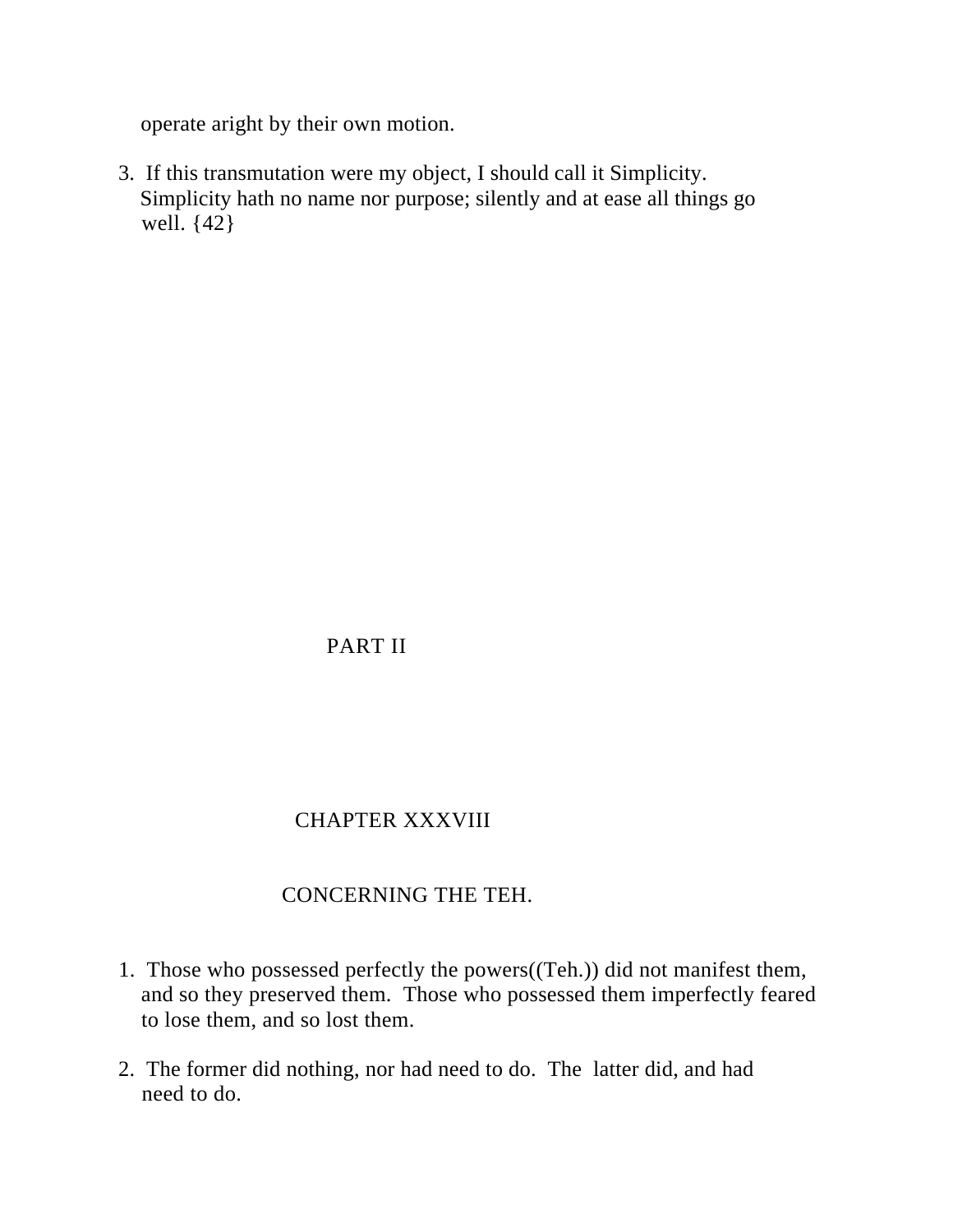operate aright by their own motion.

3. If this transmutation were my object, I should call it Simplicity. Simplicity hath no name nor purpose; silently and at ease all things go well. {42}

# PART II

## CHAPTER XXXVIII

### CONCERNING THE TEH.

1. Those who possessed perfectly the powers((Teh.)) did not manifest them, and so they preserved them. Those who possessed them imperfectly feared to lose them, and so lost them.

2. The former did nothing, nor had need to do. The latter did, and had need to do.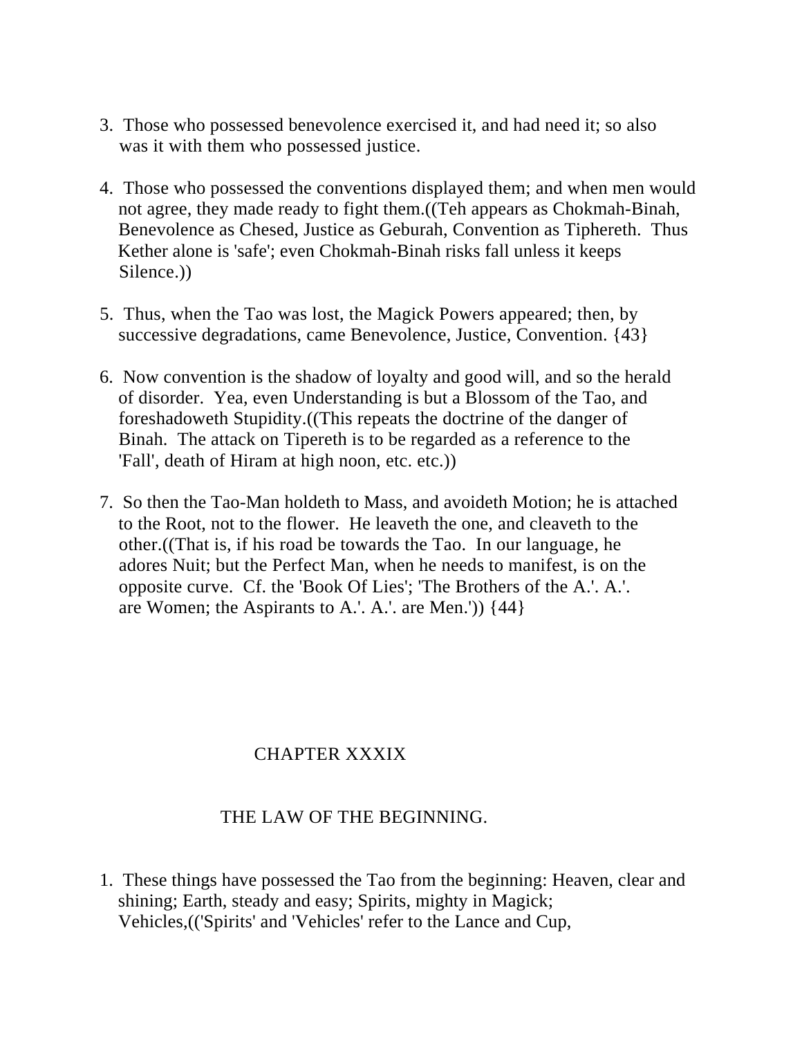3. Those who possessed benevolence exercised it, and had need it; so also was it with them who possessed justice.

4. Those who possessed the conventions displayed them; and when men would not agree, they made ready to fight them.((Teh appears as Chokmah-Binah, Benevolence as Chesed, Justice as Geburah, Convention as Tiphereth. Thus Kether alone is 'safe'; even Chokmah-Binah risks fall unless it keeps Silence.))

5. Thus, when the Tao was lost, the Magick Powers appeared; then, by successive degradations, came Benevolence, Justice, Convention. {43}

6. Now convention is the shadow of loyalty and good will, and so the herald of disorder. Yea, even Understanding is but a Blossom of the Tao, and foreshadoweth Stupidity.((This repeats the doctrine of the danger of Binah. The attack on Tipereth is to be regarded as a reference to the 'Fall', death of Hiram at high noon, etc. etc.))

7. So then the Tao-Man holdeth to Mass, and avoideth Motion; he is attached to the Root, not to the flower. He leaveth the one, and cleaveth to the other.((That is, if his road be towards the Tao. In our language, he adores Nuit; but the Perfect Man, when he needs to manifest, is on the opposite curve. Cf. the 'Book Of Lies'; 'The Brothers of the A.'. A.'. are Women; the Aspirants to A.'. A.'. are Men.')) {44}

## CHAPTER XXXIX

### THE LAW OF THE BEGINNING.

1. These things have possessed the Tao from the beginning: Heaven, clear and shining; Earth, steady and easy; Spirits, mighty in Magick; Vehicles,(('Spirits' and 'Vehicles' refer to the Lance and Cup,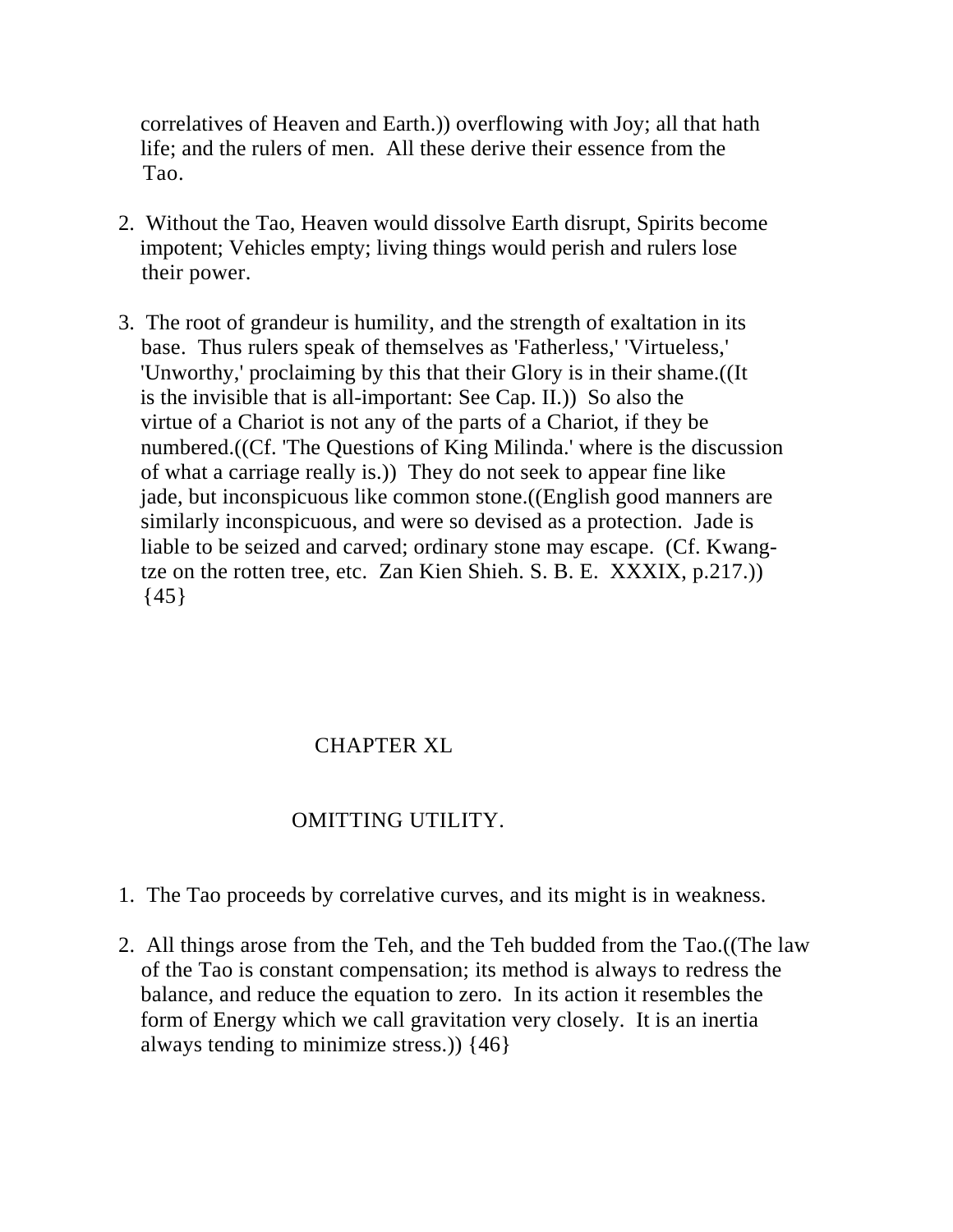correlatives of Heaven and Earth.)) overflowing with Joy; all that hath life; and the rulers of men. All these derive their essence from the Tao.

2. Without the Tao, Heaven would dissolve Earth disrupt, Spirits become impotent; Vehicles empty; living things would perish and rulers lose their power.

3. The root of grandeur is humility, and the strength of exaltation in its base. Thus rulers speak of themselves as 'Fatherless,' 'Virtueless,' 'Unworthy,' proclaiming by this that their Glory is in their shame.((It is the invisible that is all-important: See Cap. II.)) So also the virtue of a Chariot is not any of the parts of a Chariot, if they be numbered.((Cf. 'The Questions of King Milinda.' where is the discussion of what a carriage really is.)) They do not seek to appear fine like jade, but inconspicuous like common stone.((English good manners are similarly inconspicuous, and were so devised as a protection. Jade is liable to be seized and carved; ordinary stone may escape. (Cf. Kwang-tze on the rotten tree, etc. Zan Kien Shieh. S. B. E. XXXIX, p.217.)) {45}

## CHAPTER XL

## OMITTING UTILITY.

1. The Tao proceeds by correlative curves, and its might is in weakness.

2. All things arose from the Teh, and the Teh budded from the Tao.((The law of the Tao is constant compensation; its method is always to redress the balance, and reduce the equation to zero. In its action it resembles the form of Energy which we call gravitation very closely. It is an inertia always tending to minimize stress.)) {46}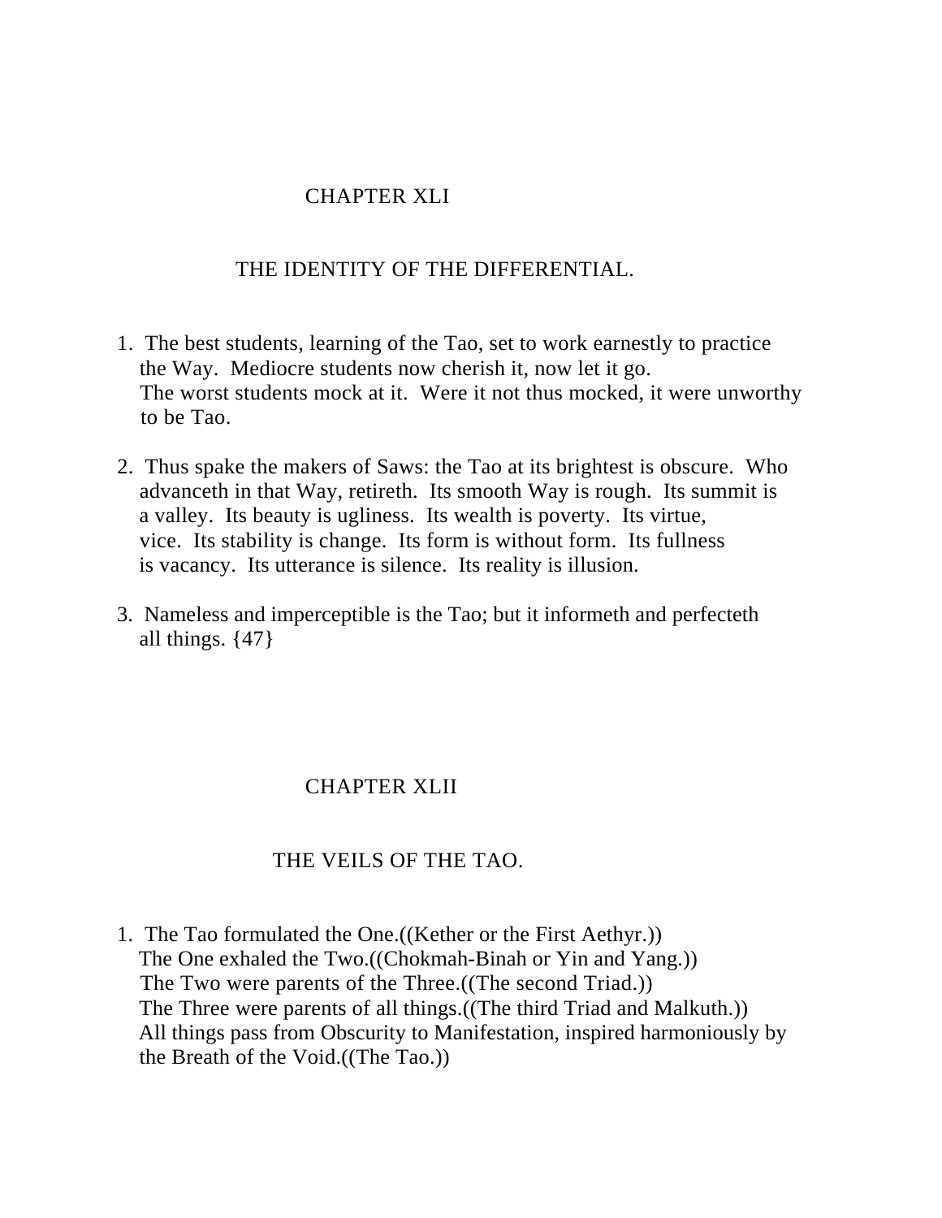# CHAPTER XLI

## THE IDENTITY OF THE DIFFERENTIAL.

1. The best students, learning of the Tao, set to work earnestly to practice the Way. Mediocre students now cherish it, now let it go. The worst students mock at it. Were it not thus mocked, it were unworthy to be Tao.

2. Thus spake the makers of Saws: the Tao at its brightest is obscure. Who advanceth in that Way, retireth. Its smooth Way is rough. Its summit is a valley. Its beauty is ugliness. Its wealth is poverty. Its virtue, vice. Its stability is change. Its form is without form. Its fullness is vacancy. Its utterance is silence. Its reality is illusion.

3. Nameless and imperceptible is the Tao; but it informeth and perfecteth all things. {47}

# CHAPTER XLII

## THE VEILS OF THE TAO.

1. The Tao formulated the One.((Kether or the First Aethyr.))
The One exhaled the Two.((Chokmah-Binah or Yin and Yang.))
The Two were parents of the Three.((The second Triad.))
The Three were parents of all things.((The third Triad and Malkuth.))
All things pass from Obscurity to Manifestation, inspired harmoniously by the Breath of the Void.((The Tao.))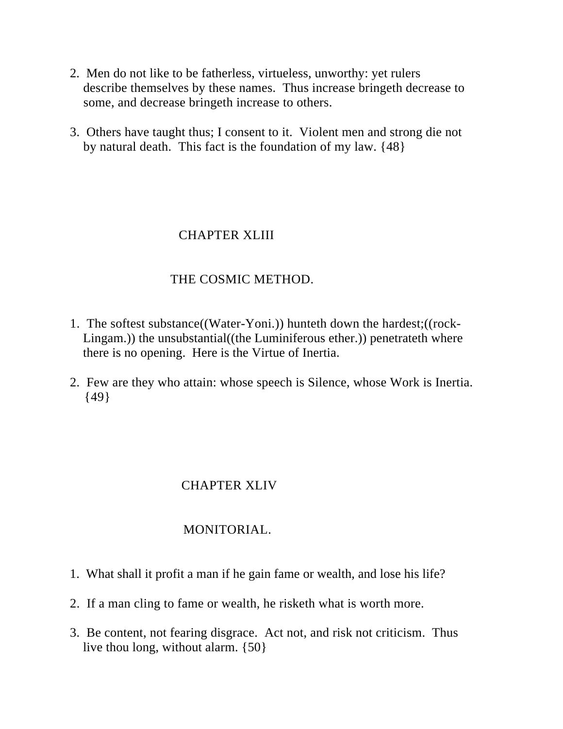2. Men do not like to be fatherless, virtueless, unworthy: yet rulers describe themselves by these names. Thus increase bringeth decrease to some, and decrease bringeth increase to others.

3. Others have taught thus; I consent to it. Violent men and strong die not by natural death. This fact is the foundation of my law. {48}

## CHAPTER XLIII

## THE COSMIC METHOD.

1. The softest substance((Water-Yoni.)) hunteth down the hardest;((rock-Lingam.)) the unsubstantial((the Luminiferous ether.)) penetrateth where there is no opening. Here is the Virtue of Inertia.

2. Few are they who attain: whose speech is Silence, whose Work is Inertia. {49}

## CHAPTER XLIV

## MONITORIAL.

1. What shall it profit a man if he gain fame or wealth, and lose his life?

2. If a man cling to fame or wealth, he risketh what is worth more.

3. Be content, not fearing disgrace. Act not, and risk not criticism. Thus live thou long, without alarm. {50}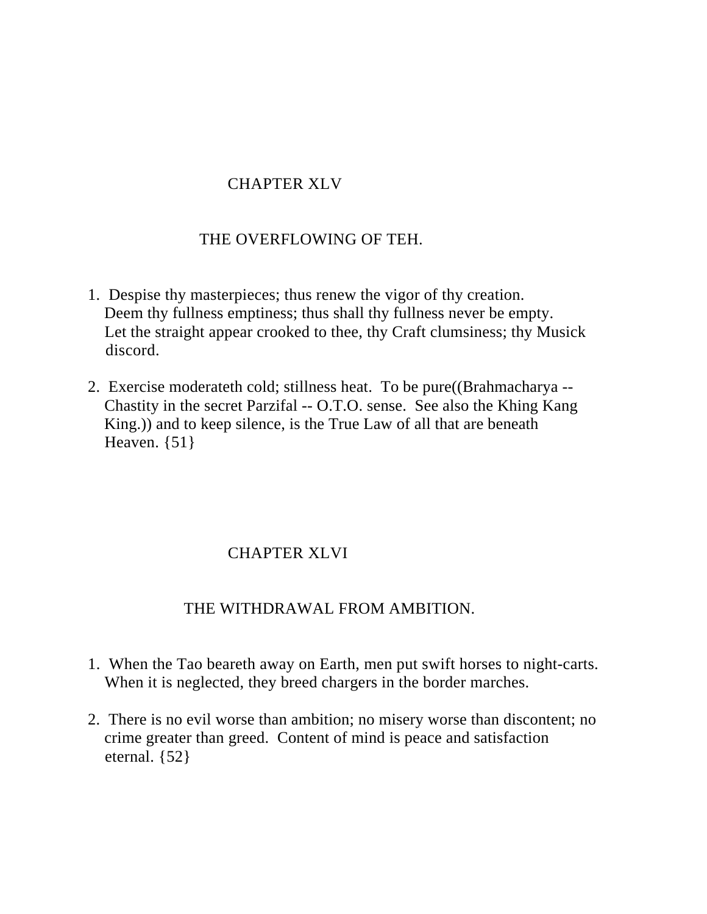## CHAPTER XLV

### THE OVERFLOWING OF TEH.

1. Despise thy masterpieces; thus renew the vigor of thy creation. Deem thy fullness emptiness; thus shall thy fullness never be empty. Let the straight appear crooked to thee, thy Craft clumsiness; thy Musick discord.

2. Exercise moderateth cold; stillness heat. To be pure((Brahmacharya -- Chastity in the secret Parzifal -- O.T.O. sense. See also the Khing Kang King.)) and to keep silence, is the True Law of all that are beneath Heaven. {51}

## CHAPTER XLVI

### THE WITHDRAWAL FROM AMBITION.

1. When the Tao beareth away on Earth, men put swift horses to night-carts. When it is neglected, they breed chargers in the border marches.

2. There is no evil worse than ambition; no misery worse than discontent; no crime greater than greed. Content of mind is peace and satisfaction eternal. {52}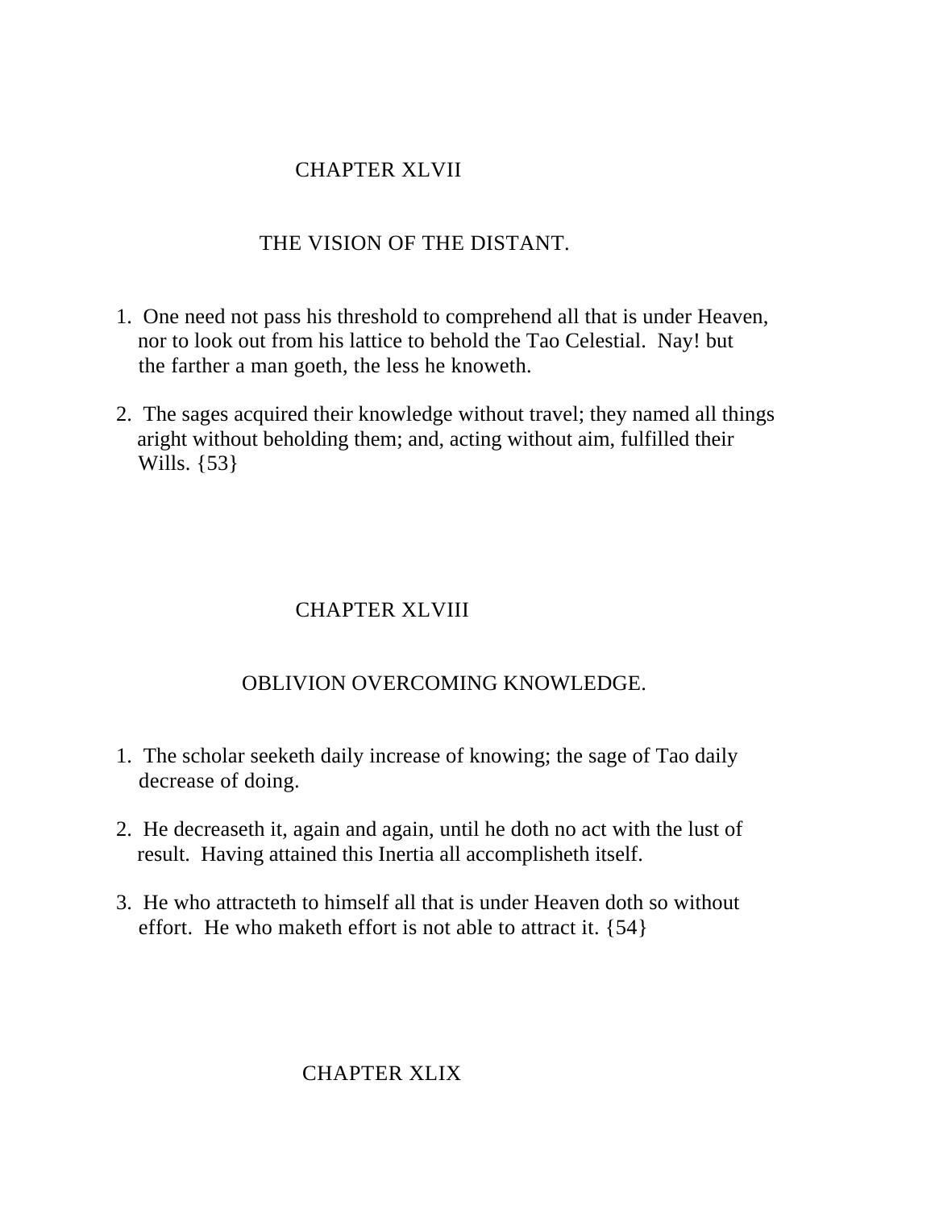# CHAPTER XLVII

## THE VISION OF THE DISTANT.

1. One need not pass his threshold to comprehend all that is under Heaven, nor to look out from his lattice to behold the Tao Celestial. Nay! but the farther a man goeth, the less he knoweth.

2. The sages acquired their knowledge without travel; they named all things aright without beholding them; and, acting without aim, fulfilled their Wills. {53}

# CHAPTER XLVIII

## OBLIVION OVERCOMING KNOWLEDGE.

1. The scholar seeketh daily increase of knowing; the sage of Tao daily decrease of doing.

2. He decreaseth it, again and again, until he doth no act with the lust of result. Having attained this Inertia all accomplisheth itself.

3. He who attracteth to himself all that is under Heaven doth so without effort. He who maketh effort is not able to attract it. {54}

# CHAPTER XLIX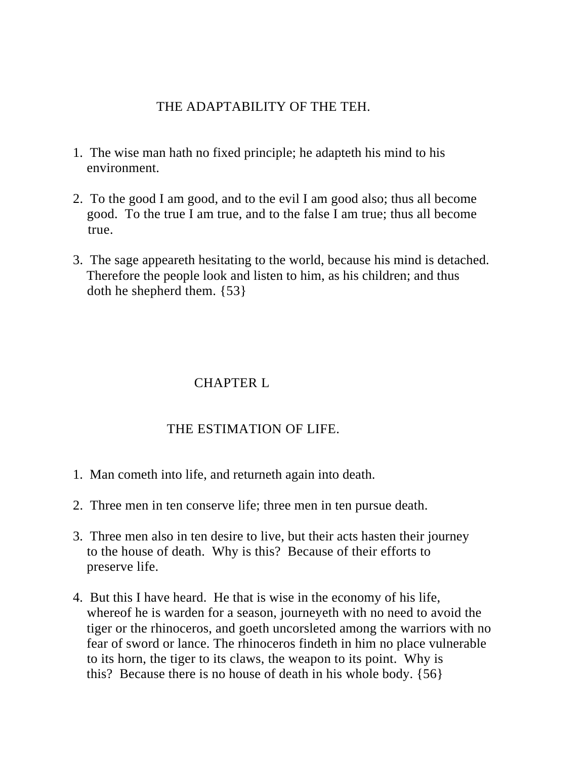## THE ADAPTABILITY OF THE TEH.

1. The wise man hath no fixed principle; he adapteth his mind to his environment.

2. To the good I am good, and to the evil I am good also; thus all become good. To the true I am true, and to the false I am true; thus all become true.

3. The sage appeareth hesitating to the world, because his mind is detached. Therefore the people look and listen to him, as his children; and thus doth he shepherd them. {53}

# CHAPTER L

## THE ESTIMATION OF LIFE.

1. Man cometh into life, and returneth again into death.

2. Three men in ten conserve life; three men in ten pursue death.

3. Three men also in ten desire to live, but their acts hasten their journey to the house of death. Why is this? Because of their efforts to preserve life.

4. But this I have heard. He that is wise in the economy of his life, whereof he is warden for a season, journeyeth with no need to avoid the tiger or the rhinoceros, and goeth uncorsleted among the warriors with no fear of sword or lance. The rhinoceros findeth in him no place vulnerable to its horn, the tiger to its claws, the weapon to its point. Why is this? Because there is no house of death in his whole body. {56}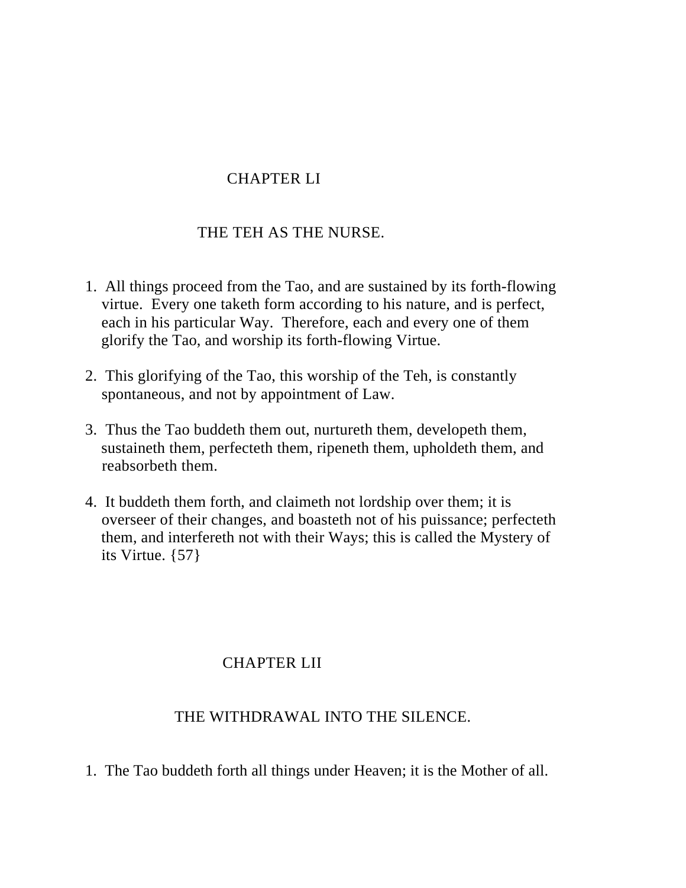## CHAPTER LI

### THE TEH AS THE NURSE.

1. All things proceed from the Tao, and are sustained by its forth-flowing virtue. Every one taketh form according to his nature, and is perfect, each in his particular Way. Therefore, each and every one of them glorify the Tao, and worship its forth-flowing Virtue.

2. This glorifying of the Tao, this worship of the Teh, is constantly spontaneous, and not by appointment of Law.

3. Thus the Tao buddeth them out, nurtureth them, developeth them, sustaineth them, perfecteth them, ripeneth them, upholdeth them, and reabsorbeth them.

4. It buddeth them forth, and claimeth not lordship over them; it is overseer of their changes, and boasteth not of his puissance; perfecteth them, and interfereth not with their Ways; this is called the Mystery of its Virtue. {57}

## CHAPTER LII

### THE WITHDRAWAL INTO THE SILENCE.

1. The Tao buddeth forth all things under Heaven; it is the Mother of all.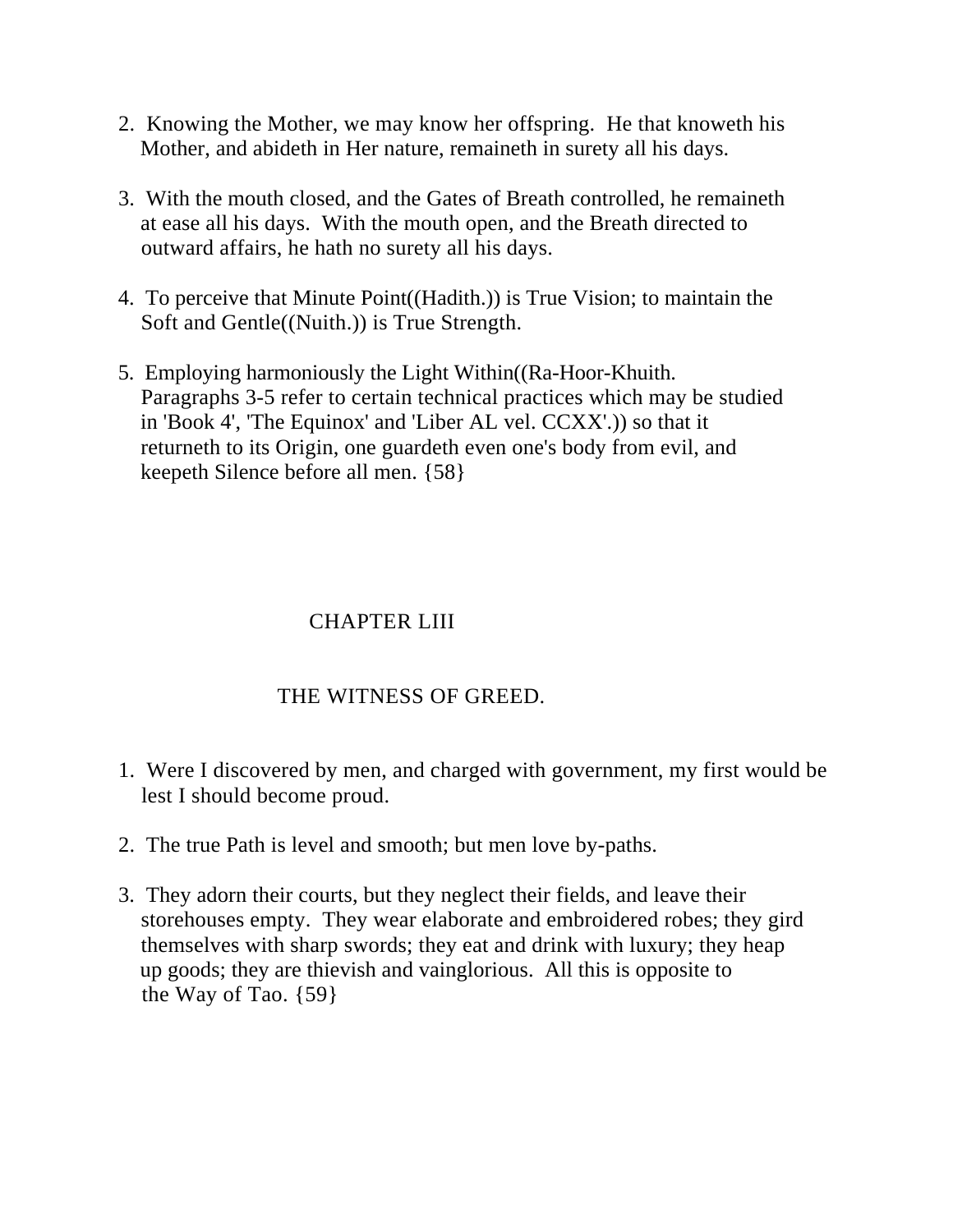2. Knowing the Mother, we may know her offspring. He that knoweth his Mother, and abideth in Her nature, remaineth in surety all his days.

3. With the mouth closed, and the Gates of Breath controlled, he remaineth at ease all his days. With the mouth open, and the Breath directed to outward affairs, he hath no surety all his days.

4. To perceive that Minute Point((Hadith.)) is True Vision; to maintain the Soft and Gentle((Nuith.)) is True Strength.

5. Employing harmoniously the Light Within((Ra-Hoor-Khuith. Paragraphs 3-5 refer to certain technical practices which may be studied in 'Book 4', 'The Equinox' and 'Liber AL vel. CCXX'.)) so that it returneth to its Origin, one guardeth even one's body from evil, and keepeth Silence before all men. {58}

## CHAPTER LIII

## THE WITNESS OF GREED.

1. Were I discovered by men, and charged with government, my first would be lest I should become proud.

2. The true Path is level and smooth; but men love by-paths.

3. They adorn their courts, but they neglect their fields, and leave their storehouses empty. They wear elaborate and embroidered robes; they gird themselves with sharp swords; they eat and drink with luxury; they heap up goods; they are thievish and vainglorious. All this is opposite to the Way of Tao. {59}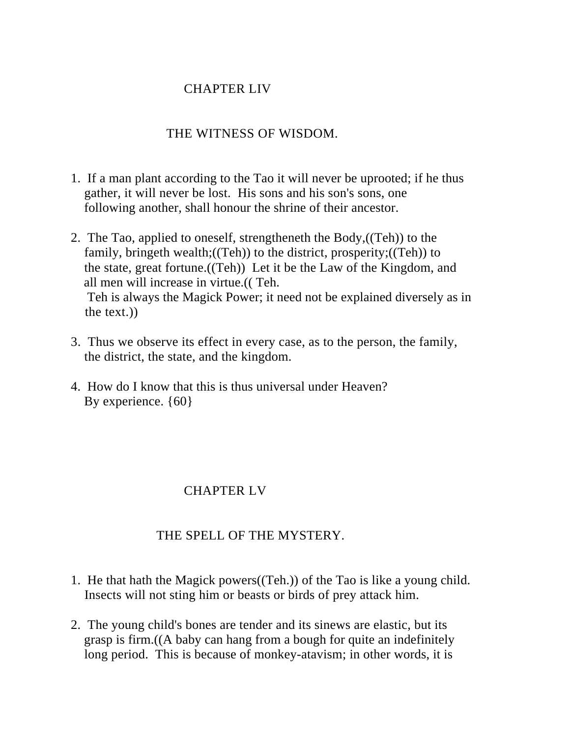## CHAPTER LIV

### THE WITNESS OF WISDOM.

1. If a man plant according to the Tao it will never be uprooted; if he thus gather, it will never be lost. His sons and his son's sons, one following another, shall honour the shrine of their ancestor.

2. The Tao, applied to oneself, strengtheneth the Body,((Teh)) to the family, bringeth wealth;((Teh)) to the district, prosperity;((Teh)) to the state, great fortune.((Teh)) Let it be the Law of the Kingdom, and all men will increase in virtue.(( Teh.
   Teh is always the Magick Power; it need not be explained diversely as in the text.))

3. Thus we observe its effect in every case, as to the person, the family, the district, the state, and the kingdom.

4. How do I know that this is thus universal under Heaven?
   By experience. {60}

## CHAPTER LV

### THE SPELL OF THE MYSTERY.

1. He that hath the Magick powers((Teh.)) of the Tao is like a young child. Insects will not sting him or beasts or birds of prey attack him.

2. The young child's bones are tender and its sinews are elastic, but its grasp is firm.((A baby can hang from a bough for quite an indefinitely long period. This is because of monkey-atavism; in other words, it is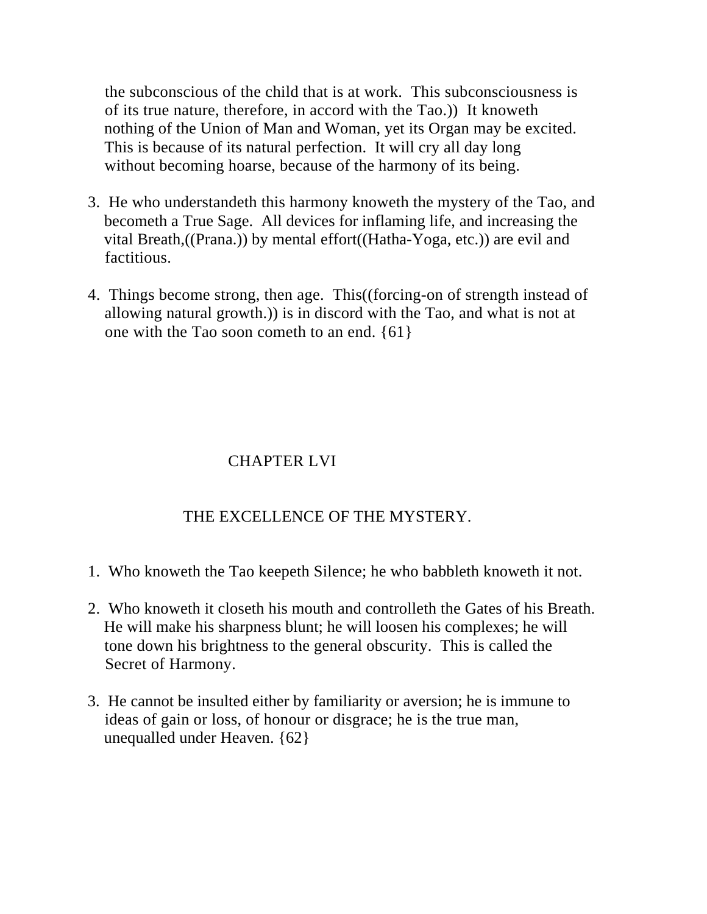the subconscious of the child that is at work. This subconsciousness is of its true nature, therefore, in accord with the Tao.)) It knoweth nothing of the Union of Man and Woman, yet its Organ may be excited. This is because of its natural perfection. It will cry all day long without becoming hoarse, because of the harmony of its being.

3. He who understandeth this harmony knoweth the mystery of the Tao, and becometh a True Sage. All devices for inflaming life, and increasing the vital Breath,((Prana.)) by mental effort((Hatha-Yoga, etc.)) are evil and factitious.

4. Things become strong, then age. This((forcing-on of strength instead of allowing natural growth.)) is in discord with the Tao, and what is not at one with the Tao soon cometh to an end. {61}

## CHAPTER LVI

### THE EXCELLENCE OF THE MYSTERY.

1. Who knoweth the Tao keepeth Silence; he who babbleth knoweth it not.

2. Who knoweth it closeth his mouth and controlleth the Gates of his Breath. He will make his sharpness blunt; he will loosen his complexes; he will tone down his brightness to the general obscurity. This is called the Secret of Harmony.

3. He cannot be insulted either by familiarity or aversion; he is immune to ideas of gain or loss, of honour or disgrace; he is the true man, unequalled under Heaven. {62}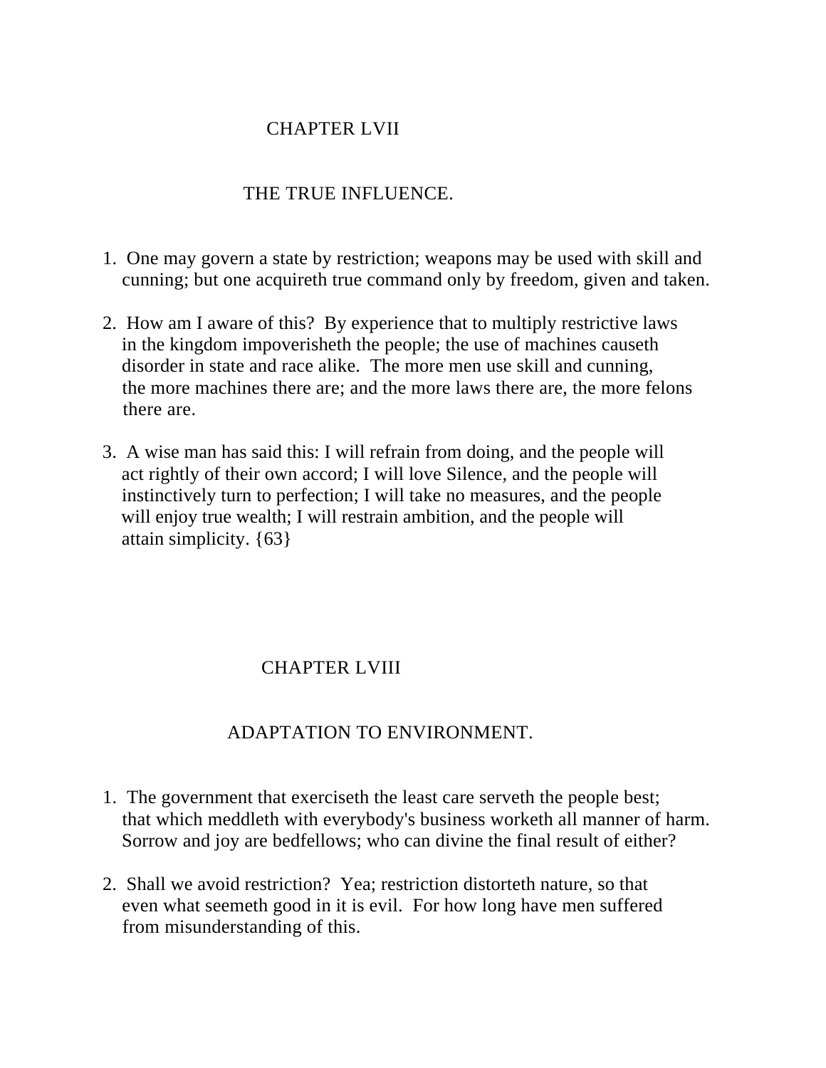## CHAPTER LVII

### THE TRUE INFLUENCE.

1. One may govern a state by restriction; weapons may be used with skill and cunning; but one acquireth true command only by freedom, given and taken.

2. How am I aware of this? By experience that to multiply restrictive laws in the kingdom impoverisheth the people; the use of machines causeth disorder in state and race alike. The more men use skill and cunning, the more machines there are; and the more laws there are, the more felons there are.

3. A wise man has said this: I will refrain from doing, and the people will act rightly of their own accord; I will love Silence, and the people will instinctively turn to perfection; I will take no measures, and the people will enjoy true wealth; I will restrain ambition, and the people will attain simplicity. {63}

## CHAPTER LVIII

### ADAPTATION TO ENVIRONMENT.

1. The government that exerciseth the least care serveth the people best; that which meddleth with everybody's business worketh all manner of harm. Sorrow and joy are bedfellows; who can divine the final result of either?

2. Shall we avoid restriction? Yea; restriction distorteth nature, so that even what seemeth good in it is evil. For how long have men suffered from misunderstanding of this.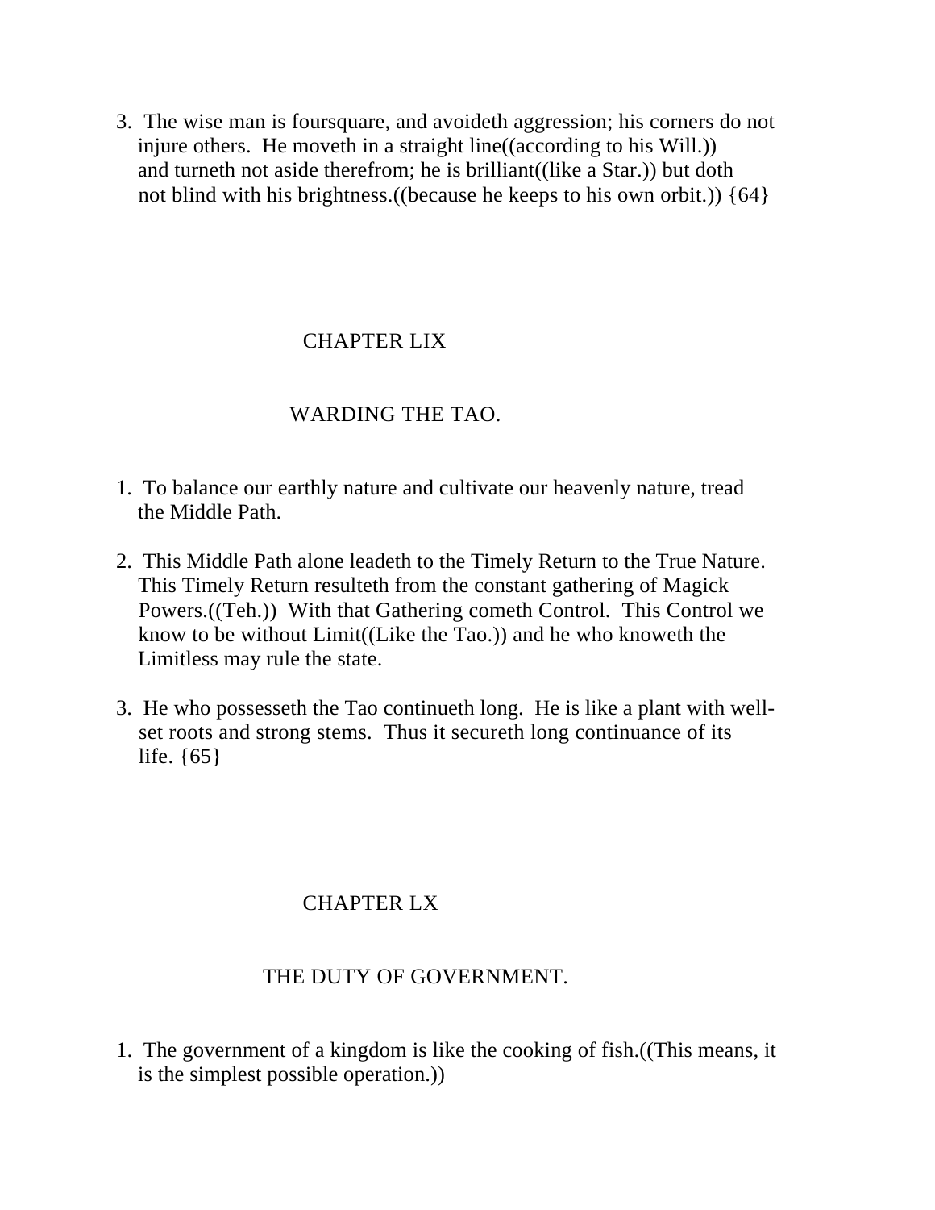3.  The wise man is foursquare, and avoideth aggression; his corners do not injure others.  He moveth in a straight line((according to his Will.)) and turneth not aside therefrom; he is brilliant((like a Star.)) but doth not blind with his brightness.((because he keeps to his own orbit.)) {64}

## CHAPTER LIX

## WARDING THE TAO.

1.  To balance our earthly nature and cultivate our heavenly nature, tread the Middle Path.

2.  This Middle Path alone leadeth to the Timely Return to the True Nature. This Timely Return resulteth from the constant gathering of Magick Powers.((Teh.))  With that Gathering cometh Control.  This Control we know to be without Limit((Like the Tao.)) and he who knoweth the Limitless may rule the state.

3.  He who possesseth the Tao continueth long.  He is like a plant with well-set roots and strong stems.  Thus it secureth long continuance of its life. {65}

## CHAPTER LX

## THE DUTY OF GOVERNMENT.

1.  The government of a kingdom is like the cooking of fish.((This means, it is the simplest possible operation.))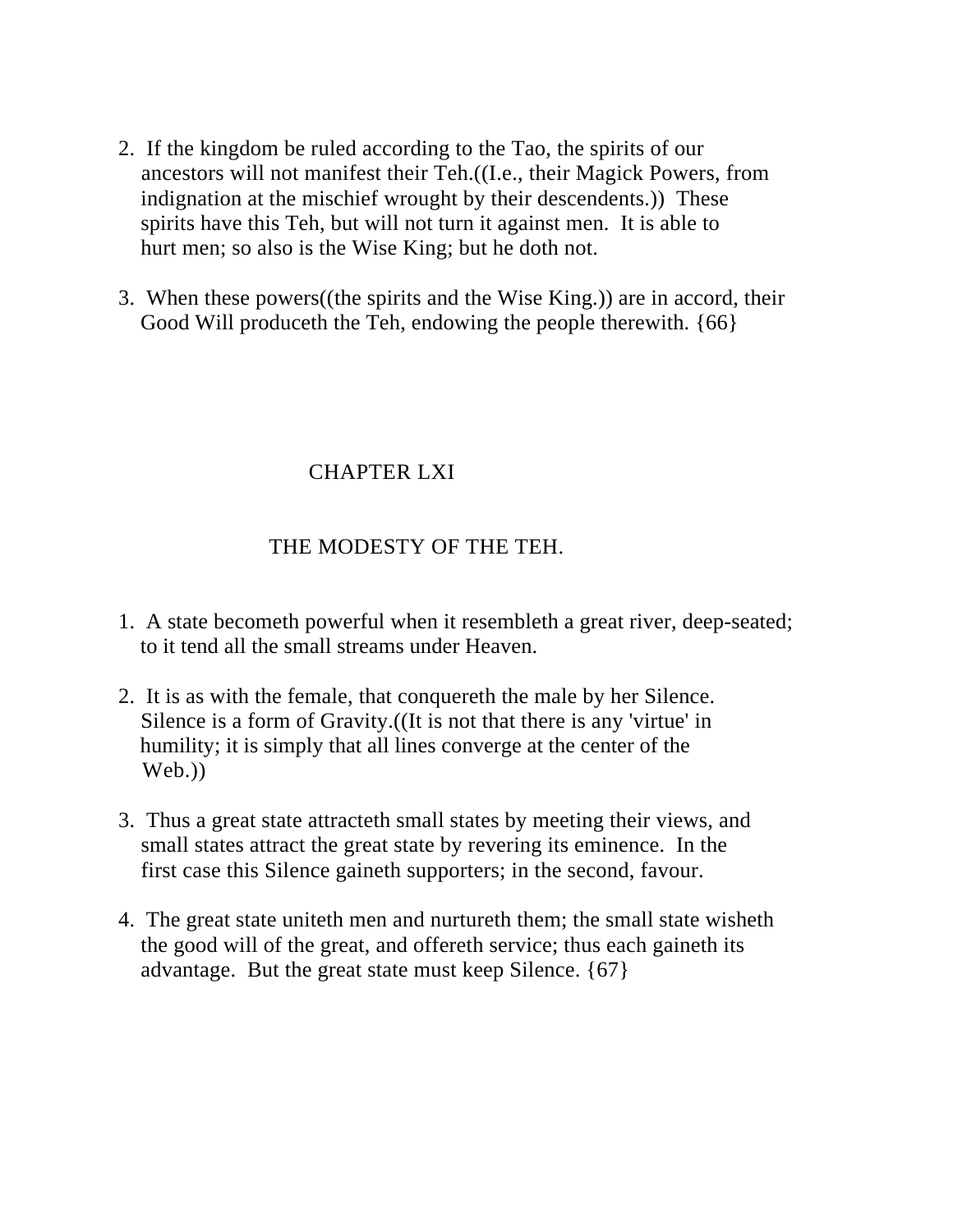2. If the kingdom be ruled according to the Tao, the spirits of our ancestors will not manifest their Teh.((I.e., their Magick Powers, from indignation at the mischief wrought by their descendents.)) These spirits have this Teh, but will not turn it against men. It is able to hurt men; so also is the Wise King; but he doth not.

3. When these powers((the spirits and the Wise King.)) are in accord, their Good Will produceth the Teh, endowing the people therewith. {66}

## CHAPTER LXI

### THE MODESTY OF THE TEH.

1. A state becometh powerful when it resembleth a great river, deep-seated; to it tend all the small streams under Heaven.

2. It is as with the female, that conquereth the male by her Silence. Silence is a form of Gravity.((It is not that there is any 'virtue' in humility; it is simply that all lines converge at the center of the Web.))

3. Thus a great state attracteth small states by meeting their views, and small states attract the great state by revering its eminence. In the first case this Silence gaineth supporters; in the second, favour.

4. The great state uniteth men and nurtureth them; the small state wisheth the good will of the great, and offereth service; thus each gaineth its advantage. But the great state must keep Silence. {67}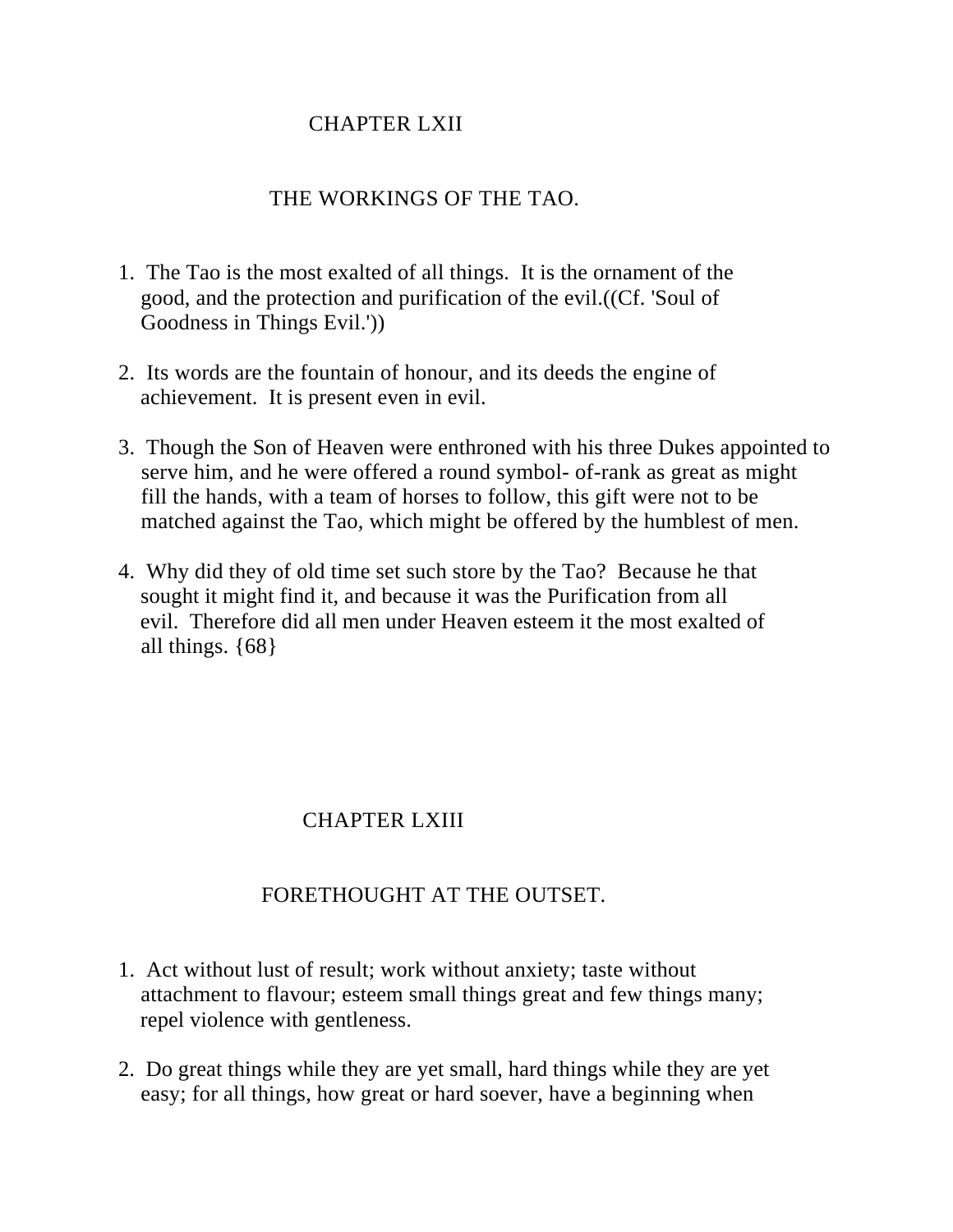## CHAPTER LXII

### THE WORKINGS OF THE TAO.

1. The Tao is the most exalted of all things. It is the ornament of the good, and the protection and purification of the evil.((Cf. 'Soul of Goodness in Things Evil.'))

2. Its words are the fountain of honour, and its deeds the engine of achievement. It is present even in evil.

3. Though the Son of Heaven were enthroned with his three Dukes appointed to serve him, and he were offered a round symbol- of-rank as great as might fill the hands, with a team of horses to follow, this gift were not to be matched against the Tao, which might be offered by the humblest of men.

4. Why did they of old time set such store by the Tao? Because he that sought it might find it, and because it was the Purification from all evil. Therefore did all men under Heaven esteem it the most exalted of all things. {68}

## CHAPTER LXIII

### FORETHOUGHT AT THE OUTSET.

1. Act without lust of result; work without anxiety; taste without attachment to flavour; esteem small things great and few things many; repel violence with gentleness.

2. Do great things while they are yet small, hard things while they are yet easy; for all things, how great or hard soever, have a beginning when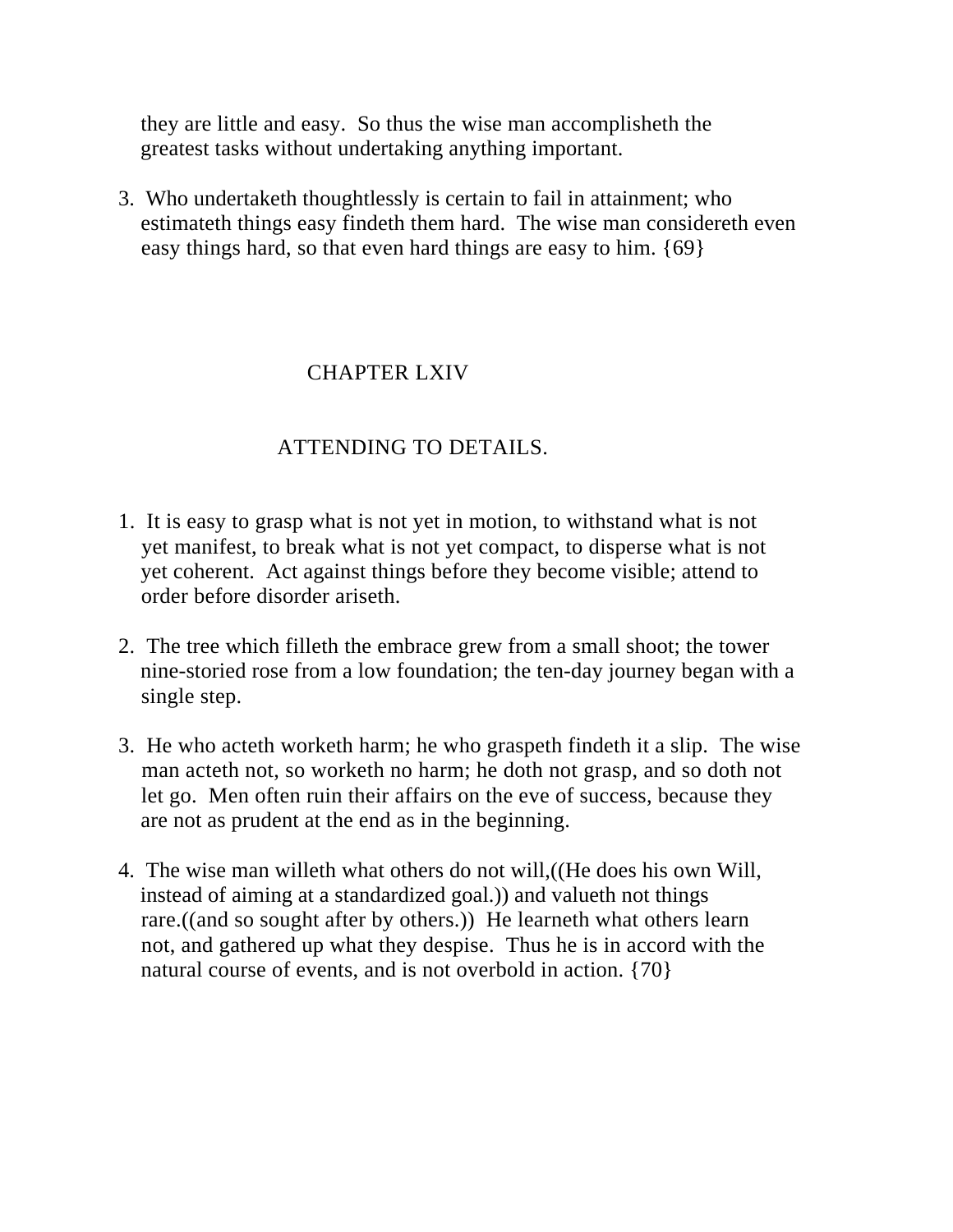they are little and easy. So thus the wise man accomplisheth the greatest tasks without undertaking anything important.

3. Who undertaketh thoughtlessly is certain to fail in attainment; who estimateth things easy findeth them hard. The wise man considereth even easy things hard, so that even hard things are easy to him. {69}

## CHAPTER LXIV

### ATTENDING TO DETAILS.

1. It is easy to grasp what is not yet in motion, to withstand what is not yet manifest, to break what is not yet compact, to disperse what is not yet coherent. Act against things before they become visible; attend to order before disorder ariseth.

2. The tree which filleth the embrace grew from a small shoot; the tower nine-storied rose from a low foundation; the ten-day journey began with a single step.

3. He who acteth worketh harm; he who graspeth findeth it a slip. The wise man acteth not, so worketh no harm; he doth not grasp, and so doth not let go. Men often ruin their affairs on the eve of success, because they are not as prudent at the end as in the beginning.

4. The wise man willeth what others do not will,((He does his own Will, instead of aiming at a standardized goal.)) and valueth not things rare.((and so sought after by others.)) He learneth what others learn not, and gathered up what they despise. Thus he is in accord with the natural course of events, and is not overbold in action. {70}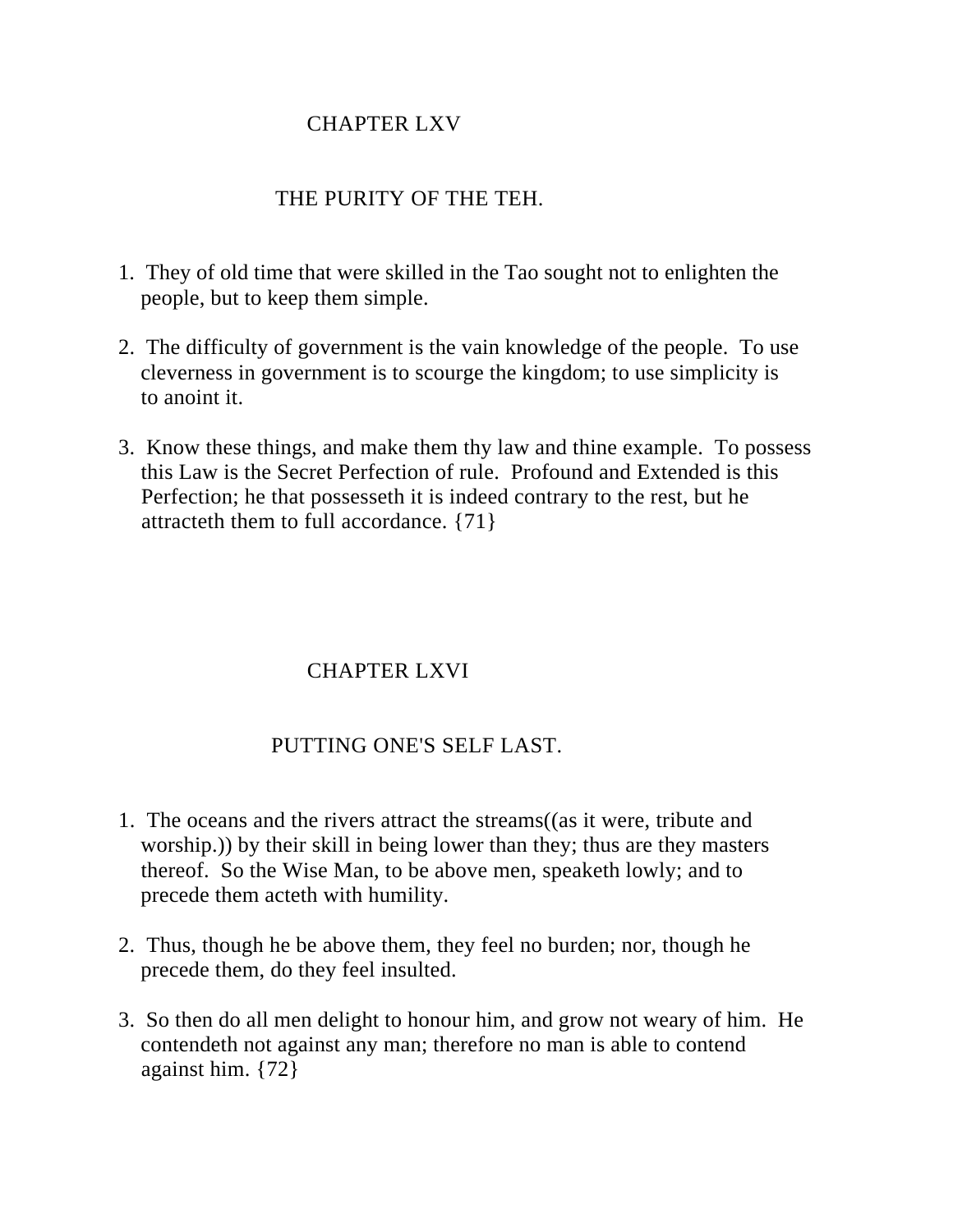# CHAPTER LXV

## THE PURITY OF THE TEH.

1. They of old time that were skilled in the Tao sought not to enlighten the people, but to keep them simple.

2. The difficulty of government is the vain knowledge of the people. To use cleverness in government is to scourge the kingdom; to use simplicity is to anoint it.

3. Know these things, and make them thy law and thine example. To possess this Law is the Secret Perfection of rule. Profound and Extended is this Perfection; he that possesseth it is indeed contrary to the rest, but he attracteth them to full accordance. {71}

# CHAPTER LXVI

## PUTTING ONE'S SELF LAST.

1. The oceans and the rivers attract the streams((as it were, tribute and worship.)) by their skill in being lower than they; thus are they masters thereof. So the Wise Man, to be above men, speaketh lowly; and to precede them acteth with humility.

2. Thus, though he be above them, they feel no burden; nor, though he precede them, do they feel insulted.

3. So then do all men delight to honour him, and grow not weary of him. He contendeth not against any man; therefore no man is able to contend against him. {72}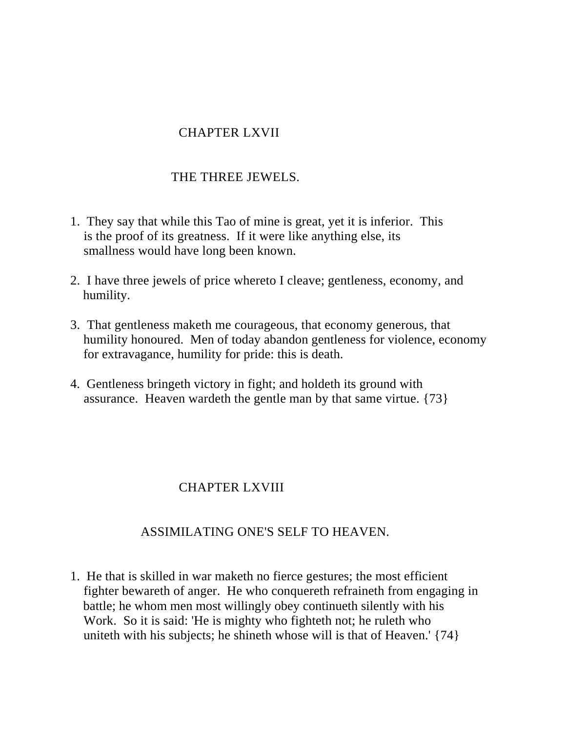## CHAPTER LXVII

### THE THREE JEWELS.

1. They say that while this Tao of mine is great, yet it is inferior. This is the proof of its greatness. If it were like anything else, its smallness would have long been known.

2. I have three jewels of price whereto I cleave; gentleness, economy, and humility.

3. That gentleness maketh me courageous, that economy generous, that humility honoured. Men of today abandon gentleness for violence, economy for extravagance, humility for pride: this is death.

4. Gentleness bringeth victory in fight; and holdeth its ground with assurance. Heaven wardeth the gentle man by that same virtue. {73}

## CHAPTER LXVIII

### ASSIMILATING ONE'S SELF TO HEAVEN.

1. He that is skilled in war maketh no fierce gestures; the most efficient fighter bewareth of anger. He who conquereth refraineth from engaging in battle; he whom men most willingly obey continueth silently with his Work. So it is said: 'He is mighty who fighteth not; he ruleth who uniteth with his subjects; he shineth whose will is that of Heaven.' {74}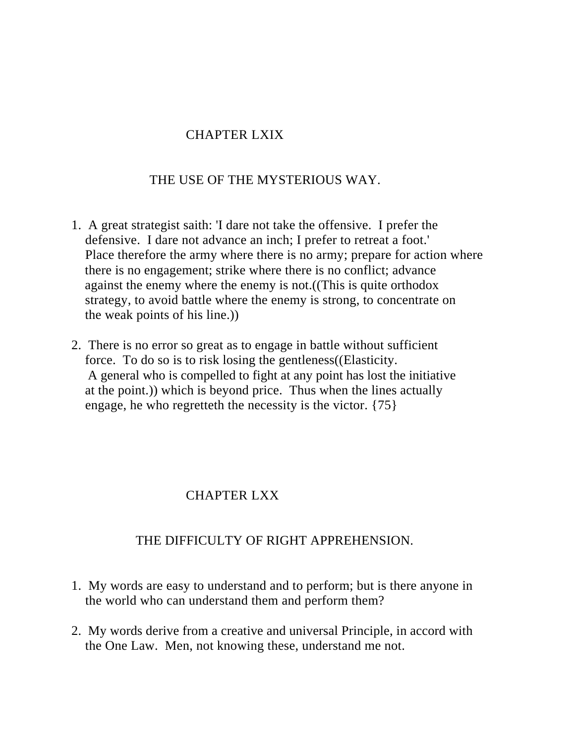## CHAPTER LXIX

### THE USE OF THE MYSTERIOUS WAY.

1. A great strategist saith: 'I dare not take the offensive. I prefer the defensive. I dare not advance an inch; I prefer to retreat a foot.' Place therefore the army where there is no army; prepare for action where there is no engagement; strike where there is no conflict; advance against the enemy where the enemy is not.((This is quite orthodox strategy, to avoid battle where the enemy is strong, to concentrate on the weak points of his line.))

2. There is no error so great as to engage in battle without sufficient force. To do so is to risk losing the gentleness((Elasticity. A general who is compelled to fight at any point has lost the initiative at the point.)) which is beyond price. Thus when the lines actually engage, he who regretteth the necessity is the victor. {75}

## CHAPTER LXX

### THE DIFFICULTY OF RIGHT APPREHENSION.

1. My words are easy to understand and to perform; but is there anyone in the world who can understand them and perform them?

2. My words derive from a creative and universal Principle, in accord with the One Law. Men, not knowing these, understand me not.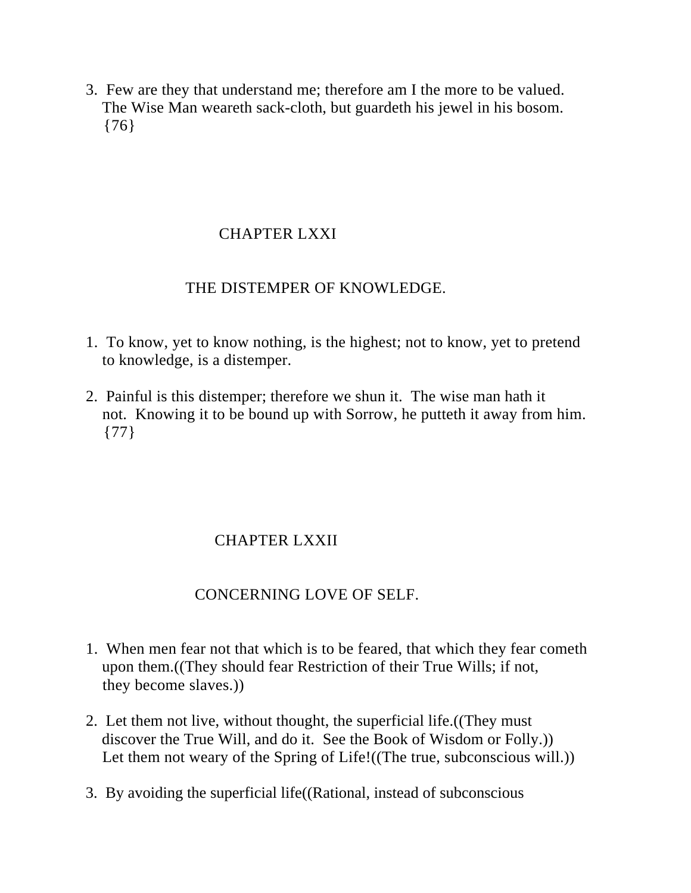3. Few are they that understand me; therefore am I the more to be valued. The Wise Man weareth sack-cloth, but guardeth his jewel in his bosom. {76}

## CHAPTER LXXI

### THE DISTEMPER OF KNOWLEDGE.

1. To know, yet to know nothing, is the highest; not to know, yet to pretend to knowledge, is a distemper.

2. Painful is this distemper; therefore we shun it. The wise man hath it not. Knowing it to be bound up with Sorrow, he putteth it away from him. {77}

## CHAPTER LXXII

### CONCERNING LOVE OF SELF.

1. When men fear not that which is to be feared, that which they fear cometh upon them.((They should fear Restriction of their True Wills; if not, they become slaves.))

2. Let them not live, without thought, the superficial life.((They must discover the True Will, and do it. See the Book of Wisdom or Folly.)) Let them not weary of the Spring of Life!((The true, subconscious will.))

3. By avoiding the superficial life((Rational, instead of subconscious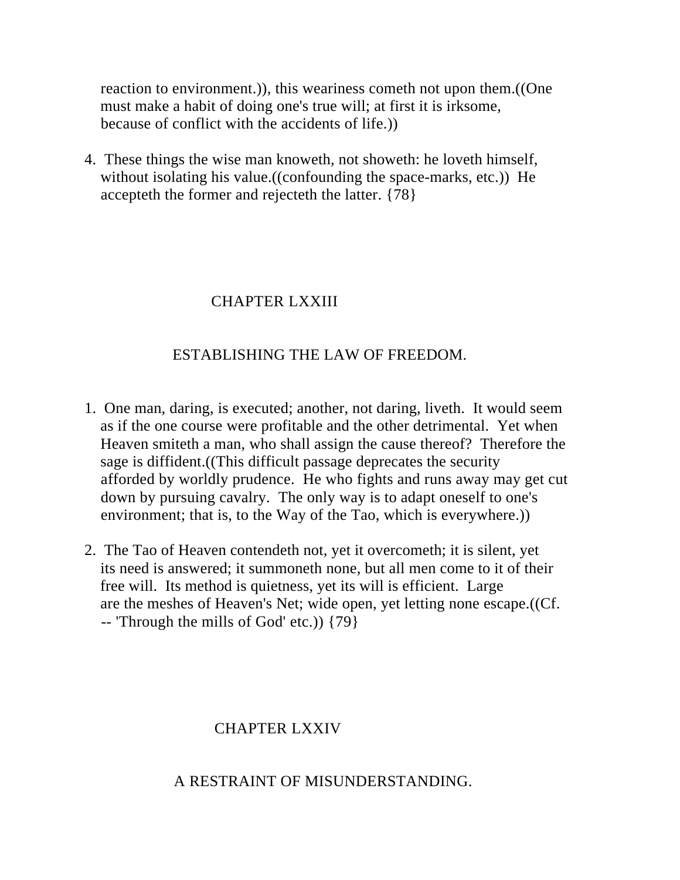reaction to environment.)), this weariness cometh not upon them.((One must make a habit of doing one's true will; at first it is irksome, because of conflict with the accidents of life.))

4. These things the wise man knoweth, not showeth: he loveth himself, without isolating his value.((confounding the space-marks, etc.)) He accepteth the former and rejecteth the latter. {78}

## CHAPTER LXXIII

### ESTABLISHING THE LAW OF FREEDOM.

1. One man, daring, is executed; another, not daring, liveth. It would seem as if the one course were profitable and the other detrimental. Yet when Heaven smiteth a man, who shall assign the cause thereof? Therefore the sage is diffident.((This difficult passage deprecates the security afforded by worldly prudence. He who fights and runs away may get cut down by pursuing cavalry. The only way is to adapt oneself to one's environment; that is, to the Way of the Tao, which is everywhere.))

2. The Tao of Heaven contendeth not, yet it overcometh; it is silent, yet its need is answered; it summoneth none, but all men come to it of their free will. Its method is quietness, yet its will is efficient. Large are the meshes of Heaven's Net; wide open, yet letting none escape.((Cf. -- 'Through the mills of God' etc.)) {79}

## CHAPTER LXXIV

### A RESTRAINT OF MISUNDERSTANDING.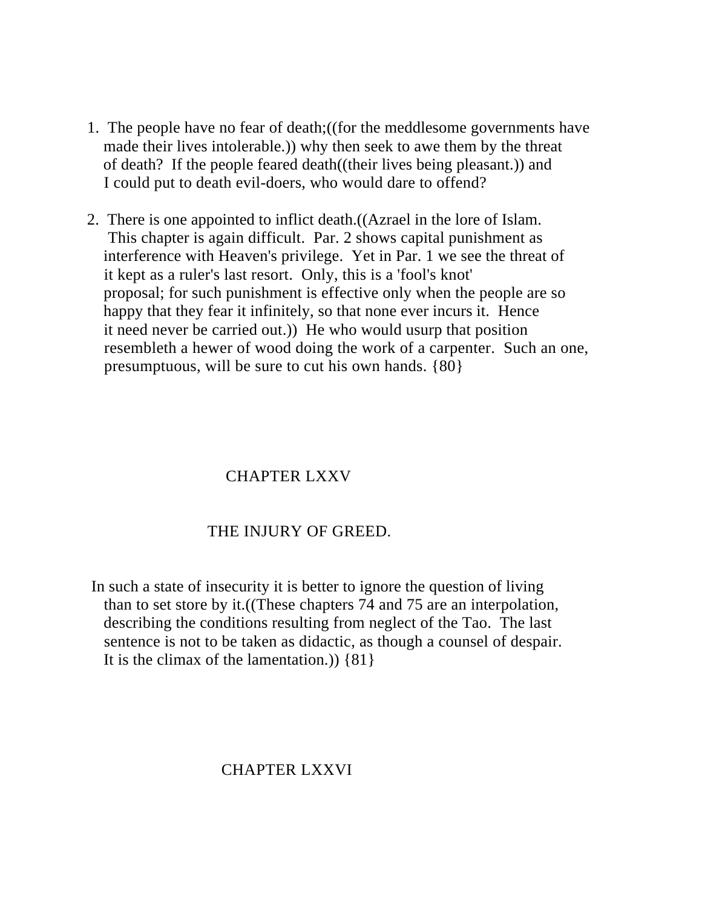1. The people have no fear of death;((for the meddlesome governments have made their lives intolerable.)) why then seek to awe them by the threat of death? If the people feared death((their lives being pleasant.)) and I could put to death evil-doers, who would dare to offend?

2. There is one appointed to inflict death.((Azrael in the lore of Islam. This chapter is again difficult. Par. 2 shows capital punishment as interference with Heaven's privilege. Yet in Par. 1 we see the threat of it kept as a ruler's last resort. Only, this is a 'fool's knot' proposal; for such punishment is effective only when the people are so happy that they fear it infinitely, so that none ever incurs it. Hence it need never be carried out.)) He who would usurp that position resembleth a hewer of wood doing the work of a carpenter. Such an one, presumptuous, will be sure to cut his own hands. {80}

## CHAPTER LXXV

### THE INJURY OF GREED.

In such a state of insecurity it is better to ignore the question of living than to set store by it.((These chapters 74 and 75 are an interpolation, describing the conditions resulting from neglect of the Tao. The last sentence is not to be taken as didactic, as though a counsel of despair. It is the climax of the lamentation.)) {81}

## CHAPTER LXXVI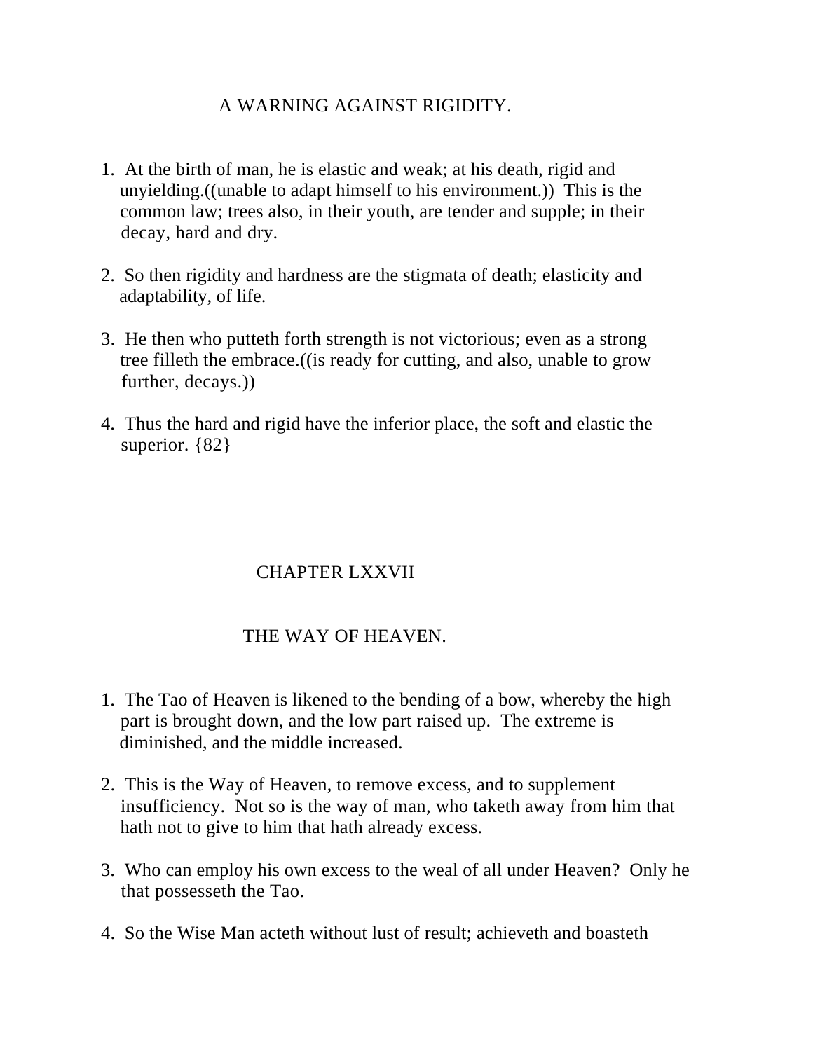## A WARNING AGAINST RIGIDITY.

1. At the birth of man, he is elastic and weak; at his death, rigid and unyielding.((unable to adapt himself to his environment.)) This is the common law; trees also, in their youth, are tender and supple; in their decay, hard and dry.

2. So then rigidity and hardness are the stigmata of death; elasticity and adaptability, of life.

3. He then who putteth forth strength is not victorious; even as a strong tree filleth the embrace.((is ready for cutting, and also, unable to grow further, decays.))

4. Thus the hard and rigid have the inferior place, the soft and elastic the superior. {82}

# CHAPTER LXXVII

## THE WAY OF HEAVEN.

1. The Tao of Heaven is likened to the bending of a bow, whereby the high part is brought down, and the low part raised up. The extreme is diminished, and the middle increased.

2. This is the Way of Heaven, to remove excess, and to supplement insufficiency. Not so is the way of man, who taketh away from him that hath not to give to him that hath already excess.

3. Who can employ his own excess to the weal of all under Heaven? Only he that possesseth the Tao.

4. So the Wise Man acteth without lust of result; achieveth and boasteth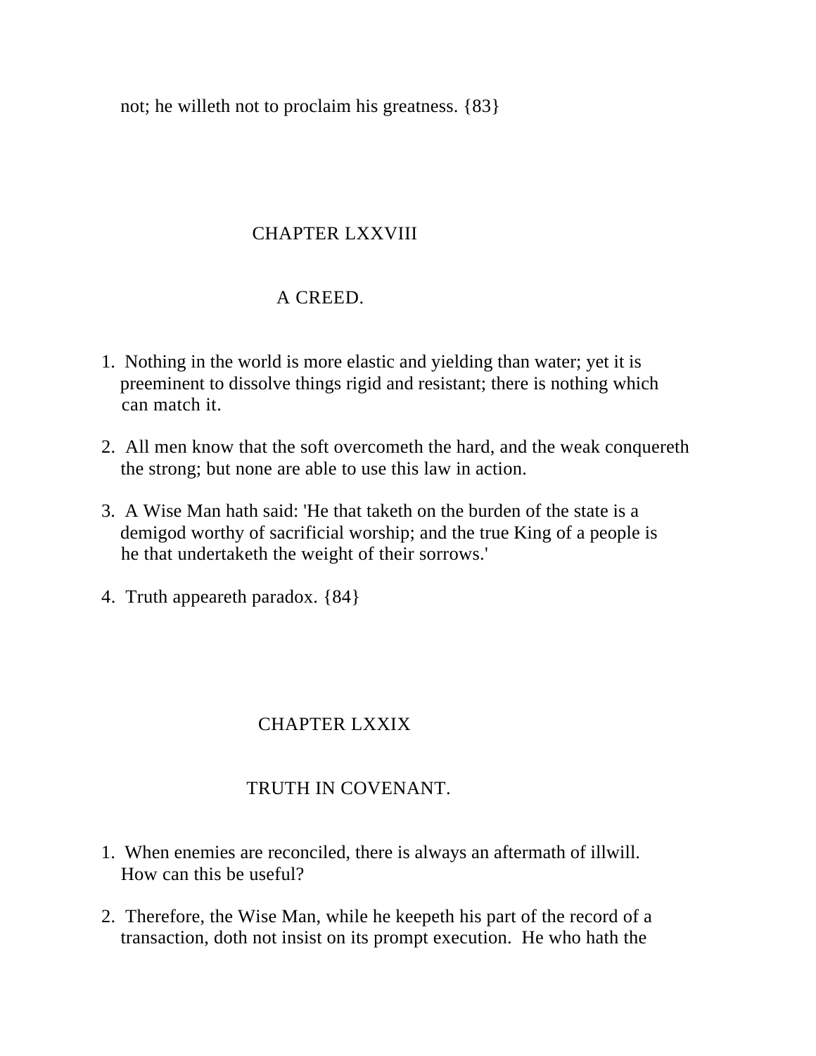not; he willeth not to proclaim his greatness. {83}

## CHAPTER LXXVIII

### A CREED.

1. Nothing in the world is more elastic and yielding than water; yet it is preeminent to dissolve things rigid and resistant; there is nothing which can match it.

2. All men know that the soft overcometh the hard, and the weak conquereth the strong; but none are able to use this law in action.

3. A Wise Man hath said: 'He that taketh on the burden of the state is a demigod worthy of sacrificial worship; and the true King of a people is he that undertaketh the weight of their sorrows.'

4. Truth appeareth paradox. {84}

## CHAPTER LXXIX

### TRUTH IN COVENANT.

1. When enemies are reconciled, there is always an aftermath of illwill. How can this be useful?

2. Therefore, the Wise Man, while he keepeth his part of the record of a transaction, doth not insist on its prompt execution. He who hath the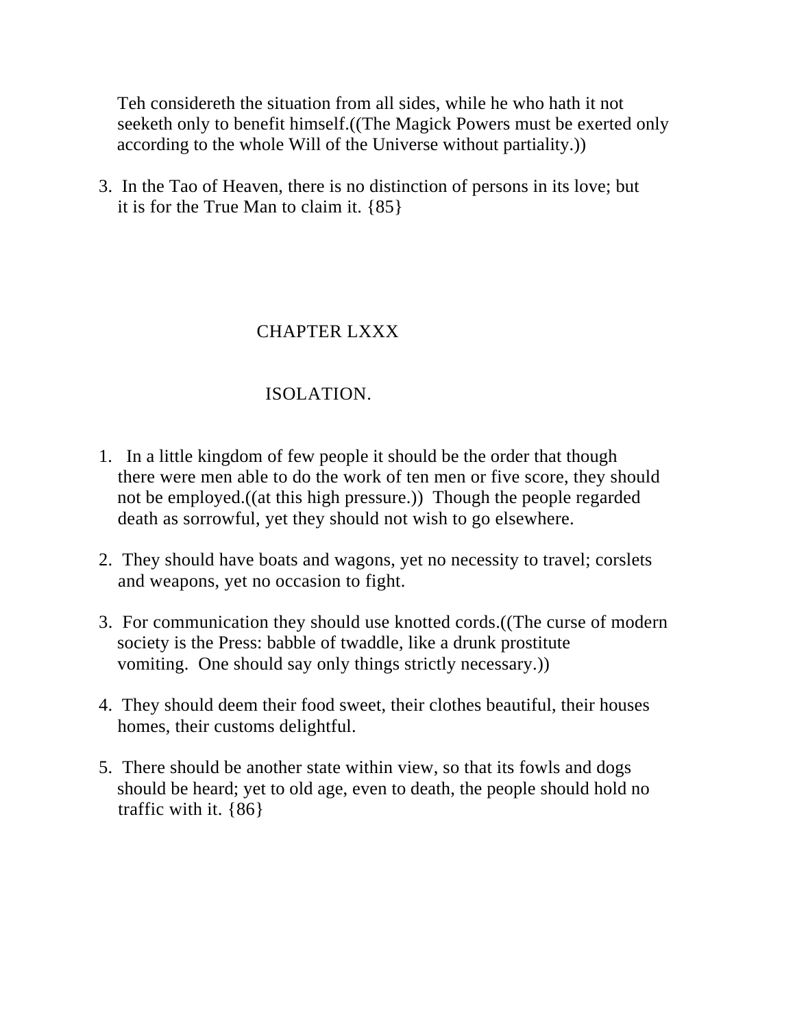Teh considereth the situation from all sides, while he who hath it not seeketh only to benefit himself.((The Magick Powers must be exerted only according to the whole Will of the Universe without partiality.))

3. In the Tao of Heaven, there is no distinction of persons in its love; but it is for the True Man to claim it. {85}

## CHAPTER LXXX

### ISOLATION.

1. In a little kingdom of few people it should be the order that though there were men able to do the work of ten men or five score, they should not be employed.((at this high pressure.)) Though the people regarded death as sorrowful, yet they should not wish to go elsewhere.

2. They should have boats and wagons, yet no necessity to travel; corslets and weapons, yet no occasion to fight.

3. For communication they should use knotted cords.((The curse of modern society is the Press: babble of twaddle, like a drunk prostitute vomiting. One should say only things strictly necessary.))

4. They should deem their food sweet, their clothes beautiful, their houses homes, their customs delightful.

5. There should be another state within view, so that its fowls and dogs should be heard; yet to old age, even to death, the people should hold no traffic with it. {86}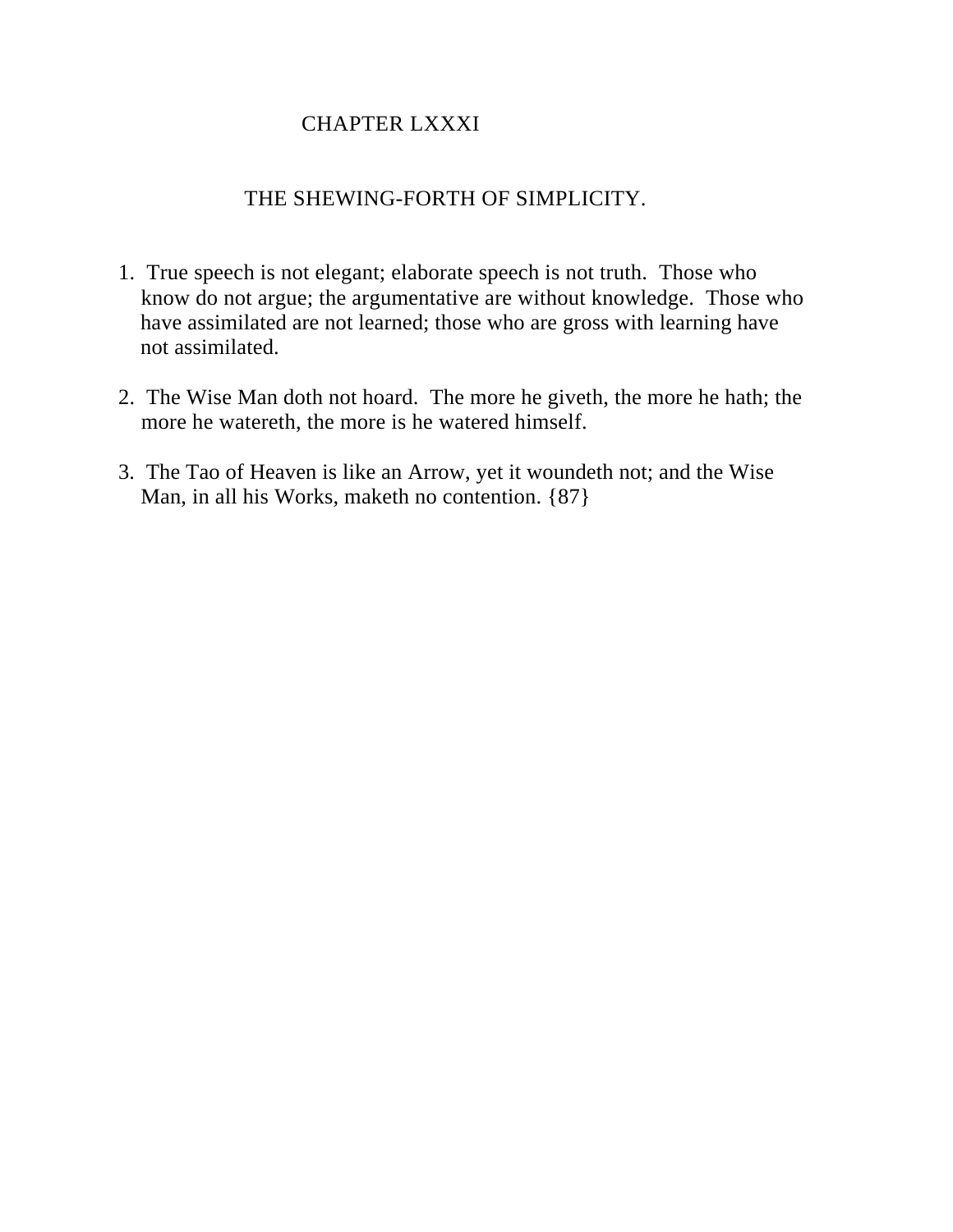# CHAPTER LXXXI

## THE SHEWING-FORTH OF SIMPLICITY.

1. True speech is not elegant; elaborate speech is not truth. Those who know do not argue; the argumentative are without knowledge. Those who have assimilated are not learned; those who are gross with learning have not assimilated.

2. The Wise Man doth not hoard. The more he giveth, the more he hath; the more he watereth, the more is he watered himself.

3. The Tao of Heaven is like an Arrow, yet it woundeth not; and the Wise Man, in all his Works, maketh no contention. {87}